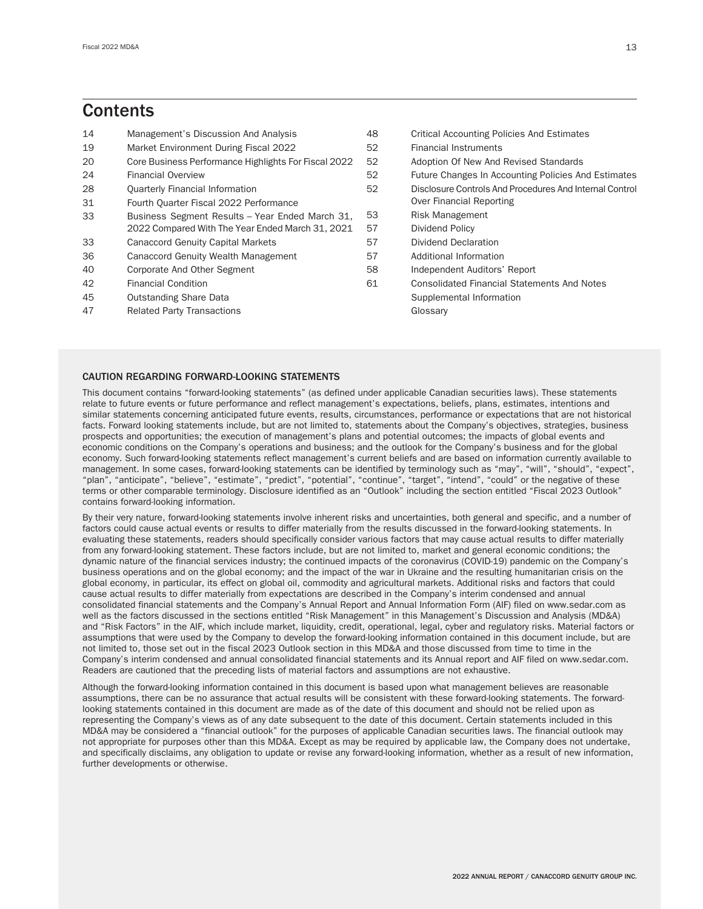## Contents

| Page | Section |
|---|---|
| 14 | Management's Discussion And Analysis |
| 19 | Market Environment During Fiscal 2022 |
| 20 | Core Business Performance Highlights For Fiscal 2022 |
| 24 | Financial Overview |
| 28 | Quarterly Financial Information |
| 31 | Fourth Quarter Fiscal 2022 Performance |
| 33 | Business Segment Results – Year Ended March 31, 2022 Compared With The Year Ended March 31, 2021 |
| 33 | Canaccord Genuity Capital Markets |
| 36 | Canaccord Genuity Wealth Management |
| 40 | Corporate And Other Segment |
| 42 | Financial Condition |
| 45 | Outstanding Share Data |
| 47 | Related Party Transactions |
| 48 | Critical Accounting Policies And Estimates |
| 52 | Financial Instruments |
| 52 | Adoption Of New And Revised Standards |
| 52 | Future Changes In Accounting Policies And Estimates |
| 52 | Disclosure Controls And Procedures And Internal Control Over Financial Reporting |
| 53 | Risk Management |
| 57 | Dividend Policy |
| 57 | Dividend Declaration |
| 57 | Additional Information |
| 58 | Independent Auditors' Report |
| 61 | Consolidated Financial Statements And Notes |
| | Supplemental Information |
| | Glossary |

### CAUTION REGARDING FORWARD-LOOKING STATEMENTS

This document contains "forward-looking statements" (as defined under applicable Canadian securities laws). These statements relate to future events or future performance and reflect management's expectations, beliefs, plans, estimates, intentions and similar statements concerning anticipated future events, results, circumstances, performance or expectations that are not historical facts. Forward looking statements include, but are not limited to, statements about the Company's objectives, strategies, business prospects and opportunities; the execution of management's plans and potential outcomes; the impacts of global events and economic conditions on the Company's operations and business; and the outlook for the Company's business and for the global economy. Such forward-looking statements reflect management's current beliefs and are based on information currently available to management. In some cases, forward-looking statements can be identified by terminology such as "may", "will", "should", "expect", "plan", "anticipate", "believe", "estimate", "predict", "potential", "continue", "target", "intend", "could" or the negative of these terms or other comparable terminology. Disclosure identified as an "Outlook" including the section entitled "Fiscal 2023 Outlook" contains forward-looking information.

By their very nature, forward-looking statements involve inherent risks and uncertainties, both general and specific, and a number of factors could cause actual events or results to differ materially from the results discussed in the forward-looking statements. In evaluating these statements, readers should specifically consider various factors that may cause actual results to differ materially from any forward-looking statement. These factors include, but are not limited to, market and general economic conditions; the dynamic nature of the financial services industry; the continued impacts of the coronavirus (COVID-19) pandemic on the Company's business operations and on the global economy; and the impact of the war in Ukraine and the resulting humanitarian crisis on the global economy, in particular, its effect on global oil, commodity and agricultural markets. Additional risks and factors that could cause actual results to differ materially from expectations are described in the Company's interim condensed and annual consolidated financial statements and the Company's Annual Report and Annual Information Form (AIF) filed on www.sedar.com as well as the factors discussed in the sections entitled "Risk Management" in this Management's Discussion and Analysis (MD&A) and "Risk Factors" in the AIF, which include market, liquidity, credit, operational, legal, cyber and regulatory risks. Material factors or assumptions that were used by the Company to develop the forward-looking information contained in this document include, but are not limited to, those set out in the fiscal 2023 Outlook section in this MD&A and those discussed from time to time in the Company's interim condensed and annual consolidated financial statements and its Annual report and AIF filed on www.sedar.com. Readers are cautioned that the preceding lists of material factors and assumptions are not exhaustive.

Although the forward-looking information contained in this document is based upon what management believes are reasonable assumptions, there can be no assurance that actual results will be consistent with these forward-looking statements. The forward-looking statements contained in this document are made as of the date of this document and should not be relied upon as representing the Company's views as of any date subsequent to the date of this document. Certain statements included in this MD&A may be considered a "financial outlook" for the purposes of applicable Canadian securities laws. The financial outlook may not appropriate for purposes other than this MD&A. Except as may be required by applicable law, the Company does not undertake, and specifically disclaims, any obligation to update or revise any forward-looking information, whether as a result of new information, further developments or otherwise.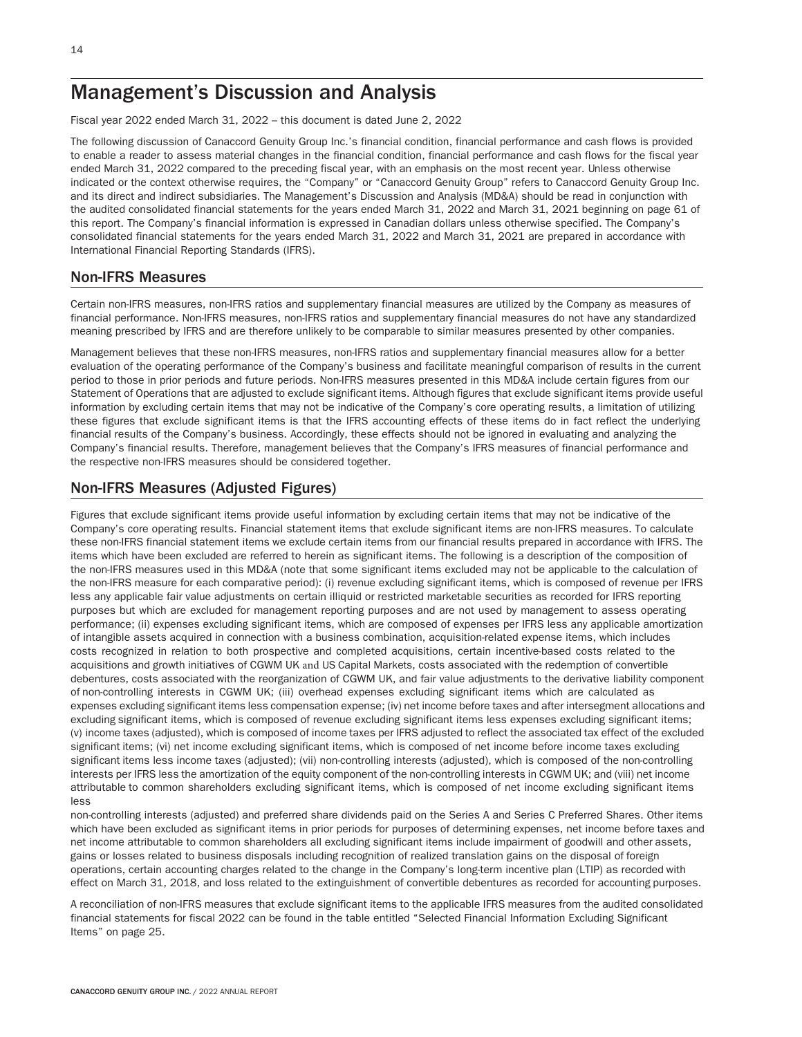# Management's Discussion and Analysis

Fiscal year 2022 ended March 31, 2022 – this document is dated June 2, 2022

The following discussion of Canaccord Genuity Group Inc.'s financial condition, financial performance and cash flows is provided to enable a reader to assess material changes in the financial condition, financial performance and cash flows for the fiscal year ended March 31, 2022 compared to the preceding fiscal year, with an emphasis on the most recent year. Unless otherwise indicated or the context otherwise requires, the "Company" or "Canaccord Genuity Group" refers to Canaccord Genuity Group Inc. and its direct and indirect subsidiaries. The Management's Discussion and Analysis (MD&A) should be read in conjunction with the audited consolidated financial statements for the years ended March 31, 2022 and March 31, 2021 beginning on page 61 of this report. The Company's financial information is expressed in Canadian dollars unless otherwise specified. The Company's consolidated financial statements for the years ended March 31, 2022 and March 31, 2021 are prepared in accordance with International Financial Reporting Standards (IFRS).

## Non-IFRS Measures

Certain non-IFRS measures, non-IFRS ratios and supplementary financial measures are utilized by the Company as measures of financial performance. Non-IFRS measures, non-IFRS ratios and supplementary financial measures do not have any standardized meaning prescribed by IFRS and are therefore unlikely to be comparable to similar measures presented by other companies.

Management believes that these non-IFRS measures, non-IFRS ratios and supplementary financial measures allow for a better evaluation of the operating performance of the Company's business and facilitate meaningful comparison of results in the current period to those in prior periods and future periods. Non-IFRS measures presented in this MD&A include certain figures from our Statement of Operations that are adjusted to exclude significant items. Although figures that exclude significant items provide useful information by excluding certain items that may not be indicative of the Company's core operating results, a limitation of utilizing these figures that exclude significant items is that the IFRS accounting effects of these items do in fact reflect the underlying financial results of the Company's business. Accordingly, these effects should not be ignored in evaluating and analyzing the Company's financial results. Therefore, management believes that the Company's IFRS measures of financial performance and the respective non-IFRS measures should be considered together.

## Non-IFRS Measures (Adjusted Figures)

Figures that exclude significant items provide useful information by excluding certain items that may not be indicative of the Company's core operating results. Financial statement items that exclude significant items are non-IFRS measures. To calculate these non-IFRS financial statement items we exclude certain items from our financial results prepared in accordance with IFRS. The items which have been excluded are referred to herein as significant items. The following is a description of the composition of the non-IFRS measures used in this MD&A (note that some significant items excluded may not be applicable to the calculation of the non-IFRS measure for each comparative period): (i) revenue excluding significant items, which is composed of revenue per IFRS less any applicable fair value adjustments on certain illiquid or restricted marketable securities as recorded for IFRS reporting purposes but which are excluded for management reporting purposes and are not used by management to assess operating performance; (ii) expenses excluding significant items, which are composed of expenses per IFRS less any applicable amortization of intangible assets acquired in connection with a business combination, acquisition-related expense items, which includes costs recognized in relation to both prospective and completed acquisitions, certain incentive-based costs related to the acquisitions and growth initiatives of CGWM UK and US Capital Markets, costs associated with the redemption of convertible debentures, costs associated with the reorganization of CGWM UK, and fair value adjustments to the derivative liability component of non-controlling interests in CGWM UK; (iii) overhead expenses excluding significant items which are calculated as expenses excluding significant items less compensation expense; (iv) net income before taxes and after intersegment allocations and excluding significant items, which is composed of revenue excluding significant items less expenses excluding significant items; (v) income taxes (adjusted), which is composed of income taxes per IFRS adjusted to reflect the associated tax effect of the excluded significant items; (vi) net income excluding significant items, which is composed of net income before income taxes excluding significant items less income taxes (adjusted); (vii) non-controlling interests (adjusted), which is composed of the non-controlling interests per IFRS less the amortization of the equity component of the non-controlling interests in CGWM UK; and (viii) net income attributable to common shareholders excluding significant items, which is composed of net income excluding significant items less non-controlling interests (adjusted) and preferred share dividends paid on the Series A and Series C Preferred Shares. Other items which have been excluded as significant items in prior periods for purposes of determining expenses, net income before taxes and net income attributable to common shareholders all excluding significant items include impairment of goodwill and other assets, gains or losses related to business disposals including recognition of realized translation gains on the disposal of foreign operations, certain accounting charges related to the change in the Company's long-term incentive plan (LTIP) as recorded with effect on March 31, 2018, and loss related to the extinguishment of convertible debentures as recorded for accounting purposes.

A reconciliation of non-IFRS measures that exclude significant items to the applicable IFRS measures from the audited consolidated financial statements for fiscal 2022 can be found in the table entitled "Selected Financial Information Excluding Significant Items" on page 25.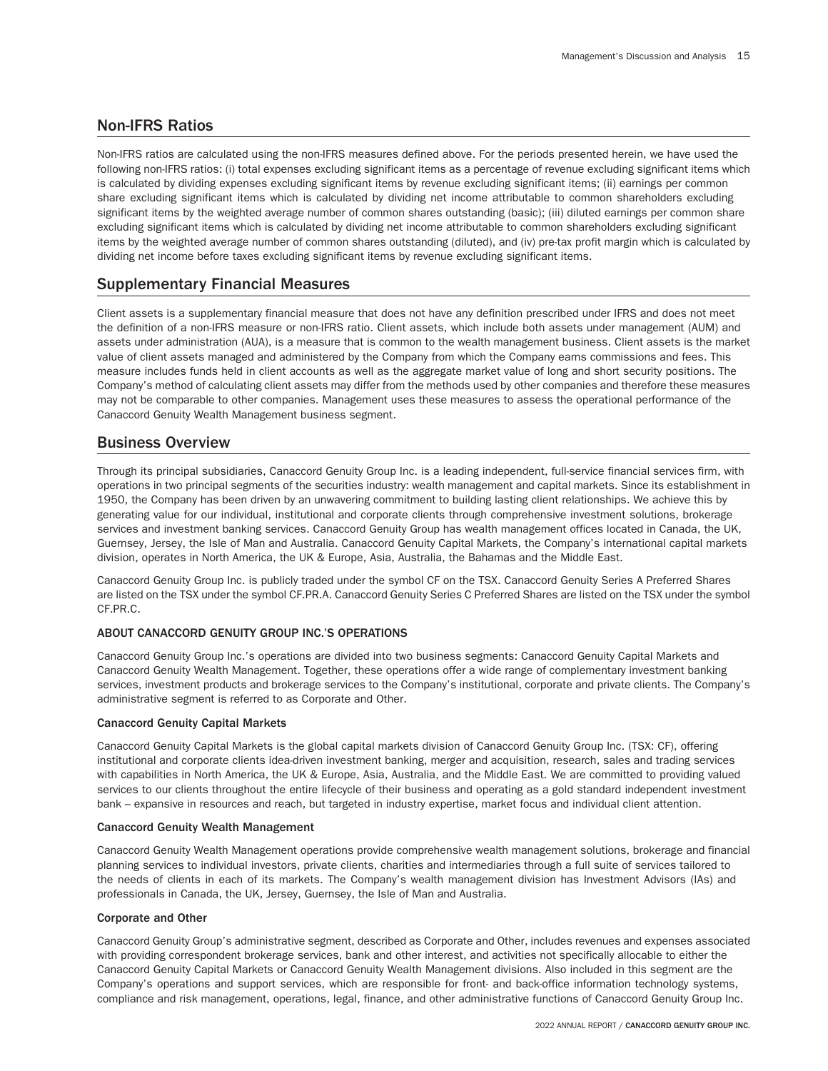## Non-IFRS Ratios

Non-IFRS ratios are calculated using the non-IFRS measures defined above. For the periods presented herein, we have used the following non-IFRS ratios: (i) total expenses excluding significant items as a percentage of revenue excluding significant items which is calculated by dividing expenses excluding significant items by revenue excluding significant items; (ii) earnings per common share excluding significant items which is calculated by dividing net income attributable to common shareholders excluding significant items by the weighted average number of common shares outstanding (basic); (iii) diluted earnings per common share excluding significant items which is calculated by dividing net income attributable to common shareholders excluding significant items by the weighted average number of common shares outstanding (diluted), and (iv) pre-tax profit margin which is calculated by dividing net income before taxes excluding significant items by revenue excluding significant items.

## Supplementary Financial Measures

Client assets is a supplementary financial measure that does not have any definition prescribed under IFRS and does not meet the definition of a non-IFRS measure or non-IFRS ratio. Client assets, which include both assets under management (AUM) and assets under administration (AUA), is a measure that is common to the wealth management business. Client assets is the market value of client assets managed and administered by the Company from which the Company earns commissions and fees. This measure includes funds held in client accounts as well as the aggregate market value of long and short security positions. The Company's method of calculating client assets may differ from the methods used by other companies and therefore these measures may not be comparable to other companies. Management uses these measures to assess the operational performance of the Canaccord Genuity Wealth Management business segment.

## Business Overview

Through its principal subsidiaries, Canaccord Genuity Group Inc. is a leading independent, full-service financial services firm, with operations in two principal segments of the securities industry: wealth management and capital markets. Since its establishment in 1950, the Company has been driven by an unwavering commitment to building lasting client relationships. We achieve this by generating value for our individual, institutional and corporate clients through comprehensive investment solutions, brokerage services and investment banking services. Canaccord Genuity Group has wealth management offices located in Canada, the UK, Guernsey, Jersey, the Isle of Man and Australia. Canaccord Genuity Capital Markets, the Company's international capital markets division, operates in North America, the UK & Europe, Asia, Australia, the Bahamas and the Middle East.

Canaccord Genuity Group Inc. is publicly traded under the symbol CF on the TSX. Canaccord Genuity Series A Preferred Shares are listed on the TSX under the symbol CF.PR.A. Canaccord Genuity Series C Preferred Shares are listed on the TSX under the symbol CF.PR.C.

### ABOUT CANACCORD GENUITY GROUP INC.'S OPERATIONS

Canaccord Genuity Group Inc.'s operations are divided into two business segments: Canaccord Genuity Capital Markets and Canaccord Genuity Wealth Management. Together, these operations offer a wide range of complementary investment banking services, investment products and brokerage services to the Company's institutional, corporate and private clients. The Company's administrative segment is referred to as Corporate and Other.

#### Canaccord Genuity Capital Markets

Canaccord Genuity Capital Markets is the global capital markets division of Canaccord Genuity Group Inc. (TSX: CF), offering institutional and corporate clients idea-driven investment banking, merger and acquisition, research, sales and trading services with capabilities in North America, the UK & Europe, Asia, Australia, and the Middle East. We are committed to providing valued services to our clients throughout the entire lifecycle of their business and operating as a gold standard independent investment bank – expansive in resources and reach, but targeted in industry expertise, market focus and individual client attention.

#### Canaccord Genuity Wealth Management

Canaccord Genuity Wealth Management operations provide comprehensive wealth management solutions, brokerage and financial planning services to individual investors, private clients, charities and intermediaries through a full suite of services tailored to the needs of clients in each of its markets. The Company's wealth management division has Investment Advisors (IAs) and professionals in Canada, the UK, Jersey, Guernsey, the Isle of Man and Australia.

#### Corporate and Other

Canaccord Genuity Group's administrative segment, described as Corporate and Other, includes revenues and expenses associated with providing correspondent brokerage services, bank and other interest, and activities not specifically allocable to either the Canaccord Genuity Capital Markets or Canaccord Genuity Wealth Management divisions. Also included in this segment are the Company's operations and support services, which are responsible for front- and back-office information technology systems, compliance and risk management, operations, legal, finance, and other administrative functions of Canaccord Genuity Group Inc.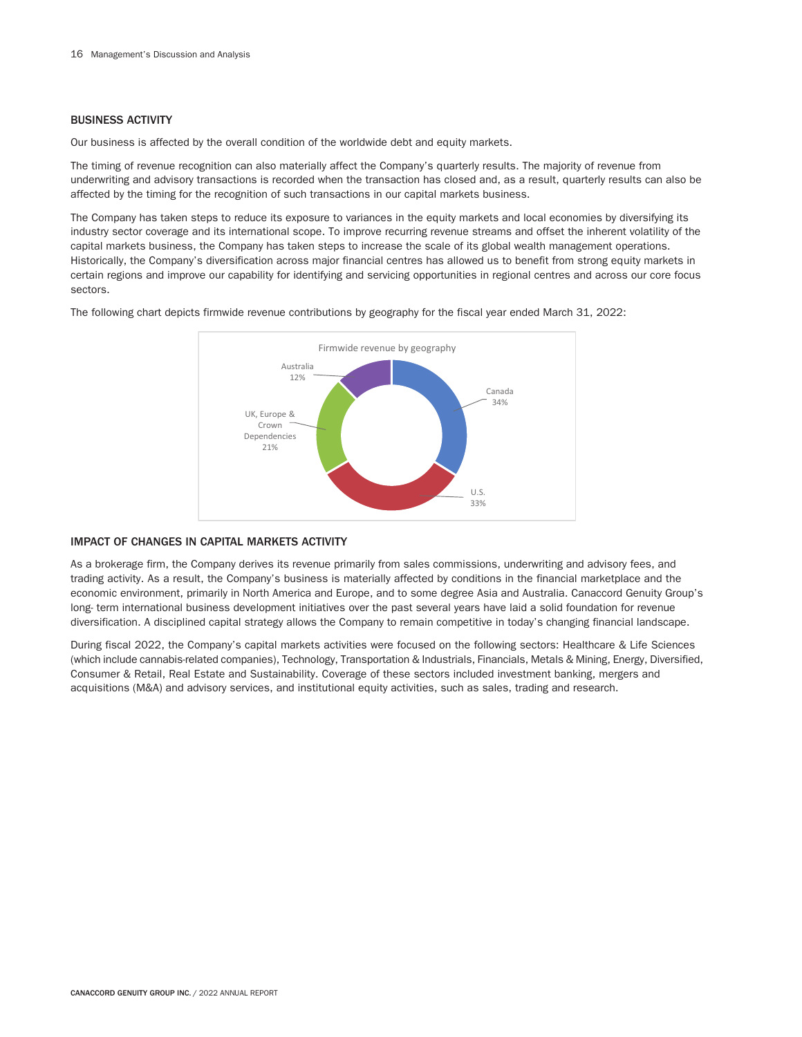## BUSINESS ACTIVITY

Our business is affected by the overall condition of the worldwide debt and equity markets.

The timing of revenue recognition can also materially affect the Company's quarterly results. The majority of revenue from underwriting and advisory transactions is recorded when the transaction has closed and, as a result, quarterly results can also be affected by the timing for the recognition of such transactions in our capital markets business.

The Company has taken steps to reduce its exposure to variances in the equity markets and local economies by diversifying its industry sector coverage and its international scope. To improve recurring revenue streams and offset the inherent volatility of the capital markets business, the Company has taken steps to increase the scale of its global wealth management operations. Historically, the Company's diversification across major financial centres has allowed us to benefit from strong equity markets in certain regions and improve our capability for identifying and servicing opportunities in regional centres and across our core focus sectors.

The following chart depicts firmwide revenue contributions by geography for the fiscal year ended March 31, 2022:

Firmwide revenue by geography

| Geography | Share |
|---|---|
| Canada | 34% |
| U.S. | 33% |
| UK, Europe & Crown Dependencies | 21% |
| Australia | 12% |

## IMPACT OF CHANGES IN CAPITAL MARKETS ACTIVITY

As a brokerage firm, the Company derives its revenue primarily from sales commissions, underwriting and advisory fees, and trading activity. As a result, the Company's business is materially affected by conditions in the financial marketplace and the economic environment, primarily in North America and Europe, and to some degree Asia and Australia. Canaccord Genuity Group's long- term international business development initiatives over the past several years have laid a solid foundation for revenue diversification. A disciplined capital strategy allows the Company to remain competitive in today's changing financial landscape.

During fiscal 2022, the Company's capital markets activities were focused on the following sectors: Healthcare & Life Sciences (which include cannabis-related companies), Technology, Transportation & Industrials, Financials, Metals & Mining, Energy, Diversified, Consumer & Retail, Real Estate and Sustainability. Coverage of these sectors included investment banking, mergers and acquisitions (M&A) and advisory services, and institutional equity activities, such as sales, trading and research.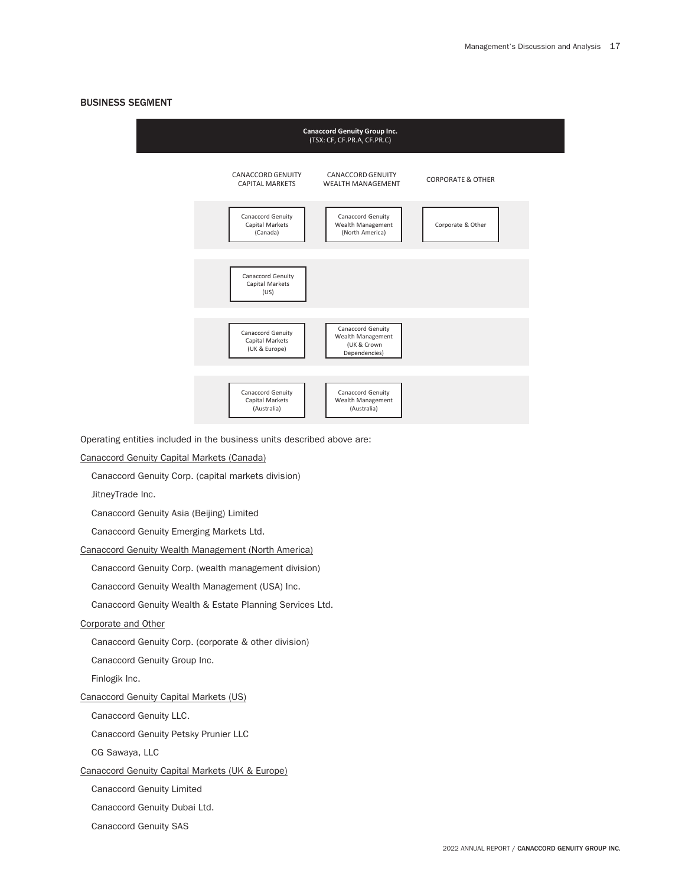## BUSINESS SEGMENT

**Canaccord Genuity Group Inc.**
(TSX: CF, CF.PR.A, CF.PR.C)

| CANACCORD GENUITY CAPITAL MARKETS | CANACCORD GENUITY WEALTH MANAGEMENT | CORPORATE & OTHER |
| --- | --- | --- |
| Canaccord Genuity Capital Markets (Canada) | Canaccord Genuity Wealth Management (North America) | Corporate & Other |
| Canaccord Genuity Capital Markets (US) | | |
| Canaccord Genuity Capital Markets (UK & Europe) | Canaccord Genuity Wealth Management (UK & Crown Dependencies) | |
| Canaccord Genuity Capital Markets (Australia) | Canaccord Genuity Wealth Management (Australia) | |

Operating entities included in the business units described above are:

Canaccord Genuity Capital Markets (Canada)

- Canaccord Genuity Corp. (capital markets division)
- JitneyTrade Inc.
- Canaccord Genuity Asia (Beijing) Limited
- Canaccord Genuity Emerging Markets Ltd.

Canaccord Genuity Wealth Management (North America)

- Canaccord Genuity Corp. (wealth management division)
- Canaccord Genuity Wealth Management (USA) Inc.
- Canaccord Genuity Wealth & Estate Planning Services Ltd.

Corporate and Other

- Canaccord Genuity Corp. (corporate & other division)
- Canaccord Genuity Group Inc.
- Finlogik Inc.

Canaccord Genuity Capital Markets (US)

- Canaccord Genuity LLC.
- Canaccord Genuity Petsky Prunier LLC
- CG Sawaya, LLC

Canaccord Genuity Capital Markets (UK & Europe)

- Canaccord Genuity Limited
- Canaccord Genuity Dubai Ltd.
- Canaccord Genuity SAS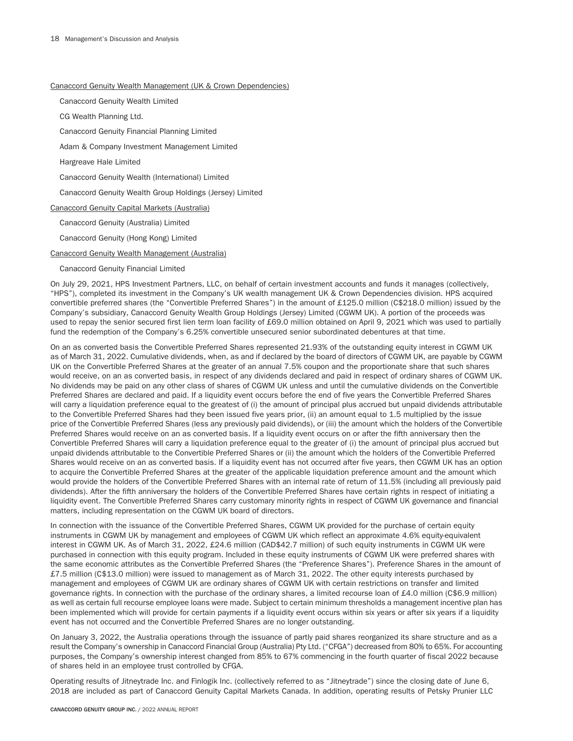Canaccord Genuity Wealth Management (UK & Crown Dependencies)

Canaccord Genuity Wealth Limited

CG Wealth Planning Ltd.

Canaccord Genuity Financial Planning Limited

Adam & Company Investment Management Limited

Hargreave Hale Limited

Canaccord Genuity Wealth (International) Limited

Canaccord Genuity Wealth Group Holdings (Jersey) Limited

Canaccord Genuity Capital Markets (Australia)

Canaccord Genuity (Australia) Limited

Canaccord Genuity (Hong Kong) Limited

Canaccord Genuity Wealth Management (Australia)

Canaccord Genuity Financial Limited

On July 29, 2021, HPS Investment Partners, LLC, on behalf of certain investment accounts and funds it manages (collectively, "HPS"), completed its investment in the Company's UK wealth management UK & Crown Dependencies division. HPS acquired convertible preferred shares (the "Convertible Preferred Shares") in the amount of £125.0 million (C$218.0 million) issued by the Company's subsidiary, Canaccord Genuity Wealth Group Holdings (Jersey) Limited (CGWM UK). A portion of the proceeds was used to repay the senior secured first lien term loan facility of £69.0 million obtained on April 9, 2021 which was used to partially fund the redemption of the Company's 6.25% convertible unsecured senior subordinated debentures at that time.

On an as converted basis the Convertible Preferred Shares represented 21.93% of the outstanding equity interest in CGWM UK as of March 31, 2022. Cumulative dividends, when, as and if declared by the board of directors of CGWM UK, are payable by CGWM UK on the Convertible Preferred Shares at the greater of an annual 7.5% coupon and the proportionate share that such shares would receive, on an as converted basis, in respect of any dividends declared and paid in respect of ordinary shares of CGWM UK. No dividends may be paid on any other class of shares of CGWM UK unless and until the cumulative dividends on the Convertible Preferred Shares are declared and paid. If a liquidity event occurs before the end of five years the Convertible Preferred Shares will carry a liquidation preference equal to the greatest of (i) the amount of principal plus accrued but unpaid dividends attributable to the Convertible Preferred Shares had they been issued five years prior, (ii) an amount equal to 1.5 multiplied by the issue price of the Convertible Preferred Shares (less any previously paid dividends), or (iii) the amount which the holders of the Convertible Preferred Shares would receive on an as converted basis. If a liquidity event occurs on or after the fifth anniversary then the Convertible Preferred Shares will carry a liquidation preference equal to the greater of (i) the amount of principal plus accrued but unpaid dividends attributable to the Convertible Preferred Shares or (ii) the amount which the holders of the Convertible Preferred Shares would receive on an as converted basis. If a liquidity event has not occurred after five years, then CGWM UK has an option to acquire the Convertible Preferred Shares at the greater of the applicable liquidation preference amount and the amount which would provide the holders of the Convertible Preferred Shares with an internal rate of return of 11.5% (including all previously paid dividends). After the fifth anniversary the holders of the Convertible Preferred Shares have certain rights in respect of initiating a liquidity event. The Convertible Preferred Shares carry customary minority rights in respect of CGWM UK governance and financial matters, including representation on the CGWM UK board of directors.

In connection with the issuance of the Convertible Preferred Shares, CGWM UK provided for the purchase of certain equity instruments in CGWM UK by management and employees of CGWM UK which reflect an approximate 4.6% equity-equivalent interest in CGWM UK. As of March 31, 2022, £24.6 million (CAD$42.7 million) of such equity instruments in CGWM UK were purchased in connection with this equity program. Included in these equity instruments of CGWM UK were preferred shares with the same economic attributes as the Convertible Preferred Shares (the "Preference Shares"). Preference Shares in the amount of £7.5 million (C$13.0 million) were issued to management as of March 31, 2022. The other equity interests purchased by management and employees of CGWM UK are ordinary shares of CGWM UK with certain restrictions on transfer and limited governance rights. In connection with the purchase of the ordinary shares, a limited recourse loan of £4.0 million (C$6.9 million) as well as certain full recourse employee loans were made. Subject to certain minimum thresholds a management incentive plan has been implemented which will provide for certain payments if a liquidity event occurs within six years or after six years if a liquidity event has not occurred and the Convertible Preferred Shares are no longer outstanding.

On January 3, 2022, the Australia operations through the issuance of partly paid shares reorganized its share structure and as a result the Company's ownership in Canaccord Financial Group (Australia) Pty Ltd. ("CFGA") decreased from 80% to 65%. For accounting purposes, the Company's ownership interest changed from 85% to 67% commencing in the fourth quarter of fiscal 2022 because of shares held in an employee trust controlled by CFGA.

Operating results of Jitneytrade Inc. and Finlogik Inc. (collectively referred to as "Jitneytrade") since the closing date of June 6, 2018 are included as part of Canaccord Genuity Capital Markets Canada. In addition, operating results of Petsky Prunier LLC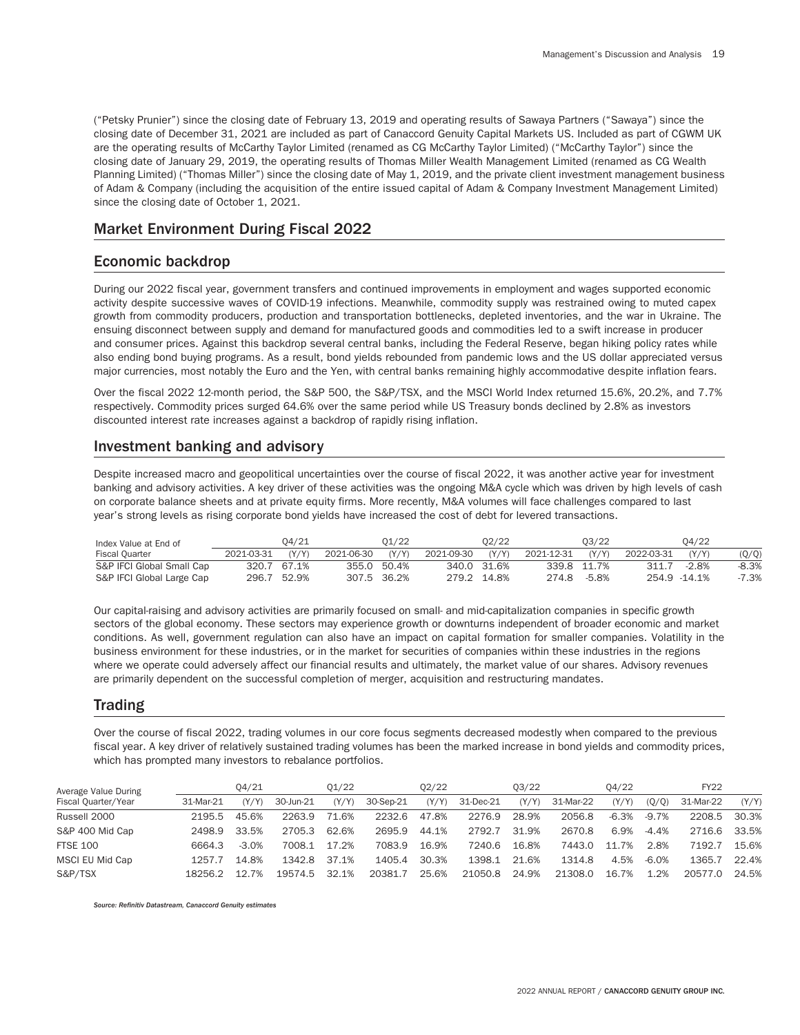("Petsky Prunier") since the closing date of February 13, 2019 and operating results of Sawaya Partners ("Sawaya") since the closing date of December 31, 2021 are included as part of Canaccord Genuity Capital Markets US. Included as part of CGWM UK are the operating results of McCarthy Taylor Limited (renamed as CG McCarthy Taylor Limited) ("McCarthy Taylor") since the closing date of January 29, 2019, the operating results of Thomas Miller Wealth Management Limited (renamed as CG Wealth Planning Limited) ("Thomas Miller") since the closing date of May 1, 2019, and the private client investment management business of Adam & Company (including the acquisition of the entire issued capital of Adam & Company Investment Management Limited) since the closing date of October 1, 2021.

## Market Environment During Fiscal 2022

## Economic backdrop

During our 2022 fiscal year, government transfers and continued improvements in employment and wages supported economic activity despite successive waves of COVID-19 infections. Meanwhile, commodity supply was restrained owing to muted capex growth from commodity producers, production and transportation bottlenecks, depleted inventories, and the war in Ukraine. The ensuing disconnect between supply and demand for manufactured goods and commodities led to a swift increase in producer and consumer prices. Against this backdrop several central banks, including the Federal Reserve, began hiking policy rates while also ending bond buying programs. As a result, bond yields rebounded from pandemic lows and the US dollar appreciated versus major currencies, most notably the Euro and the Yen, with central banks remaining highly accommodative despite inflation fears.

Over the fiscal 2022 12-month period, the S&P 500, the S&P/TSX, and the MSCI World Index returned 15.6%, 20.2%, and 7.7% respectively. Commodity prices surged 64.6% over the same period while US Treasury bonds declined by 2.8% as investors discounted interest rate increases against a backdrop of rapidly rising inflation.

## Investment banking and advisory

Despite increased macro and geopolitical uncertainties over the course of fiscal 2022, it was another active year for investment banking and advisory activities. A key driver of these activities was the ongoing M&A cycle which was driven by high levels of cash on corporate balance sheets and at private equity firms. More recently, M&A volumes will face challenges compared to last year's strong levels as rising corporate bond yields have increased the cost of debt for levered transactions.

| Index Value at End of | Q4/21 | | Q1/22 | | Q2/22 | | Q3/22 | | Q4/22 | | |
|---|---|---|---|---|---|---|---|---|---|---|---|
| Fiscal Quarter | 2021-03-31 | (Y/Y) | 2021-06-30 | (Y/Y) | 2021-09-30 | (Y/Y) | 2021-12-31 | (Y/Y) | 2022-03-31 | (Y/Y) | (Q/Q) |
| S&P IFCI Global Small Cap | 320.7 | 67.1% | 355.0 | 50.4% | 340.0 | 31.6% | 339.8 | 11.7% | 311.7 | -2.8% | -8.3% |
| S&P IFCI Global Large Cap | 296.7 | 52.9% | 307.5 | 36.2% | 279.2 | 14.8% | 274.8 | -5.8% | 254.9 | -14.1% | -7.3% |

Our capital-raising and advisory activities are primarily focused on small- and mid-capitalization companies in specific growth sectors of the global economy. These sectors may experience growth or downturns independent of broader economic and market conditions. As well, government regulation can also have an impact on capital formation for smaller companies. Volatility in the business environment for these industries, or in the market for securities of companies within these industries in the regions where we operate could adversely affect our financial results and ultimately, the market value of our shares. Advisory revenues are primarily dependent on the successful completion of merger, acquisition and restructuring mandates.

## Trading

Over the course of fiscal 2022, trading volumes in our core focus segments decreased modestly when compared to the previous fiscal year. A key driver of relatively sustained trading volumes has been the marked increase in bond yields and commodity prices, which has prompted many investors to rebalance portfolios.

| Average Value During | Q4/21 | | Q1/22 | | Q2/22 | | Q3/22 | | Q4/22 | | | FY22 | |
|---|---|---|---|---|---|---|---|---|---|---|---|---|---|
| Fiscal Quarter/Year | 31-Mar-21 | (Y/Y) | 30-Jun-21 | (Y/Y) | 30-Sep-21 | (Y/Y) | 31-Dec-21 | (Y/Y) | 31-Mar-22 | (Y/Y) | (Q/Q) | 31-Mar-22 | (Y/Y) |
| Russell 2000 | 2195.5 | 45.6% | 2263.9 | 71.6% | 2232.6 | 47.8% | 2276.9 | 28.9% | 2056.8 | -6.3% | -9.7% | 2208.5 | 30.3% |
| S&P 400 Mid Cap | 2498.9 | 33.5% | 2705.3 | 62.6% | 2695.9 | 44.1% | 2792.7 | 31.9% | 2670.8 | 6.9% | -4.4% | 2716.6 | 33.5% |
| FTSE 100 | 6664.3 | -3.0% | 7008.1 | 17.2% | 7083.9 | 16.9% | 7240.6 | 16.8% | 7443.0 | 11.7% | 2.8% | 7192.7 | 15.6% |
| MSCI EU Mid Cap | 1257.7 | 14.8% | 1342.8 | 37.1% | 1405.4 | 30.3% | 1398.1 | 21.6% | 1314.8 | 4.5% | -6.0% | 1365.7 | 22.4% |
| S&P/TSX | 18256.2 | 12.7% | 19574.5 | 32.1% | 20381.7 | 25.6% | 21050.8 | 24.9% | 21308.0 | 16.7% | 1.2% | 20577.0 | 24.5% |

*Source: Refinitiv Datastream, Canaccord Genuity estimates*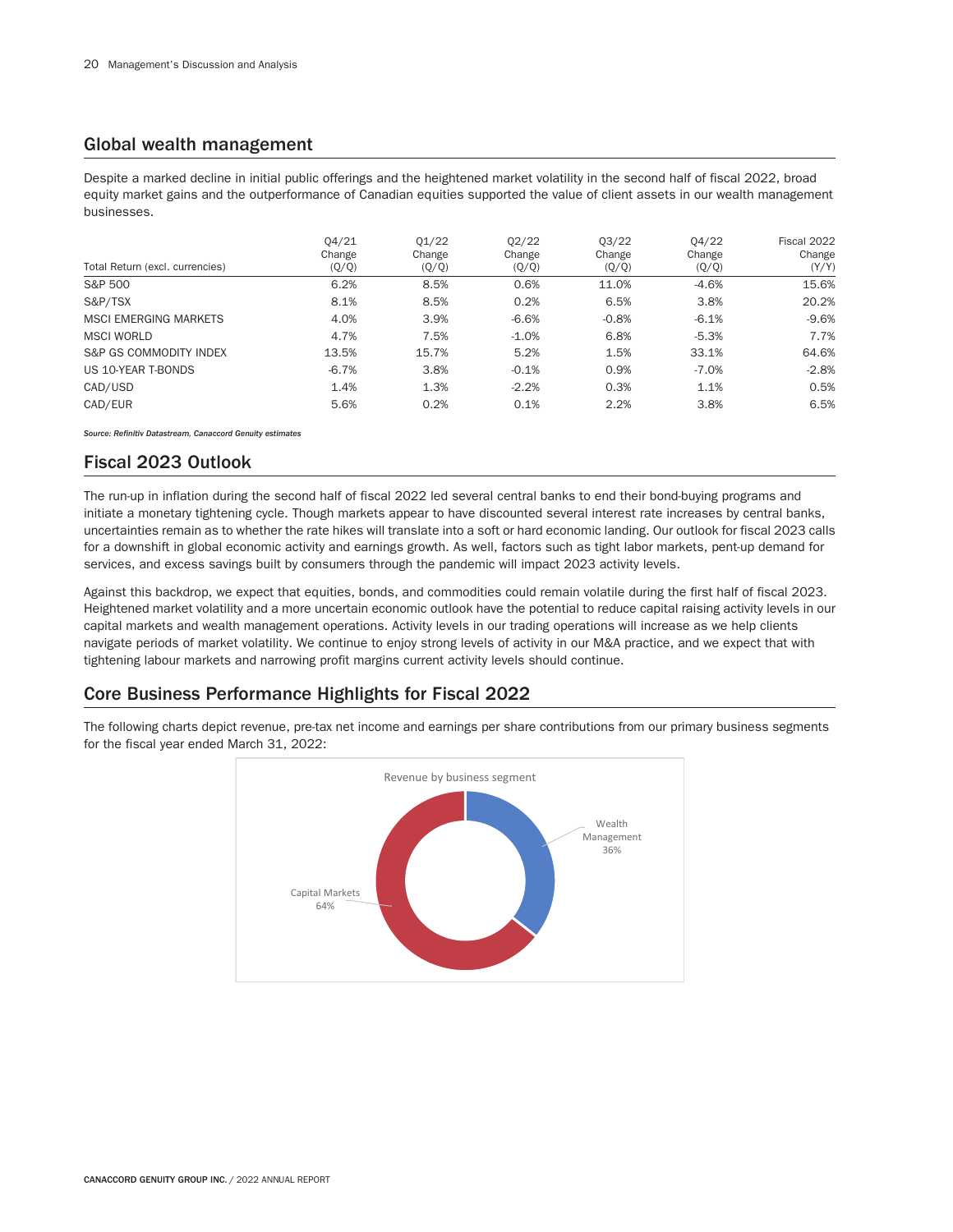## Global wealth management

Despite a marked decline in initial public offerings and the heightened market volatility in the second half of fiscal 2022, broad equity market gains and the outperformance of Canadian equities supported the value of client assets in our wealth management businesses.

| Total Return (excl. currencies) | Q4/21 Change (Q/Q) | Q1/22 Change (Q/Q) | Q2/22 Change (Q/Q) | Q3/22 Change (Q/Q) | Q4/22 Change (Q/Q) | Fiscal 2022 Change (Y/Y) |
|---|---|---|---|---|---|---|
| S&P 500 | 6.2% | 8.5% | 0.6% | 11.0% | -4.6% | 15.6% |
| S&P/TSX | 8.1% | 8.5% | 0.2% | 6.5% | 3.8% | 20.2% |
| MSCI EMERGING MARKETS | 4.0% | 3.9% | -6.6% | -0.8% | -6.1% | -9.6% |
| MSCI WORLD | 4.7% | 7.5% | -1.0% | 6.8% | -5.3% | 7.7% |
| S&P GS COMMODITY INDEX | 13.5% | 15.7% | 5.2% | 1.5% | 33.1% | 64.6% |
| US 10-YEAR T-BONDS | -6.7% | 3.8% | -0.1% | 0.9% | -7.0% | -2.8% |
| CAD/USD | 1.4% | 1.3% | -2.2% | 0.3% | 1.1% | 0.5% |
| CAD/EUR | 5.6% | 0.2% | 0.1% | 2.2% | 3.8% | 6.5% |

***Source: Refinitiv Datastream, Canaccord Genuity estimates***

## Fiscal 2023 Outlook

The run-up in inflation during the second half of fiscal 2022 led several central banks to end their bond-buying programs and initiate a monetary tightening cycle. Though markets appear to have discounted several interest rate increases by central banks, uncertainties remain as to whether the rate hikes will translate into a soft or hard economic landing. Our outlook for fiscal 2023 calls for a downshift in global economic activity and earnings growth. As well, factors such as tight labor markets, pent-up demand for services, and excess savings built by consumers through the pandemic will impact 2023 activity levels.

Against this backdrop, we expect that equities, bonds, and commodities could remain volatile during the first half of fiscal 2023. Heightened market volatility and a more uncertain economic outlook have the potential to reduce capital raising activity levels in our capital markets and wealth management operations. Activity levels in our trading operations will increase as we help clients navigate periods of market volatility. We continue to enjoy strong levels of activity in our M&A practice, and we expect that with tightening labour markets and narrowing profit margins current activity levels should continue.

## Core Business Performance Highlights for Fiscal 2022

The following charts depict revenue, pre-tax net income and earnings per share contributions from our primary business segments for the fiscal year ended March 31, 2022:

Revenue by business segment

Wealth Management 36%

Capital Markets 64%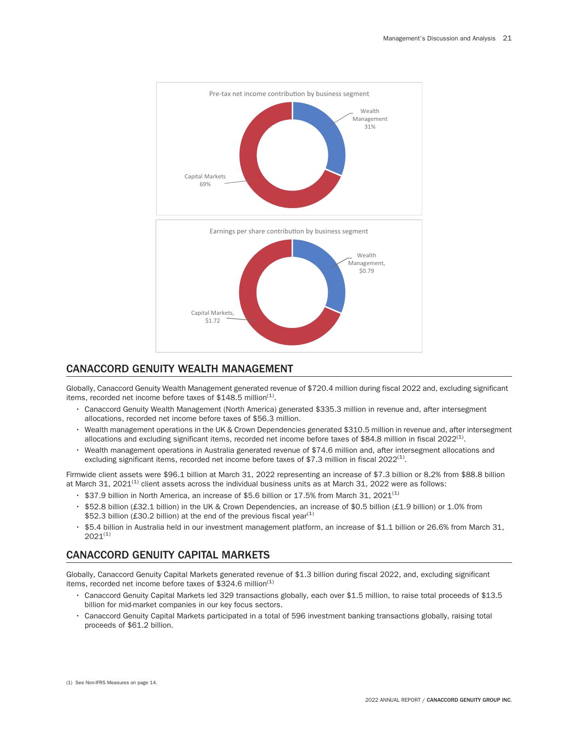Pre-tax net income contribution by business segment

Wealth Management 31%

Capital Markets 69%

Earnings per share contribution by business segment

Wealth Management, $0.79

Capital Markets, $1.72

## CANACCORD GENUITY WEALTH MANAGEMENT

Globally, Canaccord Genuity Wealth Management generated revenue of $720.4 million during fiscal 2022 and, excluding significant items, recorded net income before taxes of $148.5 million[1].

- Canaccord Genuity Wealth Management (North America) generated $335.3 million in revenue and, after intersegment allocations, recorded net income before taxes of $56.3 million.
- Wealth management operations in the UK & Crown Dependencies generated $310.5 million in revenue and, after intersegment allocations and excluding significant items, recorded net income before taxes of $84.8 million in fiscal 2022[1].
- Wealth management operations in Australia generated revenue of $74.6 million and, after intersegment allocations and excluding significant items, recorded net income before taxes of $7.3 million in fiscal 2022[1].

Firmwide client assets were $96.1 billion at March 31, 2022 representing an increase of $7.3 billion or 8.2% from $88.8 billion at March 31, 2021[1] client assets across the individual business units as at March 31, 2022 were as follows:

- $37.9 billion in North America, an increase of $5.6 billion or 17.5% from March 31, 2021[1]
- $52.8 billion (£32.1 billion) in the UK & Crown Dependencies, an increase of $0.5 billion (£1.9 billion) or 1.0% from $52.3 billion (£30.2 billion) at the end of the previous fiscal year[1]
- $5.4 billion in Australia held in our investment management platform, an increase of $1.1 billion or 26.6% from March 31, 2021[1]

## CANACCORD GENUITY CAPITAL MARKETS

Globally, Canaccord Genuity Capital Markets generated revenue of $1.3 billion during fiscal 2022, and, excluding significant items, recorded net income before taxes of $324.6 million[1]

- Canaccord Genuity Capital Markets led 329 transactions globally, each over $1.5 million, to raise total proceeds of $13.5 billion for mid-market companies in our key focus sectors.
- Canaccord Genuity Capital Markets participated in a total of 596 investment banking transactions globally, raising total proceeds of $61.2 billion.

(1) See Non-IFRS Measures on page 14.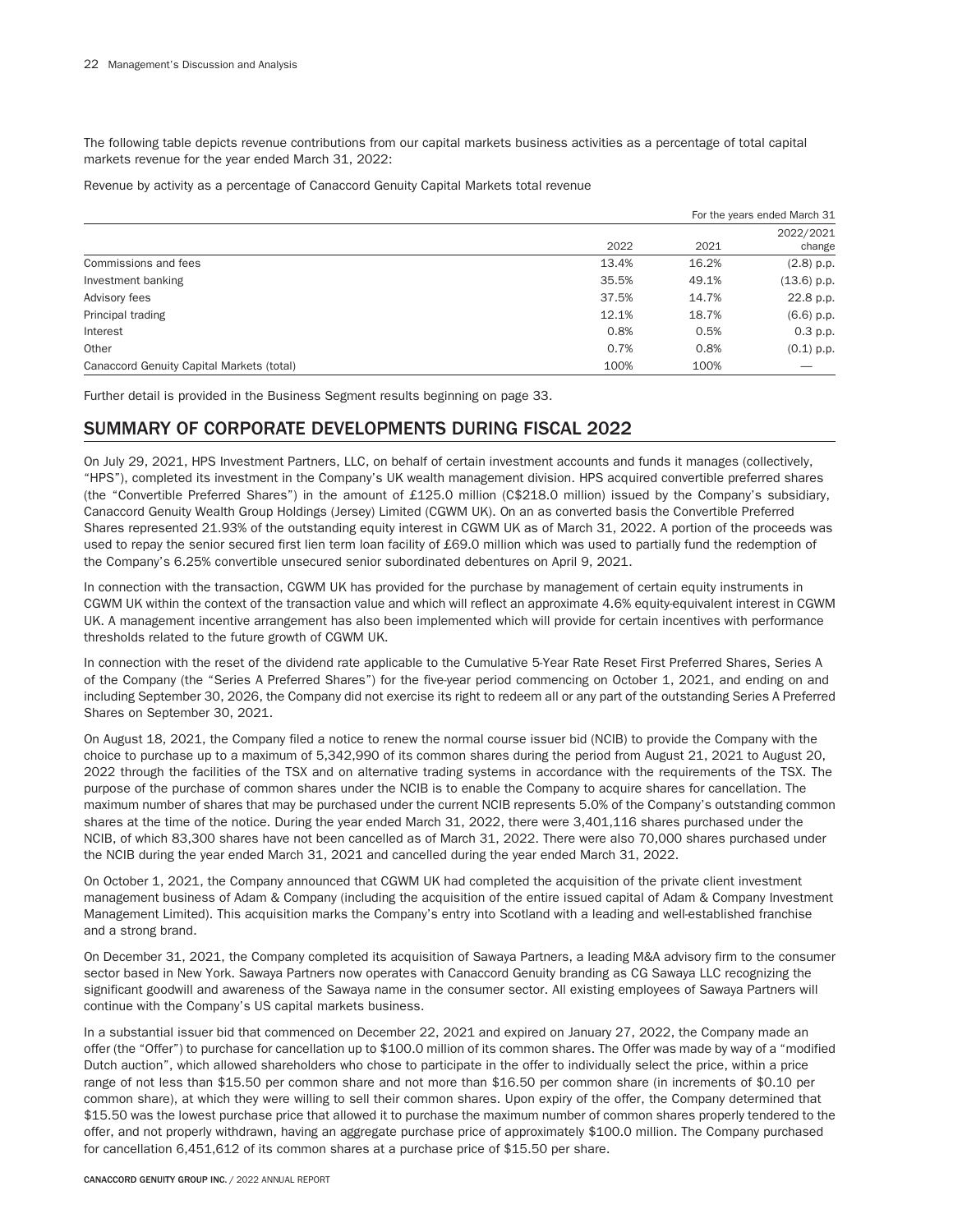The following table depicts revenue contributions from our capital markets business activities as a percentage of total capital markets revenue for the year ended March 31, 2022:

Revenue by activity as a percentage of Canaccord Genuity Capital Markets total revenue

| | For the years ended March 31 | | |
|---|---|---|---|
| | 2022 | 2021 | 2022/2021 change |
| Commissions and fees | 13.4% | 16.2% | (2.8) p.p. |
| Investment banking | 35.5% | 49.1% | (13.6) p.p. |
| Advisory fees | 37.5% | 14.7% | 22.8 p.p. |
| Principal trading | 12.1% | 18.7% | (6.6) p.p. |
| Interest | 0.8% | 0.5% | 0.3 p.p. |
| Other | 0.7% | 0.8% | (0.1) p.p. |
| Canaccord Genuity Capital Markets (total) | 100% | 100% | — |

Further detail is provided in the Business Segment results beginning on page 33.

## SUMMARY OF CORPORATE DEVELOPMENTS DURING FISCAL 2022

On July 29, 2021, HPS Investment Partners, LLC, on behalf of certain investment accounts and funds it manages (collectively, "HPS"), completed its investment in the Company's UK wealth management division. HPS acquired convertible preferred shares (the "Convertible Preferred Shares") in the amount of £125.0 million (C$218.0 million) issued by the Company's subsidiary, Canaccord Genuity Wealth Group Holdings (Jersey) Limited (CGWM UK). On an as converted basis the Convertible Preferred Shares represented 21.93% of the outstanding equity interest in CGWM UK as of March 31, 2022. A portion of the proceeds was used to repay the senior secured first lien term loan facility of £69.0 million which was used to partially fund the redemption of the Company's 6.25% convertible unsecured senior subordinated debentures on April 9, 2021.

In connection with the transaction, CGWM UK has provided for the purchase by management of certain equity instruments in CGWM UK within the context of the transaction value and which will reflect an approximate 4.6% equity-equivalent interest in CGWM UK. A management incentive arrangement has also been implemented which will provide for certain incentives with performance thresholds related to the future growth of CGWM UK.

In connection with the reset of the dividend rate applicable to the Cumulative 5-Year Rate Reset First Preferred Shares, Series A of the Company (the "Series A Preferred Shares") for the five-year period commencing on October 1, 2021, and ending on and including September 30, 2026, the Company did not exercise its right to redeem all or any part of the outstanding Series A Preferred Shares on September 30, 2021.

On August 18, 2021, the Company filed a notice to renew the normal course issuer bid (NCIB) to provide the Company with the choice to purchase up to a maximum of 5,342,990 of its common shares during the period from August 21, 2021 to August 20, 2022 through the facilities of the TSX and on alternative trading systems in accordance with the requirements of the TSX. The purpose of the purchase of common shares under the NCIB is to enable the Company to acquire shares for cancellation. The maximum number of shares that may be purchased under the current NCIB represents 5.0% of the Company's outstanding common shares at the time of the notice. During the year ended March 31, 2022, there were 3,401,116 shares purchased under the NCIB, of which 83,300 shares have not been cancelled as of March 31, 2022. There were also 70,000 shares purchased under the NCIB during the year ended March 31, 2021 and cancelled during the year ended March 31, 2022.

On October 1, 2021, the Company announced that CGWM UK had completed the acquisition of the private client investment management business of Adam & Company (including the acquisition of the entire issued capital of Adam & Company Investment Management Limited). This acquisition marks the Company's entry into Scotland with a leading and well-established franchise and a strong brand.

On December 31, 2021, the Company completed its acquisition of Sawaya Partners, a leading M&A advisory firm to the consumer sector based in New York. Sawaya Partners now operates with Canaccord Genuity branding as CG Sawaya LLC recognizing the significant goodwill and awareness of the Sawaya name in the consumer sector. All existing employees of Sawaya Partners will continue with the Company's US capital markets business.

In a substantial issuer bid that commenced on December 22, 2021 and expired on January 27, 2022, the Company made an offer (the "Offer") to purchase for cancellation up to $100.0 million of its common shares. The Offer was made by way of a "modified Dutch auction", which allowed shareholders who chose to participate in the offer to individually select the price, within a price range of not less than $15.50 per common share and not more than $16.50 per common share (in increments of $0.10 per common share), at which they were willing to sell their common shares. Upon expiry of the offer, the Company determined that $15.50 was the lowest purchase price that allowed it to purchase the maximum number of common shares properly tendered to the offer, and not properly withdrawn, having an aggregate purchase price of approximately $100.0 million. The Company purchased for cancellation 6,451,612 of its common shares at a purchase price of $15.50 per share.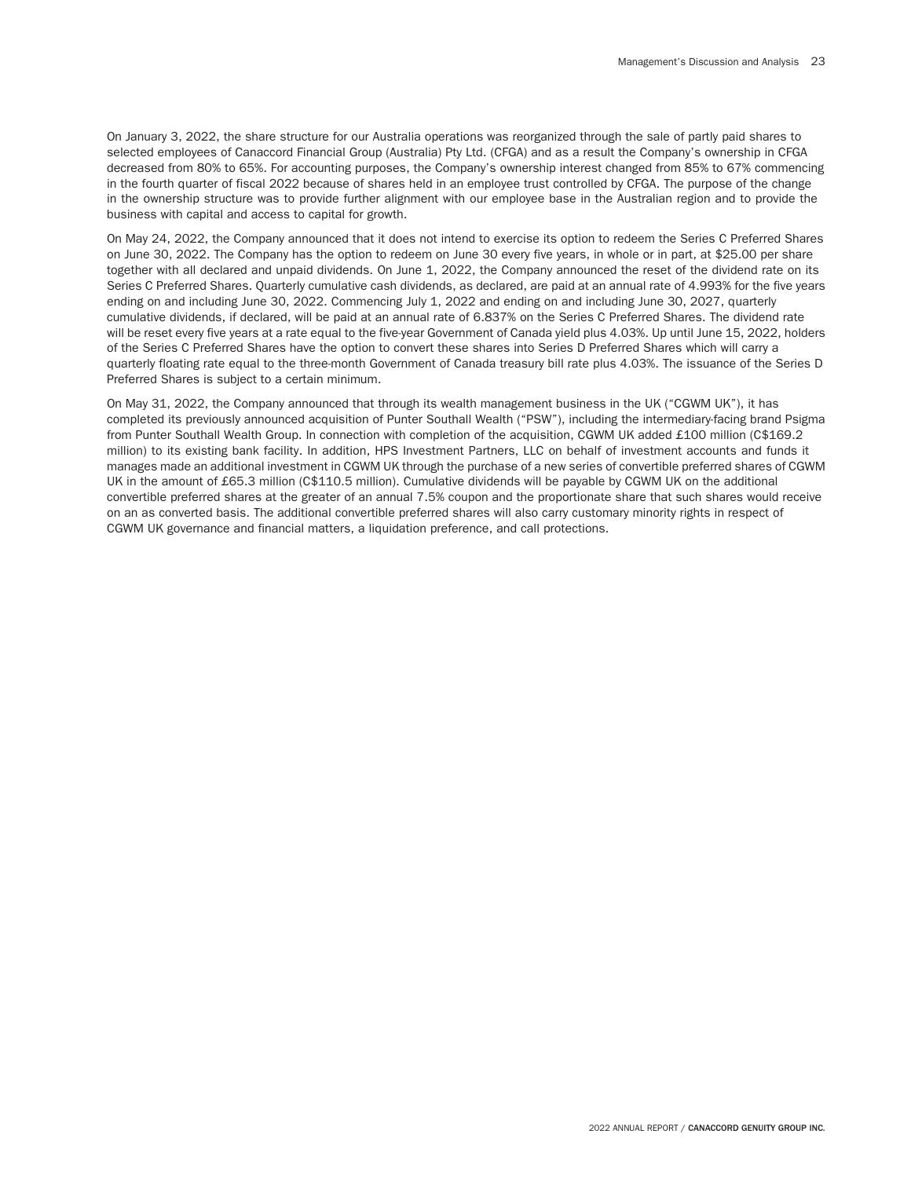On January 3, 2022, the share structure for our Australia operations was reorganized through the sale of partly paid shares to selected employees of Canaccord Financial Group (Australia) Pty Ltd. (CFGA) and as a result the Company's ownership in CFGA decreased from 80% to 65%. For accounting purposes, the Company's ownership interest changed from 85% to 67% commencing in the fourth quarter of fiscal 2022 because of shares held in an employee trust controlled by CFGA. The purpose of the change in the ownership structure was to provide further alignment with our employee base in the Australian region and to provide the business with capital and access to capital for growth.

On May 24, 2022, the Company announced that it does not intend to exercise its option to redeem the Series C Preferred Shares on June 30, 2022. The Company has the option to redeem on June 30 every five years, in whole or in part, at $25.00 per share together with all declared and unpaid dividends. On June 1, 2022, the Company announced the reset of the dividend rate on its Series C Preferred Shares. Quarterly cumulative cash dividends, as declared, are paid at an annual rate of 4.993% for the five years ending on and including June 30, 2022. Commencing July 1, 2022 and ending on and including June 30, 2027, quarterly cumulative dividends, if declared, will be paid at an annual rate of 6.837% on the Series C Preferred Shares. The dividend rate will be reset every five years at a rate equal to the five-year Government of Canada yield plus 4.03%. Up until June 15, 2022, holders of the Series C Preferred Shares have the option to convert these shares into Series D Preferred Shares which will carry a quarterly floating rate equal to the three-month Government of Canada treasury bill rate plus 4.03%. The issuance of the Series D Preferred Shares is subject to a certain minimum.

On May 31, 2022, the Company announced that through its wealth management business in the UK ("CGWM UK"), it has completed its previously announced acquisition of Punter Southall Wealth ("PSW"), including the intermediary-facing brand Psigma from Punter Southall Wealth Group. In connection with completion of the acquisition, CGWM UK added £100 million (C$169.2 million) to its existing bank facility. In addition, HPS Investment Partners, LLC on behalf of investment accounts and funds it manages made an additional investment in CGWM UK through the purchase of a new series of convertible preferred shares of CGWM UK in the amount of £65.3 million (C$110.5 million). Cumulative dividends will be payable by CGWM UK on the additional convertible preferred shares at the greater of an annual 7.5% coupon and the proportionate share that such shares would receive on an as converted basis. The additional convertible preferred shares will also carry customary minority rights in respect of CGWM UK governance and financial matters, a liquidation preference, and call protections.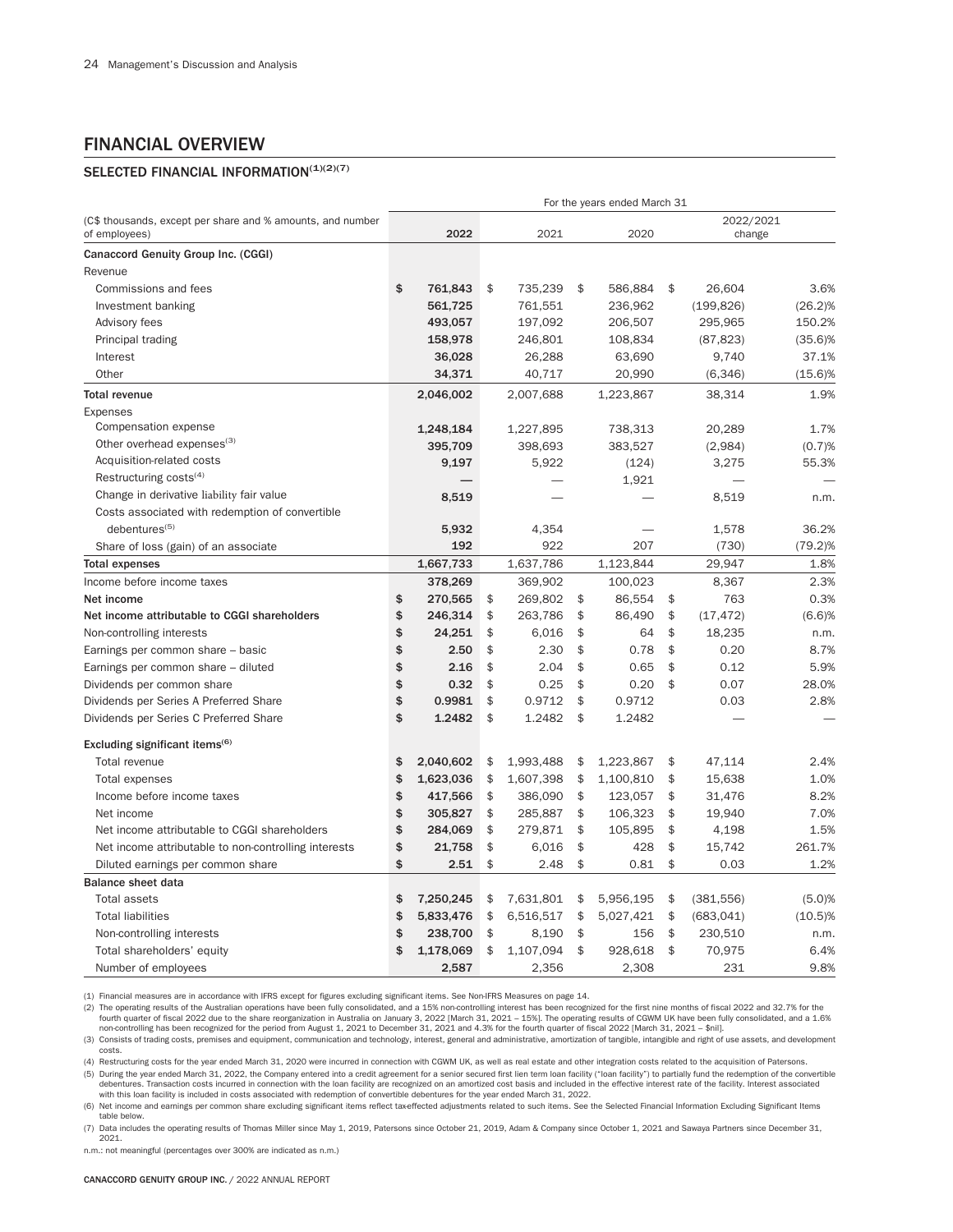## FINANCIAL OVERVIEW

### SELECTED FINANCIAL INFORMATION[(1)(2)(7)]

| (C$ thousands, except per share and % amounts, and number of employees) | 2022 | 2021 | 2020 | 2022/2021 change | |
|---|---|---|---|---|---|
| | For the years ended March 31 | | | | |
| **Canaccord Genuity Group Inc. (CGGI)** | | | | | |
| Revenue | | | | | |
| Commissions and fees | $ 761,843 | $ 735,239 | $ 586,884 | $ 26,604 | 3.6% |
| Investment banking | 561,725 | 761,551 | 236,962 | (199,826) | (26.2)% |
| Advisory fees | 493,057 | 197,092 | 206,507 | 295,965 | 150.2% |
| Principal trading | 158,978 | 246,801 | 108,834 | (87,823) | (35.6)% |
| Interest | 36,028 | 26,288 | 63,690 | 9,740 | 37.1% |
| Other | 34,371 | 40,717 | 20,990 | (6,346) | (15.6)% |
| **Total revenue** | 2,046,002 | 2,007,688 | 1,223,867 | 38,314 | 1.9% |
| Expenses | | | | | |
| Compensation expense | 1,248,184 | 1,227,895 | 738,313 | 20,289 | 1.7% |
| Other overhead expenses[(3)] | 395,709 | 398,693 | 383,527 | (2,984) | (0.7)% |
| Acquisition-related costs | 9,197 | 5,922 | (124) | 3,275 | 55.3% |
| Restructuring costs[(4)] | — | — | 1,921 | — | — |
| Change in derivative liability fair value | 8,519 | — | — | 8,519 | n.m. |
| Costs associated with redemption of convertible debentures[(5)] | 5,932 | 4,354 | — | 1,578 | 36.2% |
| Share of loss (gain) of an associate | 192 | 922 | 207 | (730) | (79.2)% |
| **Total expenses** | 1,667,733 | 1,637,786 | 1,123,844 | 29,947 | 1.8% |
| Income before income taxes | 378,269 | 369,902 | 100,023 | 8,367 | 2.3% |
| **Net income** | $ 270,565 | $ 269,802 | $ 86,554 | $ 763 | 0.3% |
| **Net income attributable to CGGI shareholders** | $ 246,314 | $ 263,786 | $ 86,490 | $ (17,472) | (6.6)% |
| Non-controlling interests | $ 24,251 | $ 6,016 | $ 64 | $ 18,235 | n.m. |
| Earnings per common share – basic | $ 2.50 | $ 2.30 | $ 0.78 | $ 0.20 | 8.7% |
| Earnings per common share – diluted | $ 2.16 | $ 2.04 | $ 0.65 | $ 0.12 | 5.9% |
| Dividends per common share | $ 0.32 | $ 0.25 | $ 0.20 | $ 0.07 | 28.0% |
| Dividends per Series A Preferred Share | $ 0.9981 | $ 0.9712 | $ 0.9712 | 0.03 | 2.8% |
| Dividends per Series C Preferred Share | $ 1.2482 | $ 1.2482 | $ 1.2482 | — | — |
| **Excluding significant items[(6)]** | | | | | |
| Total revenue | $ 2,040,602 | $ 1,993,488 | $ 1,223,867 | $ 47,114 | 2.4% |
| Total expenses | $ 1,623,036 | $ 1,607,398 | $ 1,100,810 | $ 15,638 | 1.0% |
| Income before income taxes | $ 417,566 | $ 386,090 | $ 123,057 | $ 31,476 | 8.2% |
| Net income | $ 305,827 | $ 285,887 | $ 106,323 | $ 19,940 | 7.0% |
| Net income attributable to CGGI shareholders | $ 284,069 | $ 279,871 | $ 105,895 | $ 4,198 | 1.5% |
| Net income attributable to non-controlling interests | $ 21,758 | $ 6,016 | $ 428 | $ 15,742 | 261.7% |
| Diluted earnings per common share | $ 2.51 | $ 2.48 | $ 0.81 | $ 0.03 | 1.2% |
| **Balance sheet data** | | | | | |
| Total assets | $ 7,250,245 | $ 7,631,801 | $ 5,956,195 | $ (381,556) | (5.0)% |
| Total liabilities | $ 5,833,476 | $ 6,516,517 | $ 5,027,421 | $ (683,041) | (10.5)% |
| Non-controlling interests | $ 238,700 | $ 8,190 | $ 156 | $ 230,510 | n.m. |
| Total shareholders' equity | $ 1,178,069 | $ 1,107,094 | $ 928,618 | $ 70,975 | 6.4% |
| Number of employees | 2,587 | 2,356 | 2,308 | 231 | 9.8% |

(1) Financial measures are in accordance with IFRS except for figures excluding significant items. See Non-IFRS Measures on page 14.

(2) The operating results of the Australian operations have been fully consolidated, and a 15% non-controlling interest has been recognized for the first nine months of fiscal 2022 and 32.7% for the fourth quarter of fiscal 2022 due to the share reorganization in Australia on January 3, 2022 [March 31, 2021 – 15%]. The operating results of CGWM UK have been fully consolidated, and a 1.6% non-controlling has been recognized for the period from August 1, 2021 to December 31, 2021 and 4.3% for the fourth quarter of fiscal 2022 [March 31, 2021 – $nil].

(3) Consists of trading costs, premises and equipment, communication and technology, interest, general and administrative, amortization of tangible, intangible and right of use assets, and development costs.

(4) Restructuring costs for the year ended March 31, 2020 were incurred in connection with CGWM UK, as well as real estate and other integration costs related to the acquisition of Patersons.

(5) During the year ended March 31, 2022, the Company entered into a credit agreement for a senior secured first lien term loan facility ("loan facility") to partially fund the redemption of the convertible debentures. Transaction costs incurred in connection with the loan facility are recognized on an amortized cost basis and included in the effective interest rate of the facility. Interest associated with this loan facility is included in costs associated with redemption of convertible debentures for the year ended March 31, 2022.

(6) Net income and earnings per common share excluding significant items reflect tax-effected adjustments related to such items. See the Selected Financial Information Excluding Significant Items table below.

(7) Data includes the operating results of Thomas Miller since May 1, 2019, Patersons since October 21, 2019, Adam & Company since October 1, 2021 and Sawaya Partners since December 31, 2021.

n.m.: not meaningful (percentages over 300% are indicated as n.m.)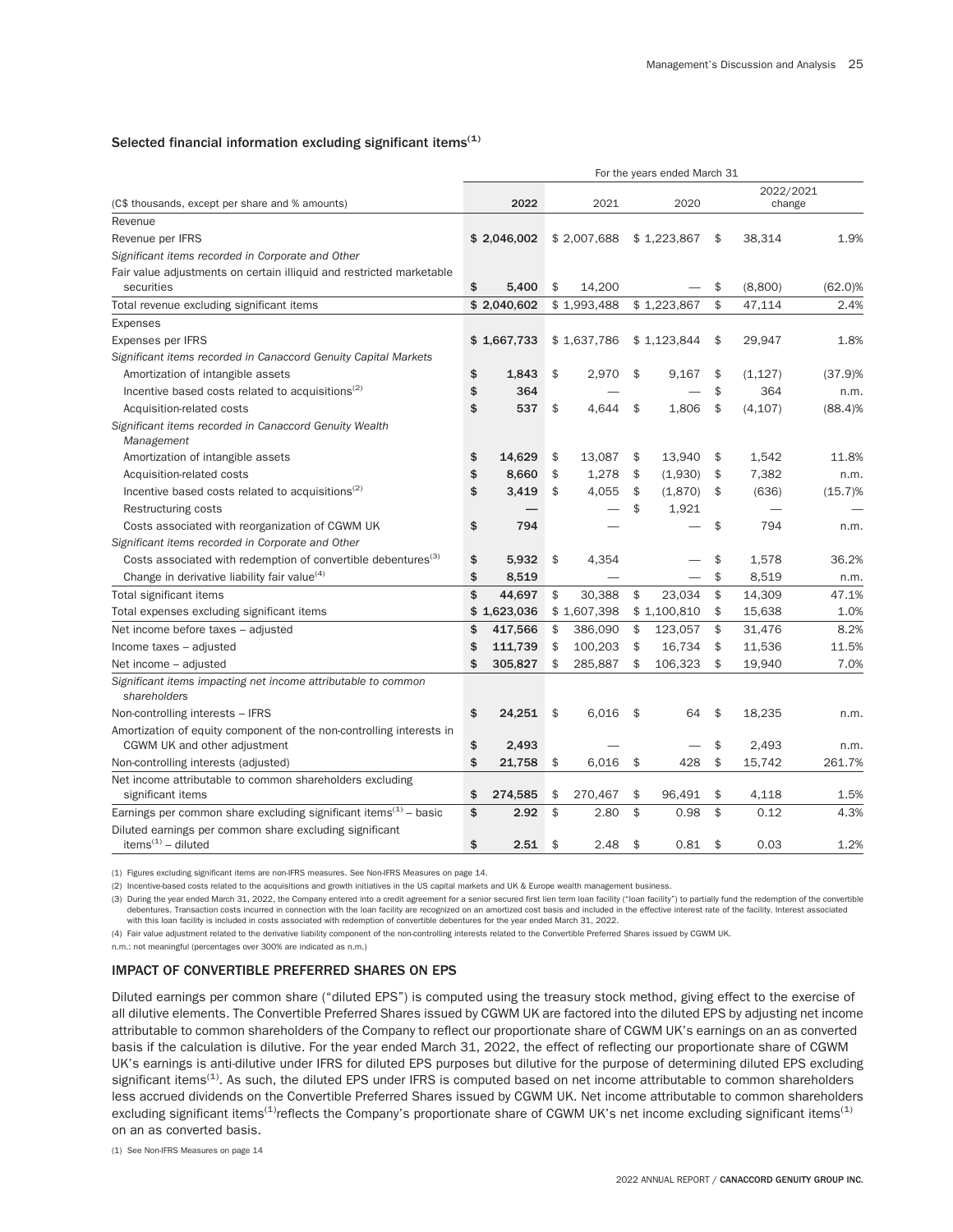### Selected financial information excluding significant items[1]

| (C$ thousands, except per share and % amounts) | 2022 | 2021 | 2020 | 2022/2021 change | |
|---|---|---|---|---|---|
| | For the years ended March 31 | | | | |
| Revenue | | | | | |
| Revenue per IFRS | $ 2,046,002 | $ 2,007,688 | $ 1,223,867 | $ 38,314 | 1.9% |
| *Significant items recorded in Corporate and Other* | | | | | |
| Fair value adjustments on certain illiquid and restricted marketable securities | $ 5,400 | $ 14,200 | — | $ (8,800) | (62.0)% |
| Total revenue excluding significant items | $ 2,040,602 | $ 1,993,488 | $ 1,223,867 | $ 47,114 | 2.4% |
| Expenses | | | | | |
| Expenses per IFRS | $ 1,667,733 | $ 1,637,786 | $ 1,123,844 | $ 29,947 | 1.8% |
| *Significant items recorded in Canaccord Genuity Capital Markets* | | | | | |
| Amortization of intangible assets | $ 1,843 | $ 2,970 | $ 9,167 | $ (1,127) | (37.9)% |
| Incentive based costs related to acquisitions[2] | $ 364 | — | — | $ 364 | n.m. |
| Acquisition-related costs | $ 537 | $ 4,644 | $ 1,806 | $ (4,107) | (88.4)% |
| *Significant items recorded in Canaccord Genuity Wealth Management* | | | | | |
| Amortization of intangible assets | $ 14,629 | $ 13,087 | $ 13,940 | $ 1,542 | 11.8% |
| Acquisition-related costs | $ 8,660 | $ 1,278 | $ (1,930) | $ 7,382 | n.m. |
| Incentive based costs related to acquisitions[2] | $ 3,419 | $ 4,055 | $ (1,870) | $ (636) | (15.7)% |
| Restructuring costs | — | — | $ 1,921 | — | — |
| Costs associated with reorganization of CGWM UK | $ 794 | — | — | $ 794 | n.m. |
| *Significant items recorded in Corporate and Other* | | | | | |
| Costs associated with redemption of convertible debentures[3] | $ 5,932 | $ 4,354 | — | $ 1,578 | 36.2% |
| Change in derivative liability fair value[4] | $ 8,519 | — | — | $ 8,519 | n.m. |
| Total significant items | $ 44,697 | $ 30,388 | $ 23,034 | $ 14,309 | 47.1% |
| Total expenses excluding significant items | $ 1,623,036 | $ 1,607,398 | $ 1,100,810 | $ 15,638 | 1.0% |
| Net income before taxes – adjusted | $ 417,566 | $ 386,090 | $ 123,057 | $ 31,476 | 8.2% |
| Income taxes – adjusted | $ 111,739 | $ 100,203 | $ 16,734 | $ 11,536 | 11.5% |
| Net income – adjusted | $ 305,827 | $ 285,887 | $ 106,323 | $ 19,940 | 7.0% |
| *Significant items impacting net income attributable to common shareholders* | | | | | |
| Non-controlling interests – IFRS | $ 24,251 | $ 6,016 | $ 64 | $ 18,235 | n.m. |
| Amortization of equity component of the non-controlling interests in CGWM UK and other adjustment | $ 2,493 | — | — | $ 2,493 | n.m. |
| Non-controlling interests (adjusted) | $ 21,758 | $ 6,016 | $ 428 | $ 15,742 | 261.7% |
| Net income attributable to common shareholders excluding significant items | $ 274,585 | $ 270,467 | $ 96,491 | $ 4,118 | 1.5% |
| Earnings per common share excluding significant items[1] – basic | $ 2.92 | $ 2.80 | $ 0.98 | $ 0.12 | 4.3% |
| Diluted earnings per common share excluding significant items[1] – diluted | $ 2.51 | $ 2.48 | $ 0.81 | $ 0.03 | 1.2% |

(1) Figures excluding significant items are non-IFRS measures. See Non-IFRS Measures on page 14.

(2) Incentive-based costs related to the acquisitions and growth initiatives in the US capital markets and UK & Europe wealth management business.

(3) During the year ended March 31, 2022, the Company entered into a credit agreement for a senior secured first lien term loan facility ("loan facility") to partially fund the redemption of the convertible debentures. Transaction costs incurred in connection with the loan facility are recognized on an amortized cost basis and included in the effective interest rate of the facility. Interest associated with this loan facility is included in costs associated with redemption of convertible debentures for the year ended March 31, 2022.

(4) Fair value adjustment related to the derivative liability component of the non-controlling interests related to the Convertible Preferred Shares issued by CGWM UK.

n.m.: not meaningful (percentages over 300% are indicated as n.m.)

### IMPACT OF CONVERTIBLE PREFERRED SHARES ON EPS

Diluted earnings per common share ("diluted EPS") is computed using the treasury stock method, giving effect to the exercise of all dilutive elements. The Convertible Preferred Shares issued by CGWM UK are factored into the diluted EPS by adjusting net income attributable to common shareholders of the Company to reflect our proportionate share of CGWM UK's earnings on an as converted basis if the calculation is dilutive. For the year ended March 31, 2022, the effect of reflecting our proportionate share of CGWM UK's earnings is anti-dilutive under IFRS for diluted EPS purposes but dilutive for the purpose of determining diluted EPS excluding significant items[1]. As such, the diluted EPS under IFRS is computed based on net income attributable to common shareholders less accrued dividends on the Convertible Preferred Shares issued by CGWM UK. Net income attributable to common shareholders excluding significant items[1] reflects the Company's proportionate share of CGWM UK's net income excluding significant items[1] on an as converted basis.

(1) See Non-IFRS Measures on page 14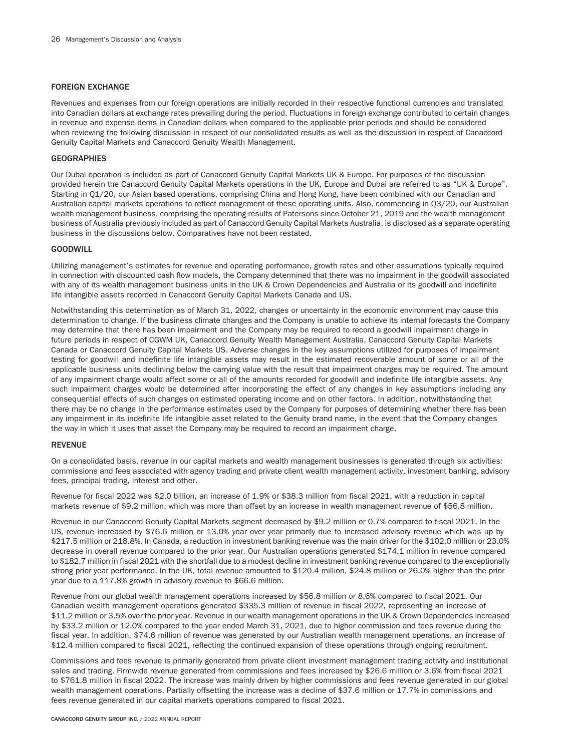## FOREIGN EXCHANGE

Revenues and expenses from our foreign operations are initially recorded in their respective functional currencies and translated into Canadian dollars at exchange rates prevailing during the period. Fluctuations in foreign exchange contributed to certain changes in revenue and expense items in Canadian dollars when compared to the applicable prior periods and should be considered when reviewing the following discussion in respect of our consolidated results as well as the discussion in respect of Canaccord Genuity Capital Markets and Canaccord Genuity Wealth Management.

## GEOGRAPHIES

Our Dubai operation is included as part of Canaccord Genuity Capital Markets UK & Europe. For purposes of the discussion provided herein the Canaccord Genuity Capital Markets operations in the UK, Europe and Dubai are referred to as "UK & Europe". Starting in Q1/20, our Asian based operations, comprising China and Hong Kong, have been combined with our Canadian and Australian capital markets operations to reflect management of these operating units. Also, commencing in Q3/20, our Australian wealth management business, comprising the operating results of Patersons since October 21, 2019 and the wealth management business of Australia previously included as part of Canaccord Genuity Capital Markets Australia, is disclosed as a separate operating business in the discussions below. Comparatives have not been restated.

## GOODWILL

Utilizing management's estimates for revenue and operating performance, growth rates and other assumptions typically required in connection with discounted cash flow models, the Company determined that there was no impairment in the goodwill associated with any of its wealth management business units in the UK & Crown Dependencies and Australia or its goodwill and indefinite life intangible assets recorded in Canaccord Genuity Capital Markets Canada and US.

Notwithstanding this determination as of March 31, 2022, changes or uncertainty in the economic environment may cause this determination to change. If the business climate changes and the Company is unable to achieve its internal forecasts the Company may determine that there has been impairment and the Company may be required to record a goodwill impairment charge in future periods in respect of CGWM UK, Canaccord Genuity Wealth Management Australia, Canaccord Genuity Capital Markets Canada or Canaccord Genuity Capital Markets US. Adverse changes in the key assumptions utilized for purposes of impairment testing for goodwill and indefinite life intangible assets may result in the estimated recoverable amount of some or all of the applicable business units declining below the carrying value with the result that impairment charges may be required. The amount of any impairment charge would affect some or all of the amounts recorded for goodwill and indefinite life intangible assets. Any such impairment charges would be determined after incorporating the effect of any changes in key assumptions including any consequential effects of such changes on estimated operating income and on other factors. In addition, notwithstanding that there may be no change in the performance estimates used by the Company for purposes of determining whether there has been any impairment in its indefinite life intangible asset related to the Genuity brand name, in the event that the Company changes the way in which it uses that asset the Company may be required to record an impairment charge.

## REVENUE

On a consolidated basis, revenue in our capital markets and wealth management businesses is generated through six activities: commissions and fees associated with agency trading and private client wealth management activity, investment banking, advisory fees, principal trading, interest and other.

Revenue for fiscal 2022 was $2.0 billion, an increase of 1.9% or $38.3 million from fiscal 2021, with a reduction in capital markets revenue of $9.2 million, which was more than offset by an increase in wealth management revenue of $56.8 million.

Revenue in our Canaccord Genuity Capital Markets segment decreased by $9.2 million or 0.7% compared to fiscal 2021. In the US, revenue increased by $76.6 million or 13.0% year over year primarily due to increased advisory revenue which was up by $217.5 million or 218.8%. In Canada, a reduction in investment banking revenue was the main driver for the $102.0 million or 23.0% decrease in overall revenue compared to the prior year. Our Australian operations generated $174.1 million in revenue compared to $182.7 million in fiscal 2021 with the shortfall due to a modest decline in investment banking revenue compared to the exceptionally strong prior year performance. In the UK, total revenue amounted to $120.4 million, $24.8 million or 26.0% higher than the prior year due to a 117.8% growth in advisory revenue to $66.6 million.

Revenue from our global wealth management operations increased by $56.8 million or 8.6% compared to fiscal 2021. Our Canadian wealth management operations generated $335.3 million of revenue in fiscal 2022, representing an increase of $11.2 million or 3.5% over the prior year. Revenue in our wealth management operations in the UK & Crown Dependencies increased by $33.2 million or 12.0% compared to the year ended March 31, 2021, due to higher commission and fees revenue during the fiscal year. In addition, $74.6 million of revenue was generated by our Australian wealth management operations, an increase of $12.4 million compared to fiscal 2021, reflecting the continued expansion of these operations through ongoing recruitment.

Commissions and fees revenue is primarily generated from private client investment management trading activity and institutional sales and trading. Firmwide revenue generated from commissions and fees increased by $26.6 million or 3.6% from fiscal 2021 to $761.8 million in fiscal 2022. The increase was mainly driven by higher commissions and fees revenue generated in our global wealth management operations. Partially offsetting the increase was a decline of $37.6 million or 17.7% in commissions and fees revenue generated in our capital markets operations compared to fiscal 2021.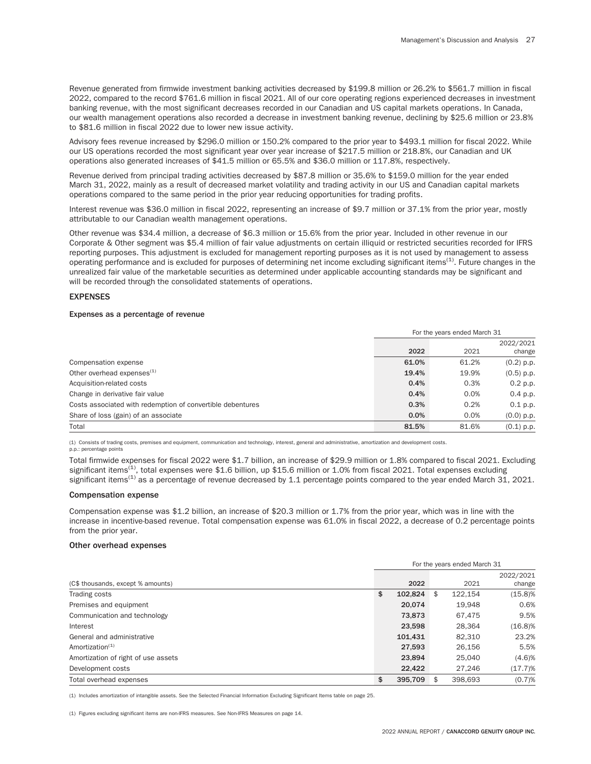Revenue generated from firmwide investment banking activities decreased by $199.8 million or 26.2% to $561.7 million in fiscal 2022, compared to the record $761.6 million in fiscal 2021. All of our core operating regions experienced decreases in investment banking revenue, with the most significant decreases recorded in our Canadian and US capital markets operations. In Canada, our wealth management operations also recorded a decrease in investment banking revenue, declining by $25.6 million or 23.8% to $81.6 million in fiscal 2022 due to lower new issue activity.

Advisory fees revenue increased by $296.0 million or 150.2% compared to the prior year to $493.1 million for fiscal 2022. While our US operations recorded the most significant year over year increase of $217.5 million or 218.8%, our Canadian and UK operations also generated increases of $41.5 million or 65.5% and $36.0 million or 117.8%, respectively.

Revenue derived from principal trading activities decreased by $87.8 million or 35.6% to $159.0 million for the year ended March 31, 2022, mainly as a result of decreased market volatility and trading activity in our US and Canadian capital markets operations compared to the same period in the prior year reducing opportunities for trading profits.

Interest revenue was $36.0 million in fiscal 2022, representing an increase of $9.7 million or 37.1% from the prior year, mostly attributable to our Canadian wealth management operations.

Other revenue was $34.4 million, a decrease of $6.3 million or 15.6% from the prior year. Included in other revenue in our Corporate & Other segment was $5.4 million of fair value adjustments on certain illiquid or restricted securities recorded for IFRS reporting purposes. This adjustment is excluded for management reporting purposes as it is not used by management to assess operating performance and is excluded for purposes of determining net income excluding significant items[(1)]. Future changes in the unrealized fair value of the marketable securities as determined under applicable accounting standards may be significant and will be recorded through the consolidated statements of operations.

## EXPENSES

### Expenses as a percentage of revenue

| | For the years ended March 31 | | |
|---|---|---|---|
| | **2022** | 2021 | 2022/2021 change |
| Compensation expense | **61.0%** | 61.2% | (0.2) p.p. |
| Other overhead expenses[(1)] | **19.4%** | 19.9% | (0.5) p.p. |
| Acquisition-related costs | **0.4%** | 0.3% | 0.2 p.p. |
| Change in derivative fair value | **0.4%** | 0.0% | 0.4 p.p. |
| Costs associated with redemption of convertible debentures | **0.3%** | 0.2% | 0.1 p.p. |
| Share of loss (gain) of an associate | **0.0%** | 0.0% | (0.0) p.p. |
| Total | **81.5%** | 81.6% | (0.1) p.p. |

(1) Consists of trading costs, premises and equipment, communication and technology, interest, general and administrative, amortization and development costs.
p.p.: percentage points

Total firmwide expenses for fiscal 2022 were $1.7 billion, an increase of $29.9 million or 1.8% compared to fiscal 2021. Excluding significant items[(1)], total expenses were $1.6 billion, up $15.6 million or 1.0% from fiscal 2021. Total expenses excluding significant items[(1)] as a percentage of revenue decreased by 1.1 percentage points compared to the year ended March 31, 2021.

### Compensation expense

Compensation expense was $1.2 billion, an increase of $20.3 million or 1.7% from the prior year, which was in line with the increase in incentive-based revenue. Total compensation expense was 61.0% in fiscal 2022, a decrease of 0.2 percentage points from the prior year.

### Other overhead expenses

| | For the years ended March 31 | | |
|---|---|---|---|
| (C$ thousands, except % amounts) | **2022** | 2021 | 2022/2021 change |
| Trading costs | **$ 102,824** | $ 122,154 | (15.8)% |
| Premises and equipment | **20,074** | 19,948 | 0.6% |
| Communication and technology | **73,873** | 67,475 | 9.5% |
| Interest | **23,598** | 28,364 | (16.8)% |
| General and administrative | **101,431** | 82,310 | 23.2% |
| Amortization[(1)] | **27,593** | 26,156 | 5.5% |
| Amortization of right of use assets | **23,894** | 25,040 | (4.6)% |
| Development costs | **22,422** | 27,246 | (17.7)% |
| Total overhead expenses | **$ 395,709** | $ 398,693 | (0.7)% |

(1) Includes amortization of intangible assets. See the Selected Financial Information Excluding Significant Items table on page 25.

(1) Figures excluding significant items are non-IFRS measures. See Non-IFRS Measures on page 14.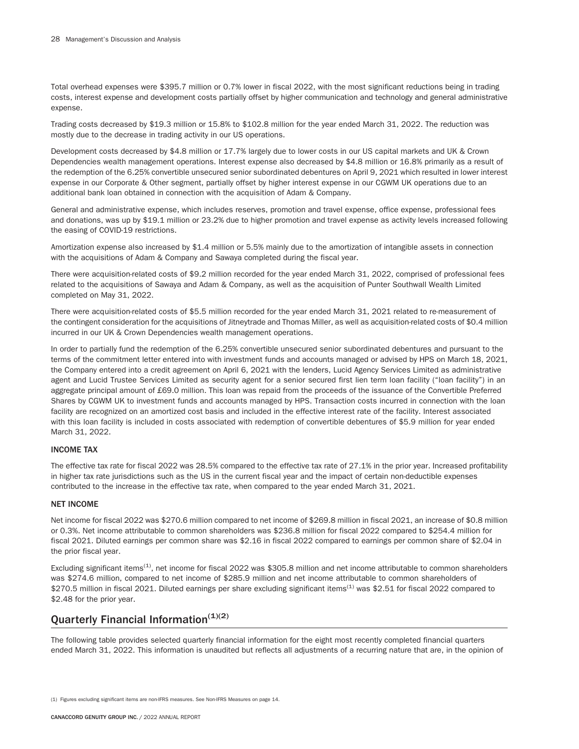Total overhead expenses were $395.7 million or 0.7% lower in fiscal 2022, with the most significant reductions being in trading costs, interest expense and development costs partially offset by higher communication and technology and general administrative expense.

Trading costs decreased by $19.3 million or 15.8% to $102.8 million for the year ended March 31, 2022. The reduction was mostly due to the decrease in trading activity in our US operations.

Development costs decreased by $4.8 million or 17.7% largely due to lower costs in our US capital markets and UK & Crown Dependencies wealth management operations. Interest expense also decreased by $4.8 million or 16.8% primarily as a result of the redemption of the 6.25% convertible unsecured senior subordinated debentures on April 9, 2021 which resulted in lower interest expense in our Corporate & Other segment, partially offset by higher interest expense in our CGWM UK operations due to an additional bank loan obtained in connection with the acquisition of Adam & Company.

General and administrative expense, which includes reserves, promotion and travel expense, office expense, professional fees and donations, was up by $19.1 million or 23.2% due to higher promotion and travel expense as activity levels increased following the easing of COVID-19 restrictions.

Amortization expense also increased by $1.4 million or 5.5% mainly due to the amortization of intangible assets in connection with the acquisitions of Adam & Company and Sawaya completed during the fiscal year.

There were acquisition-related costs of $9.2 million recorded for the year ended March 31, 2022, comprised of professional fees related to the acquisitions of Sawaya and Adam & Company, as well as the acquisition of Punter Southwall Wealth Limited completed on May 31, 2022.

There were acquisition-related costs of $5.5 million recorded for the year ended March 31, 2021 related to re-measurement of the contingent consideration for the acquisitions of Jitneytrade and Thomas Miller, as well as acquisition-related costs of $0.4 million incurred in our UK & Crown Dependencies wealth management operations.

In order to partially fund the redemption of the 6.25% convertible unsecured senior subordinated debentures and pursuant to the terms of the commitment letter entered into with investment funds and accounts managed or advised by HPS on March 18, 2021, the Company entered into a credit agreement on April 6, 2021 with the lenders, Lucid Agency Services Limited as administrative agent and Lucid Trustee Services Limited as security agent for a senior secured first lien term loan facility ("loan facility") in an aggregate principal amount of £69.0 million. This loan was repaid from the proceeds of the issuance of the Convertible Preferred Shares by CGWM UK to investment funds and accounts managed by HPS. Transaction costs incurred in connection with the loan facility are recognized on an amortized cost basis and included in the effective interest rate of the facility. Interest associated with this loan facility is included in costs associated with redemption of convertible debentures of $5.9 million for year ended March 31, 2022.

### INCOME TAX

The effective tax rate for fiscal 2022 was 28.5% compared to the effective tax rate of 27.1% in the prior year. Increased profitability in higher tax rate jurisdictions such as the US in the current fiscal year and the impact of certain non-deductible expenses contributed to the increase in the effective tax rate, when compared to the year ended March 31, 2021.

### NET INCOME

Net income for fiscal 2022 was $270.6 million compared to net income of $269.8 million in fiscal 2021, an increase of $0.8 million or 0.3%. Net income attributable to common shareholders was $236.8 million for fiscal 2022 compared to $254.4 million for fiscal 2021. Diluted earnings per common share was $2.16 in fiscal 2022 compared to earnings per common share of $2.04 in the prior fiscal year.

Excluding significant items[1], net income for fiscal 2022 was $305.8 million and net income attributable to common shareholders was $274.6 million, compared to net income of $285.9 million and net income attributable to common shareholders of $270.5 million in fiscal 2021. Diluted earnings per share excluding significant items[1] was $2.51 for fiscal 2022 compared to $2.48 for the prior year.

## Quarterly Financial Information[1][2]

The following table provides selected quarterly financial information for the eight most recently completed financial quarters ended March 31, 2022. This information is unaudited but reflects all adjustments of a recurring nature that are, in the opinion of

(1) Figures excluding significant items are non-IFRS measures. See Non-IFRS Measures on page 14.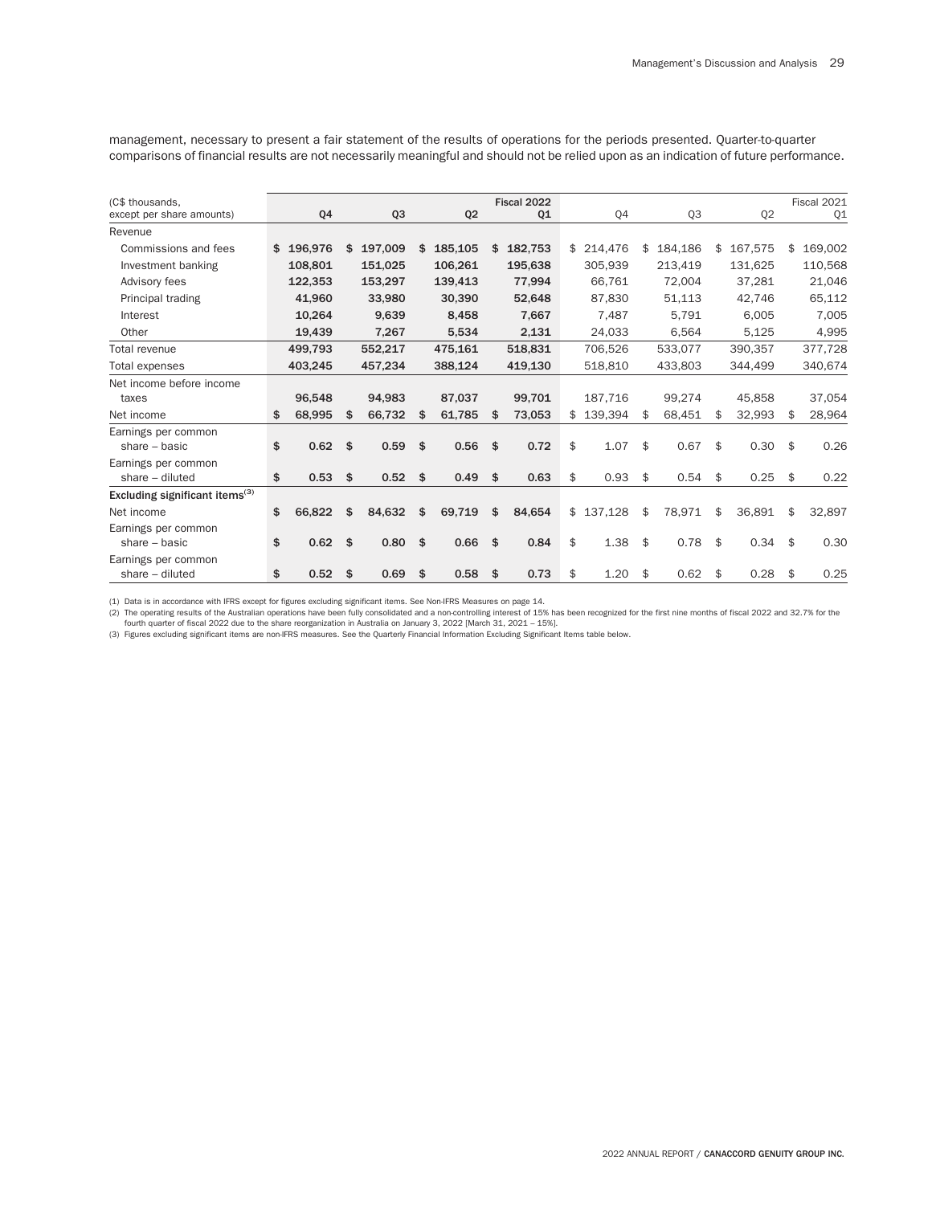management, necessary to present a fair statement of the results of operations for the periods presented. Quarter-to-quarter comparisons of financial results are not necessarily meaningful and should not be relied upon as an indication of future performance.

| (C$ thousands, except per share amounts) | Q4 | Q3 | Q2 | Fiscal 2022 Q1 | Q4 | Q3 | Q2 | Fiscal 2021 Q1 |
|---|---|---|---|---|---|---|---|---|
| Revenue | | | | | | | | |
| Commissions and fees | $ 196,976 | $ 197,009 | $ 185,105 | $ 182,753 | $ 214,476 | $ 184,186 | $ 167,575 | $ 169,002 |
| Investment banking | 108,801 | 151,025 | 106,261 | 195,638 | 305,939 | 213,419 | 131,625 | 110,568 |
| Advisory fees | 122,353 | 153,297 | 139,413 | 77,994 | 66,761 | 72,004 | 37,281 | 21,046 |
| Principal trading | 41,960 | 33,980 | 30,390 | 52,648 | 87,830 | 51,113 | 42,746 | 65,112 |
| Interest | 10,264 | 9,639 | 8,458 | 7,667 | 7,487 | 5,791 | 6,005 | 7,005 |
| Other | 19,439 | 7,267 | 5,534 | 2,131 | 24,033 | 6,564 | 5,125 | 4,995 |
| Total revenue | 499,793 | 552,217 | 475,161 | 518,831 | 706,526 | 533,077 | 390,357 | 377,728 |
| Total expenses | 403,245 | 457,234 | 388,124 | 419,130 | 518,810 | 433,803 | 344,499 | 340,674 |
| Net income before income taxes | 96,548 | 94,983 | 87,037 | 99,701 | 187,716 | 99,274 | 45,858 | 37,054 |
| Net income | $ 68,995 | $ 66,732 | $ 61,785 | $ 73,053 | $ 139,394 | $ 68,451 | $ 32,993 | $ 28,964 |
| Earnings per common share – basic | $ 0.62 | $ 0.59 | $ 0.56 | $ 0.72 | $ 1.07 | $ 0.67 | $ 0.30 | $ 0.26 |
| Earnings per common share – diluted | $ 0.53 | $ 0.52 | $ 0.49 | $ 0.63 | $ 0.93 | $ 0.54 | $ 0.25 | $ 0.22 |
| **Excluding significant items**[3] | | | | | | | | |
| Net income | $ 66,822 | $ 84,632 | $ 69,719 | $ 84,654 | $ 137,128 | $ 78,971 | $ 36,891 | $ 32,897 |
| Earnings per common share – basic | $ 0.62 | $ 0.80 | $ 0.66 | $ 0.84 | $ 1.38 | $ 0.78 | $ 0.34 | $ 0.30 |
| Earnings per common share – diluted | $ 0.52 | $ 0.69 | $ 0.58 | $ 0.73 | $ 1.20 | $ 0.62 | $ 0.28 | $ 0.25 |

(1) Data is in accordance with IFRS except for figures excluding significant items. See Non-IFRS Measures on page 14.

(2) The operating results of the Australian operations have been fully consolidated and a non-controlling interest of 15% has been recognized for the first nine months of fiscal 2022 and 32.7% for the fourth quarter of fiscal 2022 due to the share reorganization in Australia on January 3, 2022 [March 31, 2021 – 15%].

(3) Figures excluding significant items are non-IFRS measures. See the Quarterly Financial Information Excluding Significant Items table below.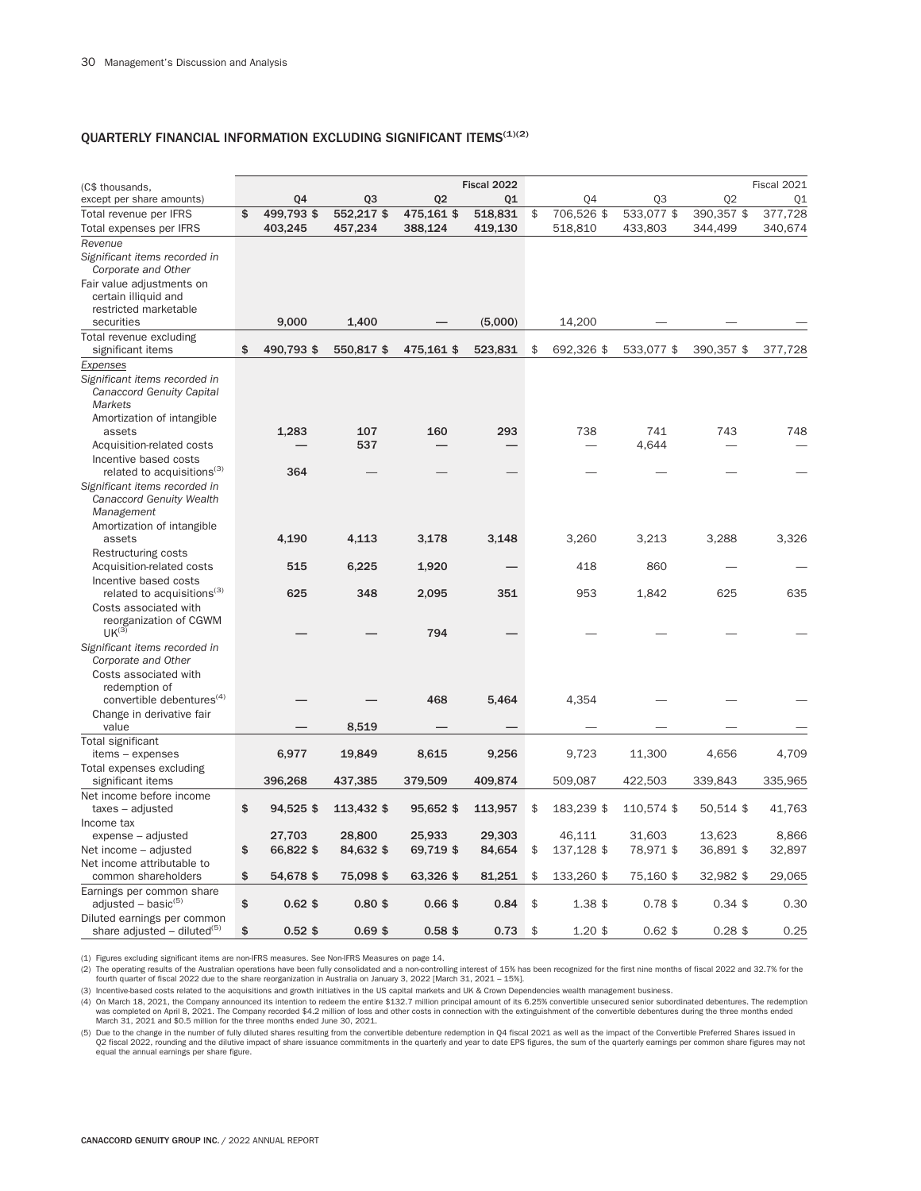## QUARTERLY FINANCIAL INFORMATION EXCLUDING SIGNIFICANT ITEMS[(1)(2)]

| (C$ thousands, except per share amounts) | Fiscal 2022 Q4 | Q3 | Q2 | Q1 | Fiscal 2021 Q4 | Q3 | Q2 | Q1 |
|---|---|---|---|---|---|---|---|---|
| Total revenue per IFRS | $ 499,793 | $ 552,217 | $ 475,161 | $ 518,831 | $ 706,526 | $ 533,077 | $ 390,357 | $ 377,728 |
| Total expenses per IFRS | 403,245 | 457,234 | 388,124 | 419,130 | 518,810 | 433,803 | 344,499 | 340,674 |
| *Revenue* | | | | | | | | |
| *Significant items recorded in Corporate and Other* | | | | | | | | |
| Fair value adjustments on certain illiquid and restricted marketable securities | 9,000 | 1,400 | — | (5,000) | 14,200 | — | — | — |
| Total revenue excluding significant items | $ 490,793 | $ 550,817 | $ 475,161 | $ 523,831 | $ 692,326 | $ 533,077 | $ 390,357 | $ 377,728 |
| *Expenses* | | | | | | | | |
| *Significant items recorded in Canaccord Genuity Capital Markets* | | | | | | | | |
| Amortization of intangible assets | 1,283 | 107 | 160 | 293 | 738 | 741 | 743 | 748 |
| Acquisition-related costs | — | 537 | — | — | — | 4,644 | — | — |
| Incentive based costs related to acquisitions[(3)] | 364 | — | — | — | — | — | — | — |
| *Significant items recorded in Canaccord Genuity Wealth Management* | | | | | | | | |
| Amortization of intangible assets | 4,190 | 4,113 | 3,178 | 3,148 | 3,260 | 3,213 | 3,288 | 3,326 |
| Restructuring costs | | | | | | | | |
| Acquisition-related costs | 515 | 6,225 | 1,920 | — | 418 | 860 | — | — |
| Incentive based costs related to acquisitions[(3)] | 625 | 348 | 2,095 | 351 | 953 | 1,842 | 625 | 635 |
| Costs associated with reorganization of CGWM UK[(3)] | — | — | 794 | — | — | — | — | — |
| *Significant items recorded in Corporate and Other* | | | | | | | | |
| Costs associated with redemption of convertible debentures[(4)] | — | — | 468 | 5,464 | 4,354 | — | — | — |
| Change in derivative fair value | — | 8,519 | — | — | — | — | — | — |
| Total significant items – expenses | 6,977 | 19,849 | 8,615 | 9,256 | 9,723 | 11,300 | 4,656 | 4,709 |
| Total expenses excluding significant items | 396,268 | 437,385 | 379,509 | 409,874 | 509,087 | 422,503 | 339,843 | 335,965 |
| Net income before income taxes – adjusted | $ 94,525 | $ 113,432 | $ 95,652 | $ 113,957 | $ 183,239 | $ 110,574 | $ 50,514 | $ 41,763 |
| Income tax expense – adjusted | 27,703 | 28,800 | 25,933 | 29,303 | 46,111 | 31,603 | 13,623 | 8,866 |
| Net income – adjusted | $ 66,822 | $ 84,632 | $ 69,719 | $ 84,654 | $ 137,128 | $ 78,971 | $ 36,891 | $ 32,897 |
| Net income attributable to common shareholders | $ 54,678 | $ 75,098 | $ 63,326 | $ 81,251 | $ 133,260 | $ 75,160 | $ 32,982 | $ 29,065 |
| Earnings per common share adjusted – basic[(5)] | $ 0.62 | $ 0.80 | $ 0.66 | $ 0.84 | $ 1.38 | $ 0.78 | $ 0.34 | $ 0.30 |
| Diluted earnings per common share adjusted – diluted[(5)] | $ 0.52 | $ 0.69 | $ 0.58 | $ 0.73 | $ 1.20 | $ 0.62 | $ 0.28 | $ 0.25 |

(1) Figures excluding significant items are non-IFRS measures. See Non-IFRS Measures on page 14.

(2) The operating results of the Australian operations have been fully consolidated and a non-controlling interest of 15% has been recognized for the first nine months of fiscal 2022 and 32.7% for the fourth quarter of fiscal 2022 due to the share reorganization in Australia on January 3, 2022 [March 31, 2021 – 15%].

(3) Incentive-based costs related to the acquisitions and growth initiatives in the US capital markets and UK & Crown Dependencies wealth management business.

(4) On March 18, 2021, the Company announced its intention to redeem the entire $132.7 million principal amount of its 6.25% convertible unsecured senior subordinated debentures. The redemption was completed on April 8, 2021. The Company recorded $4.2 million of loss and other costs in connection with the extinguishment of the convertible debentures during the three months ended March 31, 2021 and $0.5 million for the three months ended June 30, 2021.

(5) Due to the change in the number of fully diluted shares resulting from the convertible debenture redemption in Q4 fiscal 2021 as well as the impact of the Convertible Preferred Shares issued in Q2 fiscal 2022, rounding and the dilutive impact of share issuance commitments in the quarterly and year to date EPS figures, the sum of the quarterly earnings per common share figures may not equal the annual earnings per share figure.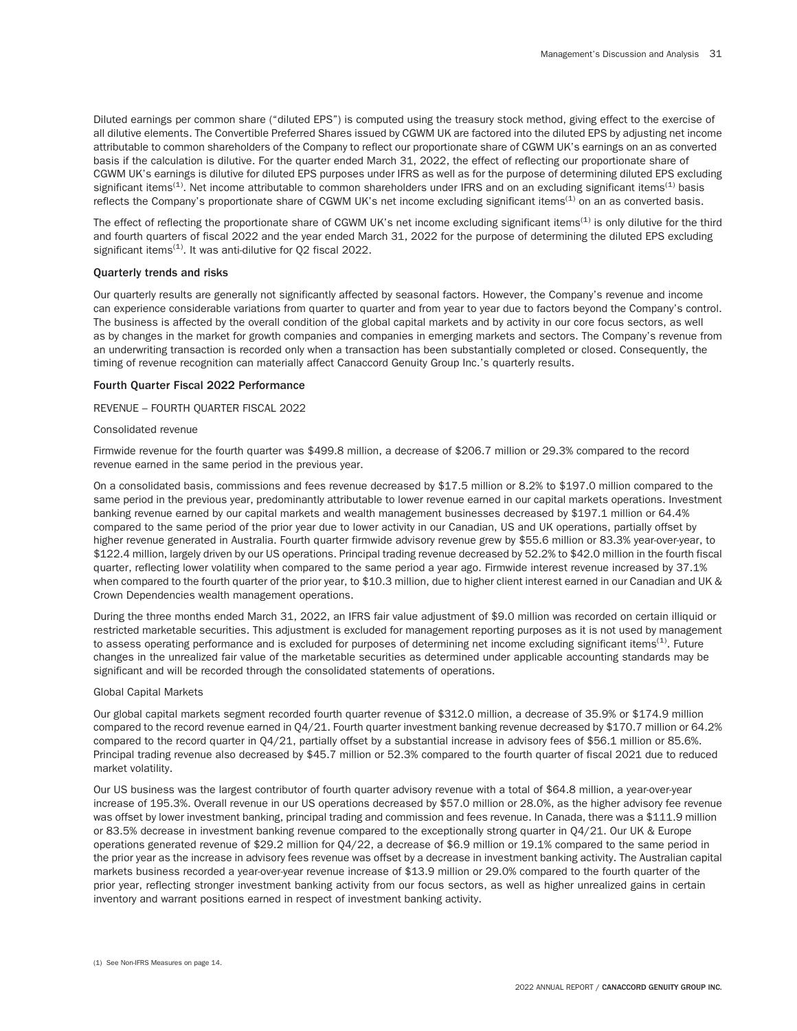Diluted earnings per common share ("diluted EPS") is computed using the treasury stock method, giving effect to the exercise of all dilutive elements. The Convertible Preferred Shares issued by CGWM UK are factored into the diluted EPS by adjusting net income attributable to common shareholders of the Company to reflect our proportionate share of CGWM UK's earnings on an as converted basis if the calculation is dilutive. For the quarter ended March 31, 2022, the effect of reflecting our proportionate share of CGWM UK's earnings is dilutive for diluted EPS purposes under IFRS as well as for the purpose of determining diluted EPS excluding significant items[(1)]. Net income attributable to common shareholders under IFRS and on an excluding significant items[(1)] basis reflects the Company's proportionate share of CGWM UK's net income excluding significant items[(1)] on an as converted basis.

The effect of reflecting the proportionate share of CGWM UK's net income excluding significant items[(1)] is only dilutive for the third and fourth quarters of fiscal 2022 and the year ended March 31, 2022 for the purpose of determining the diluted EPS excluding significant items[(1)]. It was anti-dilutive for Q2 fiscal 2022.

### Quarterly trends and risks

Our quarterly results are generally not significantly affected by seasonal factors. However, the Company's revenue and income can experience considerable variations from quarter to quarter and from year to year due to factors beyond the Company's control. The business is affected by the overall condition of the global capital markets and by activity in our core focus sectors, as well as by changes in the market for growth companies and companies in emerging markets and sectors. The Company's revenue from an underwriting transaction is recorded only when a transaction has been substantially completed or closed. Consequently, the timing of revenue recognition can materially affect Canaccord Genuity Group Inc.'s quarterly results.

### Fourth Quarter Fiscal 2022 Performance

REVENUE – FOURTH QUARTER FISCAL 2022

Consolidated revenue

Firmwide revenue for the fourth quarter was $499.8 million, a decrease of $206.7 million or 29.3% compared to the record revenue earned in the same period in the previous year.

On a consolidated basis, commissions and fees revenue decreased by $17.5 million or 8.2% to $197.0 million compared to the same period in the previous year, predominantly attributable to lower revenue earned in our capital markets operations. Investment banking revenue earned by our capital markets and wealth management businesses decreased by $197.1 million or 64.4% compared to the same period of the prior year due to lower activity in our Canadian, US and UK operations, partially offset by higher revenue generated in Australia. Fourth quarter firmwide advisory revenue grew by $55.6 million or 83.3% year-over-year, to $122.4 million, largely driven by our US operations. Principal trading revenue decreased by 52.2% to $42.0 million in the fourth fiscal quarter, reflecting lower volatility when compared to the same period a year ago. Firmwide interest revenue increased by 37.1% when compared to the fourth quarter of the prior year, to $10.3 million, due to higher client interest earned in our Canadian and UK & Crown Dependencies wealth management operations.

During the three months ended March 31, 2022, an IFRS fair value adjustment of $9.0 million was recorded on certain illiquid or restricted marketable securities. This adjustment is excluded for management reporting purposes as it is not used by management to assess operating performance and is excluded for purposes of determining net income excluding significant items[(1)]. Future changes in the unrealized fair value of the marketable securities as determined under applicable accounting standards may be significant and will be recorded through the consolidated statements of operations.

Global Capital Markets

Our global capital markets segment recorded fourth quarter revenue of $312.0 million, a decrease of 35.9% or $174.9 million compared to the record revenue earned in Q4/21. Fourth quarter investment banking revenue decreased by $170.7 million or 64.2% compared to the record quarter in Q4/21, partially offset by a substantial increase in advisory fees of $56.1 million or 85.6%. Principal trading revenue also decreased by $45.7 million or 52.3% compared to the fourth quarter of fiscal 2021 due to reduced market volatility.

Our US business was the largest contributor of fourth quarter advisory revenue with a total of $64.8 million, a year-over-year increase of 195.3%. Overall revenue in our US operations decreased by $57.0 million or 28.0%, as the higher advisory fee revenue was offset by lower investment banking, principal trading and commission and fees revenue. In Canada, there was a $111.9 million or 83.5% decrease in investment banking revenue compared to the exceptionally strong quarter in Q4/21. Our UK & Europe operations generated revenue of $29.2 million for Q4/22, a decrease of $6.9 million or 19.1% compared to the same period in the prior year as the increase in advisory fees revenue was offset by a decrease in investment banking activity. The Australian capital markets business recorded a year-over-year revenue increase of $13.9 million or 29.0% compared to the fourth quarter of the prior year, reflecting stronger investment banking activity from our focus sectors, as well as higher unrealized gains in certain inventory and warrant positions earned in respect of investment banking activity.

(1) See Non-IFRS Measures on page 14.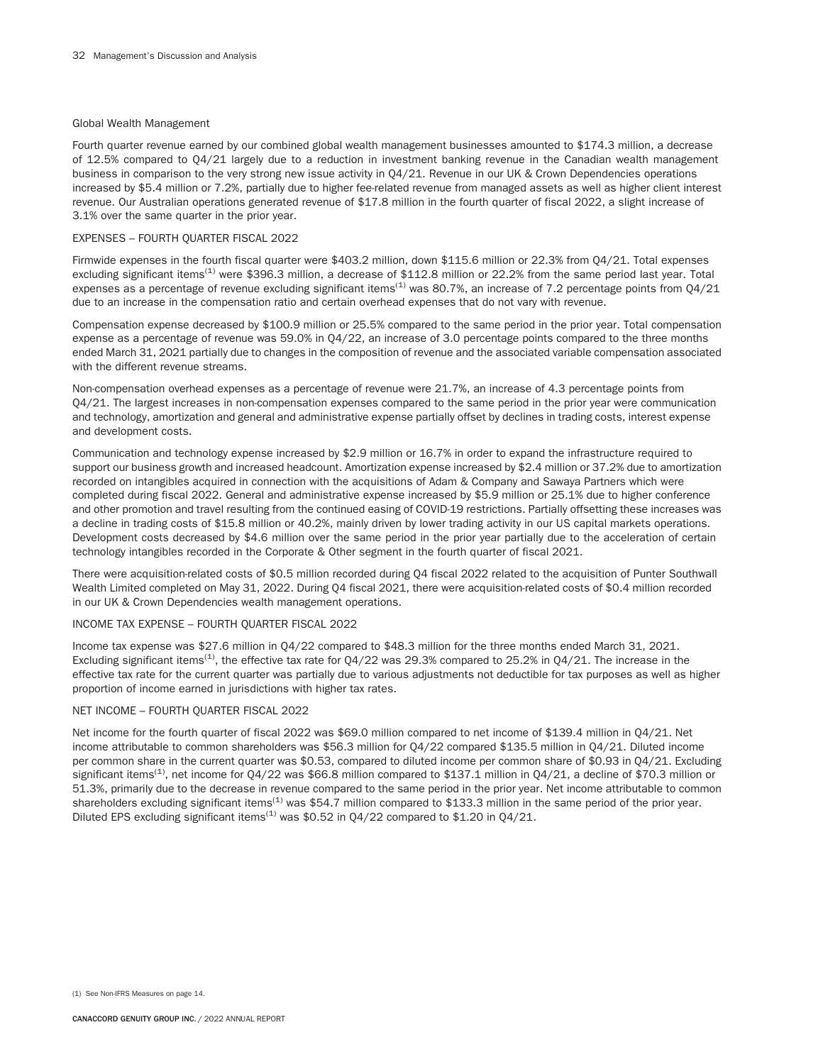### Global Wealth Management

Fourth quarter revenue earned by our combined global wealth management businesses amounted to $174.3 million, a decrease of 12.5% compared to Q4/21 largely due to a reduction in investment banking revenue in the Canadian wealth management business in comparison to the very strong new issue activity in Q4/21. Revenue in our UK & Crown Dependencies operations increased by $5.4 million or 7.2%, partially due to higher fee-related revenue from managed assets as well as higher client interest revenue. Our Australian operations generated revenue of $17.8 million in the fourth quarter of fiscal 2022, a slight increase of 3.1% over the same quarter in the prior year.

## EXPENSES – FOURTH QUARTER FISCAL 2022

Firmwide expenses in the fourth fiscal quarter were $403.2 million, down $115.6 million or 22.3% from Q4/21. Total expenses excluding significant items[1] were $396.3 million, a decrease of $112.8 million or 22.2% from the same period last year. Total expenses as a percentage of revenue excluding significant items[1] was 80.7%, an increase of 7.2 percentage points from Q4/21 due to an increase in the compensation ratio and certain overhead expenses that do not vary with revenue.

Compensation expense decreased by $100.9 million or 25.5% compared to the same period in the prior year. Total compensation expense as a percentage of revenue was 59.0% in Q4/22, an increase of 3.0 percentage points compared to the three months ended March 31, 2021 partially due to changes in the composition of revenue and the associated variable compensation associated with the different revenue streams.

Non-compensation overhead expenses as a percentage of revenue were 21.7%, an increase of 4.3 percentage points from Q4/21. The largest increases in non-compensation expenses compared to the same period in the prior year were communication and technology, amortization and general and administrative expense partially offset by declines in trading costs, interest expense and development costs.

Communication and technology expense increased by $2.9 million or 16.7% in order to expand the infrastructure required to support our business growth and increased headcount. Amortization expense increased by $2.4 million or 37.2% due to amortization recorded on intangibles acquired in connection with the acquisitions of Adam & Company and Sawaya Partners which were completed during fiscal 2022. General and administrative expense increased by $5.9 million or 25.1% due to higher conference and other promotion and travel resulting from the continued easing of COVID-19 restrictions. Partially offsetting these increases was a decline in trading costs of $15.8 million or 40.2%, mainly driven by lower trading activity in our US capital markets operations. Development costs decreased by $4.6 million over the same period in the prior year partially due to the acceleration of certain technology intangibles recorded in the Corporate & Other segment in the fourth quarter of fiscal 2021.

There were acquisition-related costs of $0.5 million recorded during Q4 fiscal 2022 related to the acquisition of Punter Southwall Wealth Limited completed on May 31, 2022. During Q4 fiscal 2021, there were acquisition-related costs of $0.4 million recorded in our UK & Crown Dependencies wealth management operations.

## INCOME TAX EXPENSE – FOURTH QUARTER FISCAL 2022

Income tax expense was $27.6 million in Q4/22 compared to $48.3 million for the three months ended March 31, 2021. Excluding significant items[1], the effective tax rate for Q4/22 was 29.3% compared to 25.2% in Q4/21. The increase in the effective tax rate for the current quarter was partially due to various adjustments not deductible for tax purposes as well as higher proportion of income earned in jurisdictions with higher tax rates.

## NET INCOME – FOURTH QUARTER FISCAL 2022

Net income for the fourth quarter of fiscal 2022 was $69.0 million compared to net income of $139.4 million in Q4/21. Net income attributable to common shareholders was $56.3 million for Q4/22 compared $135.5 million in Q4/21. Diluted income per common share in the current quarter was $0.53, compared to diluted income per common share of $0.93 in Q4/21. Excluding significant items[1], net income for Q4/22 was $66.8 million compared to $137.1 million in Q4/21, a decline of $70.3 million or 51.3%, primarily due to the decrease in revenue compared to the same period in the prior year. Net income attributable to common shareholders excluding significant items[1] was $54.7 million compared to $133.3 million in the same period of the prior year. Diluted EPS excluding significant items[1] was $0.52 in Q4/22 compared to $1.20 in Q4/21.

(1) See Non-IFRS Measures on page 14.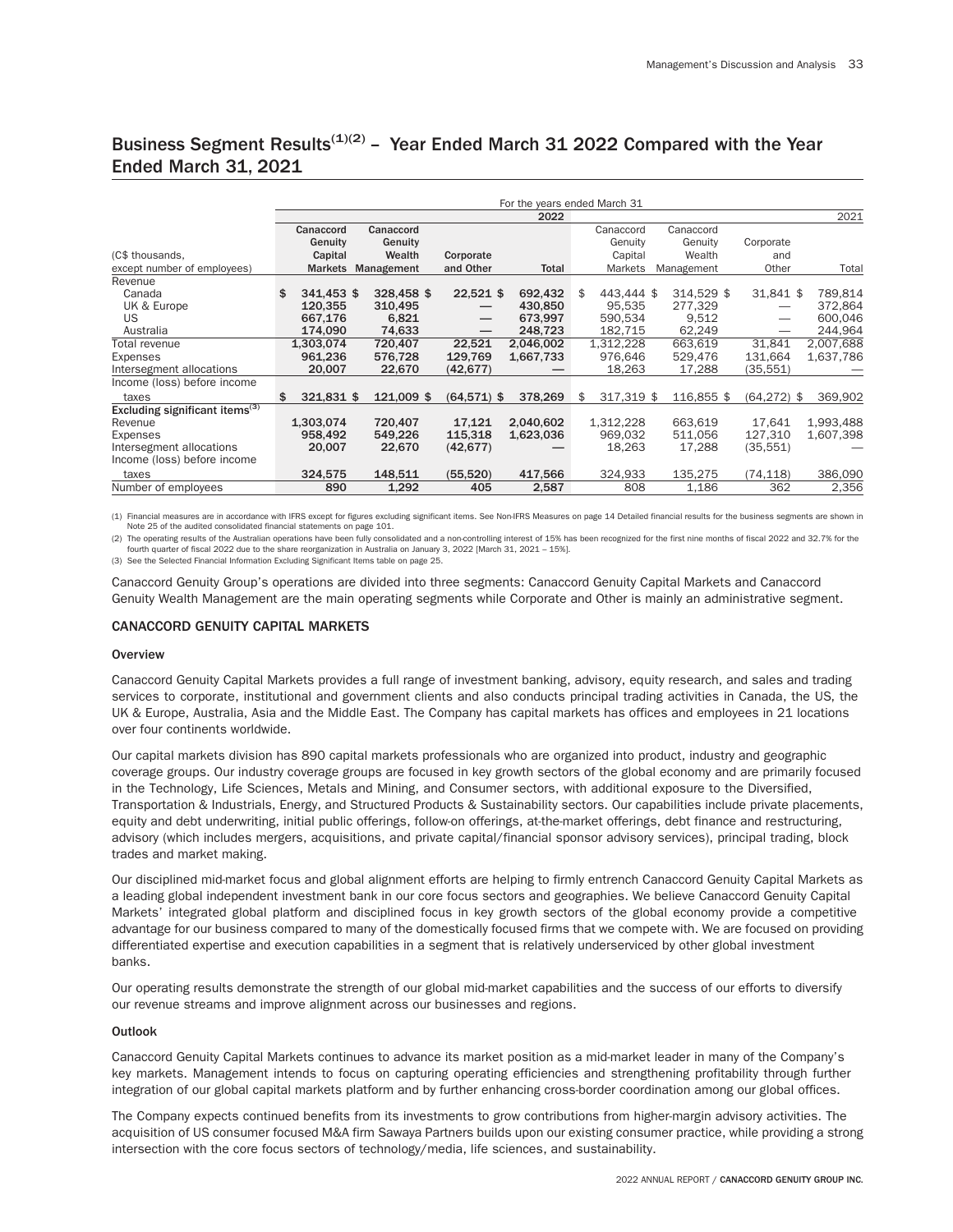## Business Segment Results[1][2] – Year Ended March 31 2022 Compared with the Year Ended March 31, 2021

| | For the years ended March 31 | | | | | | | |
|---|---|---|---|---|---|---|---|---|
| | | | | 2022 | | | | 2021 |
| (C$ thousands, except number of employees) | Canaccord Genuity Capital Markets | Canaccord Genuity Wealth Management | Corporate and Other | Total | Canaccord Genuity Capital Markets | Canaccord Genuity Wealth Management | Corporate and Other | Total |
| Revenue | | | | | | | | |
| Canada | $ 341,453 $ | 328,458 $ | 22,521 $ | 692,432 | $ 443,444 $ | 314,529 $ | 31,841 $ | 789,814 |
| UK & Europe | 120,355 | 310,495 | — | 430,850 | 95,535 | 277,329 | — | 372,864 |
| US | 667,176 | 6,821 | — | 673,997 | 590,534 | 9,512 | — | 600,046 |
| Australia | 174,090 | 74,633 | — | 248,723 | 182,715 | 62,249 | — | 244,964 |
| Total revenue | 1,303,074 | 720,407 | 22,521 | 2,046,002 | 1,312,228 | 663,619 | 31,841 | 2,007,688 |
| Expenses | 961,236 | 576,728 | 129,769 | 1,667,733 | 976,646 | 529,476 | 131,664 | 1,637,786 |
| Intersegment allocations | 20,007 | 22,670 | (42,677) | — | 18,263 | 17,288 | (35,551) | — |
| Income (loss) before income taxes | $ 321,831 $ | 121,009 $ | (64,571) $ | 378,269 | $ 317,319 $ | 116,855 $ | (64,272) $ | 369,902 |
| **Excluding significant items[3]** | | | | | | | | |
| Revenue | 1,303,074 | 720,407 | 17,121 | 2,040,602 | 1,312,228 | 663,619 | 17,641 | 1,993,488 |
| Expenses | 958,492 | 549,226 | 115,318 | 1,623,036 | 969,032 | 511,056 | 127,310 | 1,607,398 |
| Intersegment allocations | 20,007 | 22,670 | (42,677) | — | 18,263 | 17,288 | (35,551) | — |
| Income (loss) before income taxes | 324,575 | 148,511 | (55,520) | 417,566 | 324,933 | 135,275 | (74,118) | 386,090 |
| Number of employees | 890 | 1,292 | 405 | 2,587 | 808 | 1,186 | 362 | 2,356 |

(1) Financial measures are in accordance with IFRS except for figures excluding significant items. See Non-IFRS Measures on page 14 Detailed financial results for the business segments are shown in Note 25 of the audited consolidated financial statements on page 101.

(2) The operating results of the Australian operations have been fully consolidated and a non-controlling interest of 15% has been recognized for the first nine months of fiscal 2022 and 32.7% for the fourth quarter of fiscal 2022 due to the share reorganization in Australia on January 3, 2022 [March 31, 2021 – 15%].

(3) See the Selected Financial Information Excluding Significant Items table on page 25.

Canaccord Genuity Group's operations are divided into three segments: Canaccord Genuity Capital Markets and Canaccord Genuity Wealth Management are the main operating segments while Corporate and Other is mainly an administrative segment.

### CANACCORD GENUITY CAPITAL MARKETS

#### Overview

Canaccord Genuity Capital Markets provides a full range of investment banking, advisory, equity research, and sales and trading services to corporate, institutional and government clients and also conducts principal trading activities in Canada, the US, the UK & Europe, Australia, Asia and the Middle East. The Company has capital markets has offices and employees in 21 locations over four continents worldwide.

Our capital markets division has 890 capital markets professionals who are organized into product, industry and geographic coverage groups. Our industry coverage groups are focused in key growth sectors of the global economy and are primarily focused in the Technology, Life Sciences, Metals and Mining, and Consumer sectors, with additional exposure to the Diversified, Transportation & Industrials, Energy, and Structured Products & Sustainability sectors. Our capabilities include private placements, equity and debt underwriting, initial public offerings, follow-on offerings, at-the-market offerings, debt finance and restructuring, advisory (which includes mergers, acquisitions, and private capital/financial sponsor advisory services), principal trading, block trades and market making.

Our disciplined mid-market focus and global alignment efforts are helping to firmly entrench Canaccord Genuity Capital Markets as a leading global independent investment bank in our core focus sectors and geographies. We believe Canaccord Genuity Capital Markets' integrated global platform and disciplined focus in key growth sectors of the global economy provide a competitive advantage for our business compared to many of the domestically focused firms that we compete with. We are focused on providing differentiated expertise and execution capabilities in a segment that is relatively underserviced by other global investment banks.

Our operating results demonstrate the strength of our global mid-market capabilities and the success of our efforts to diversify our revenue streams and improve alignment across our businesses and regions.

#### Outlook

Canaccord Genuity Capital Markets continues to advance its market position as a mid-market leader in many of the Company's key markets. Management intends to focus on capturing operating efficiencies and strengthening profitability through further integration of our global capital markets platform and by further enhancing cross-border coordination among our global offices.

The Company expects continued benefits from its investments to grow contributions from higher-margin advisory activities. The acquisition of US consumer focused M&A firm Sawaya Partners builds upon our existing consumer practice, while providing a strong intersection with the core focus sectors of technology/media, life sciences, and sustainability.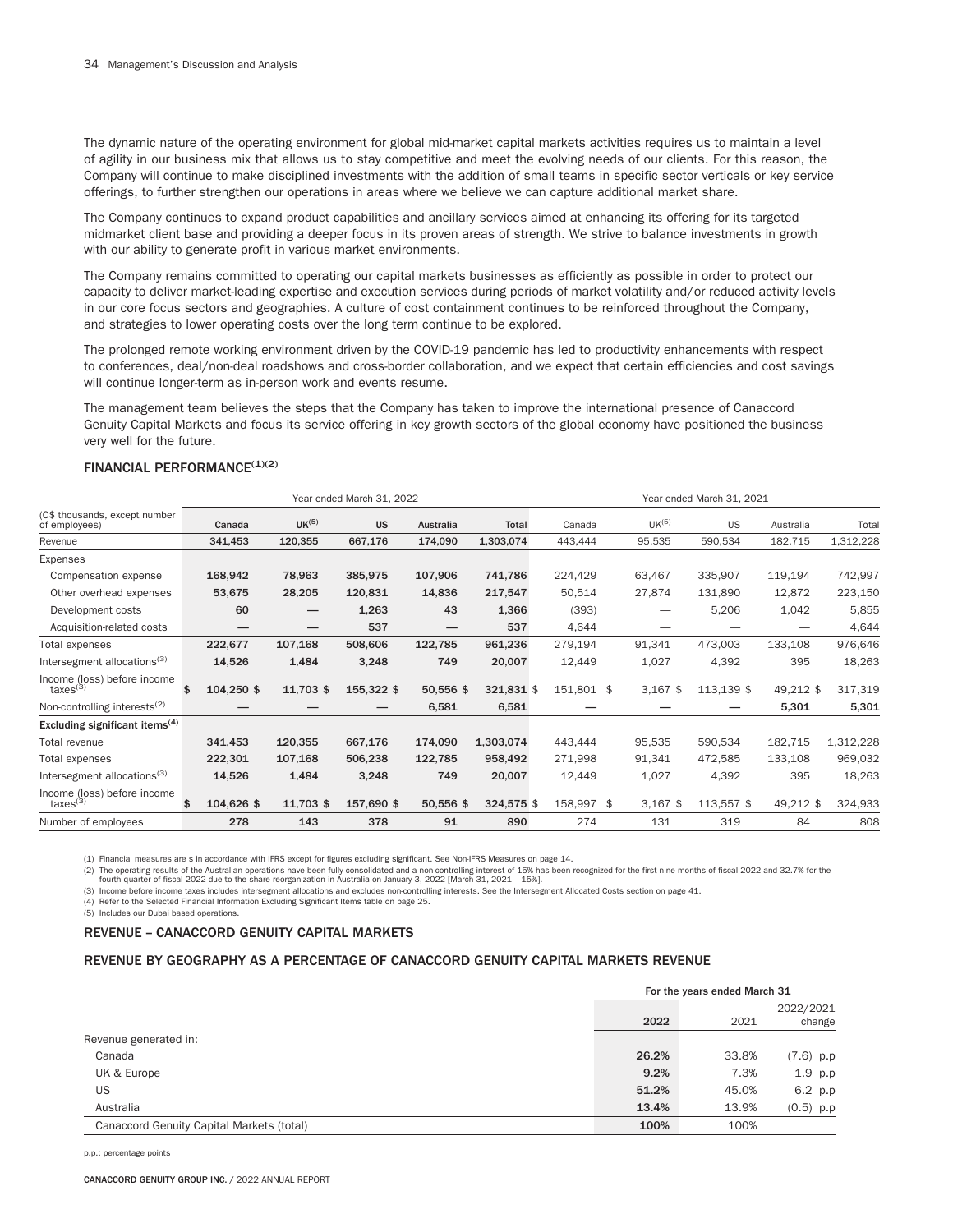The dynamic nature of the operating environment for global mid-market capital markets activities requires us to maintain a level of agility in our business mix that allows us to stay competitive and meet the evolving needs of our clients. For this reason, the Company will continue to make disciplined investments with the addition of small teams in specific sector verticals or key service offerings, to further strengthen our operations in areas where we believe we can capture additional market share.

The Company continues to expand product capabilities and ancillary services aimed at enhancing its offering for its targeted midmarket client base and providing a deeper focus in its proven areas of strength. We strive to balance investments in growth with our ability to generate profit in various market environments.

The Company remains committed to operating our capital markets businesses as efficiently as possible in order to protect our capacity to deliver market-leading expertise and execution services during periods of market volatility and/or reduced activity levels in our core focus sectors and geographies. A culture of cost containment continues to be reinforced throughout the Company, and strategies to lower operating costs over the long term continue to be explored.

The prolonged remote working environment driven by the COVID-19 pandemic has led to productivity enhancements with respect to conferences, deal/non-deal roadshows and cross-border collaboration, and we expect that certain efficiencies and cost savings will continue longer-term as in-person work and events resume.

The management team believes the steps that the Company has taken to improve the international presence of Canaccord Genuity Capital Markets and focus its service offering in key growth sectors of the global economy have positioned the business very well for the future.

## FINANCIAL PERFORMANCE[(1)(2)]

| | Year ended March 31, 2022 | | | | | Year ended March 31, 2021 | | | | |
|---|---|---|---|---|---|---|---|---|---|---|
| (C$ thousands, except number of employees) | Canada | UK[(5)] | US | Australia | Total | Canada | UK[(5)] | US | Australia | Total |
| Revenue | 341,453 | 120,355 | 667,176 | 174,090 | 1,303,074 | 443,444 | 95,535 | 590,534 | 182,715 | 1,312,228 |
| Expenses | | | | | | | | | | |
| Compensation expense | 168,942 | 78,963 | 385,975 | 107,906 | 741,786 | 224,429 | 63,467 | 335,907 | 119,194 | 742,997 |
| Other overhead expenses | 53,675 | 28,205 | 120,831 | 14,836 | 217,547 | 50,514 | 27,874 | 131,890 | 12,872 | 223,150 |
| Development costs | 60 | — | 1,263 | 43 | 1,366 | (393) | — | 5,206 | 1,042 | 5,855 |
| Acquisition-related costs | — | — | 537 | — | 537 | 4,644 | — | — | — | 4,644 |
| Total expenses | 222,677 | 107,168 | 508,606 | 122,785 | 961,236 | 279,194 | 91,341 | 473,003 | 133,108 | 976,646 |
| Intersegment allocations[(3)] | 14,526 | 1,484 | 3,248 | 749 | 20,007 | 12,449 | 1,027 | 4,392 | 395 | 18,263 |
| Income (loss) before income taxes[(3)] | $ 104,250 | $ 11,703 | $ 155,322 | $ 50,556 | $ 321,831 | $ 151,801 | $ 3,167 | $ 113,139 | $ 49,212 | $ 317,319 |
| Non-controlling interests[(2)] | — | — | — | 6,581 | 6,581 | — | — | — | 5,301 | 5,301 |
| **Excluding significant items[(4)]** | | | | | | | | | | |
| Total revenue | 341,453 | 120,355 | 667,176 | 174,090 | 1,303,074 | 443,444 | 95,535 | 590,534 | 182,715 | 1,312,228 |
| Total expenses | 222,301 | 107,168 | 506,238 | 122,785 | 958,492 | 271,998 | 91,341 | 472,585 | 133,108 | 969,032 |
| Intersegment allocations[(3)] | 14,526 | 1,484 | 3,248 | 749 | 20,007 | 12,449 | 1,027 | 4,392 | 395 | 18,263 |
| Income (loss) before income taxes[(3)] | $ 104,626 | $ 11,703 | $ 157,690 | $ 50,556 | $ 324,575 | $ 158,997 | $ 3,167 | $ 113,557 | $ 49,212 | $ 324,933 |
| Number of employees | 278 | 143 | 378 | 91 | 890 | 274 | 131 | 319 | 84 | 808 |

(1) Financial measures are s in accordance with IFRS except for figures excluding significant. See Non-IFRS Measures on page 14.
(2) The operating results of the Australian operations have been fully consolidated and a non-controlling interest of 15% has been recognized for the first nine months of fiscal 2022 and 32.7% for the fourth quarter of fiscal 2022 due to the share reorganization in Australia on January 3, 2022 [March 31, 2021 – 15%].
(3) Income before income taxes includes intersegment allocations and excludes non-controlling interests. See the Intersegment Allocated Costs section on page 41.
(4) Refer to the Selected Financial Information Excluding Significant Items table on page 25.
(5) Includes our Dubai based operations.

## REVENUE – CANACCORD GENUITY CAPITAL MARKETS

## REVENUE BY GEOGRAPHY AS A PERCENTAGE OF CANACCORD GENUITY CAPITAL MARKETS REVENUE

| | For the years ended March 31 | | |
|---|---|---|---|
| | 2022 | 2021 | 2022/2021 change |
| Revenue generated in: | | | |
| Canada | 26.2% | 33.8% | (7.6) p.p |
| UK & Europe | 9.2% | 7.3% | 1.9 p.p |
| US | 51.2% | 45.0% | 6.2 p.p |
| Australia | 13.4% | 13.9% | (0.5) p.p |
| Canaccord Genuity Capital Markets (total) | 100% | 100% | |

p.p.: percentage points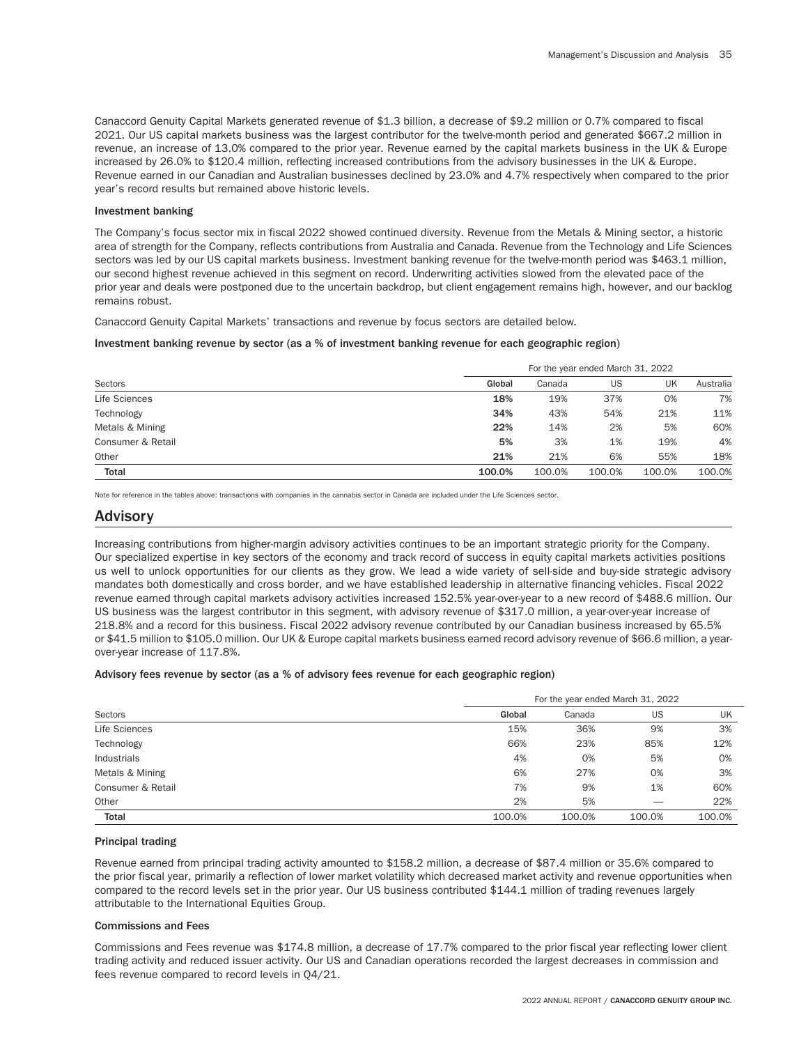Canaccord Genuity Capital Markets generated revenue of $1.3 billion, a decrease of $9.2 million or 0.7% compared to fiscal 2021. Our US capital markets business was the largest contributor for the twelve-month period and generated $667.2 million in revenue, an increase of 13.0% compared to the prior year. Revenue earned by the capital markets business in the UK & Europe increased by 26.0% to $120.4 million, reflecting increased contributions from the advisory businesses in the UK & Europe. Revenue earned in our Canadian and Australian businesses declined by 23.0% and 4.7% respectively when compared to the prior year's record results but remained above historic levels.

### Investment banking

The Company's focus sector mix in fiscal 2022 showed continued diversity. Revenue from the Metals & Mining sector, a historic area of strength for the Company, reflects contributions from Australia and Canada. Revenue from the Technology and Life Sciences sectors was led by our US capital markets business. Investment banking revenue for the twelve-month period was $463.1 million, our second highest revenue achieved in this segment on record. Underwriting activities slowed from the elevated pace of the prior year and deals were postponed due to the uncertain backdrop, but client engagement remains high, however, and our backlog remains robust.

Canaccord Genuity Capital Markets' transactions and revenue by focus sectors are detailed below.

**Investment banking revenue by sector (as a % of investment banking revenue for each geographic region)**

| | For the year ended March 31, 2022 | | | | |
|---|---|---|---|---|---|
| Sectors | **Global** | Canada | US | UK | Australia |
| Life Sciences | **18%** | 19% | 37% | 0% | 7% |
| Technology | **34%** | 43% | 54% | 21% | 11% |
| Metals & Mining | **22%** | 14% | 2% | 5% | 60% |
| Consumer & Retail | **5%** | 3% | 1% | 19% | 4% |
| Other | **21%** | 21% | 6% | 55% | 18% |
| **Total** | **100.0%** | 100.0% | 100.0% | 100.0% | 100.0% |

Note for reference in the tables above: transactions with companies in the cannabis sector in Canada are included under the Life Sciences sector.

## Advisory

Increasing contributions from higher-margin advisory activities continues to be an important strategic priority for the Company. Our specialized expertise in key sectors of the economy and track record of success in equity capital markets activities positions us well to unlock opportunities for our clients as they grow. We lead a wide variety of sell-side and buy-side strategic advisory mandates both domestically and cross border, and we have established leadership in alternative financing vehicles. Fiscal 2022 revenue earned through capital markets advisory activities increased 152.5% year-over-year to a new record of $488.6 million. Our US business was the largest contributor in this segment, with advisory revenue of $317.0 million, a year-over-year increase of 218.8% and a record for this business. Fiscal 2022 advisory revenue contributed by our Canadian business increased by 65.5% or $41.5 million to $105.0 million. Our UK & Europe capital markets business earned record advisory revenue of $66.6 million, a year-over-year increase of 117.8%.

**Advisory fees revenue by sector (as a % of advisory fees revenue for each geographic region)**

| | For the year ended March 31, 2022 | | | |
|---|---|---|---|---|
| Sectors | **Global** | Canada | US | UK |
| Life Sciences | 15% | 36% | 9% | 3% |
| Technology | 66% | 23% | 85% | 12% |
| Industrials | 4% | 0% | 5% | 0% |
| Metals & Mining | 6% | 27% | 0% | 3% |
| Consumer & Retail | 7% | 9% | 1% | 60% |
| Other | 2% | 5% | — | 22% |
| **Total** | 100.0% | 100.0% | 100.0% | 100.0% |

### Principal trading

Revenue earned from principal trading activity amounted to $158.2 million, a decrease of $87.4 million or 35.6% compared to the prior fiscal year, primarily a reflection of lower market volatility which decreased market activity and revenue opportunities when compared to the record levels set in the prior year. Our US business contributed $144.1 million of trading revenues largely attributable to the International Equities Group.

### Commissions and Fees

Commissions and Fees revenue was $174.8 million, a decrease of 17.7% compared to the prior fiscal year reflecting lower client trading activity and reduced issuer activity. Our US and Canadian operations recorded the largest decreases in commission and fees revenue compared to record levels in Q4/21.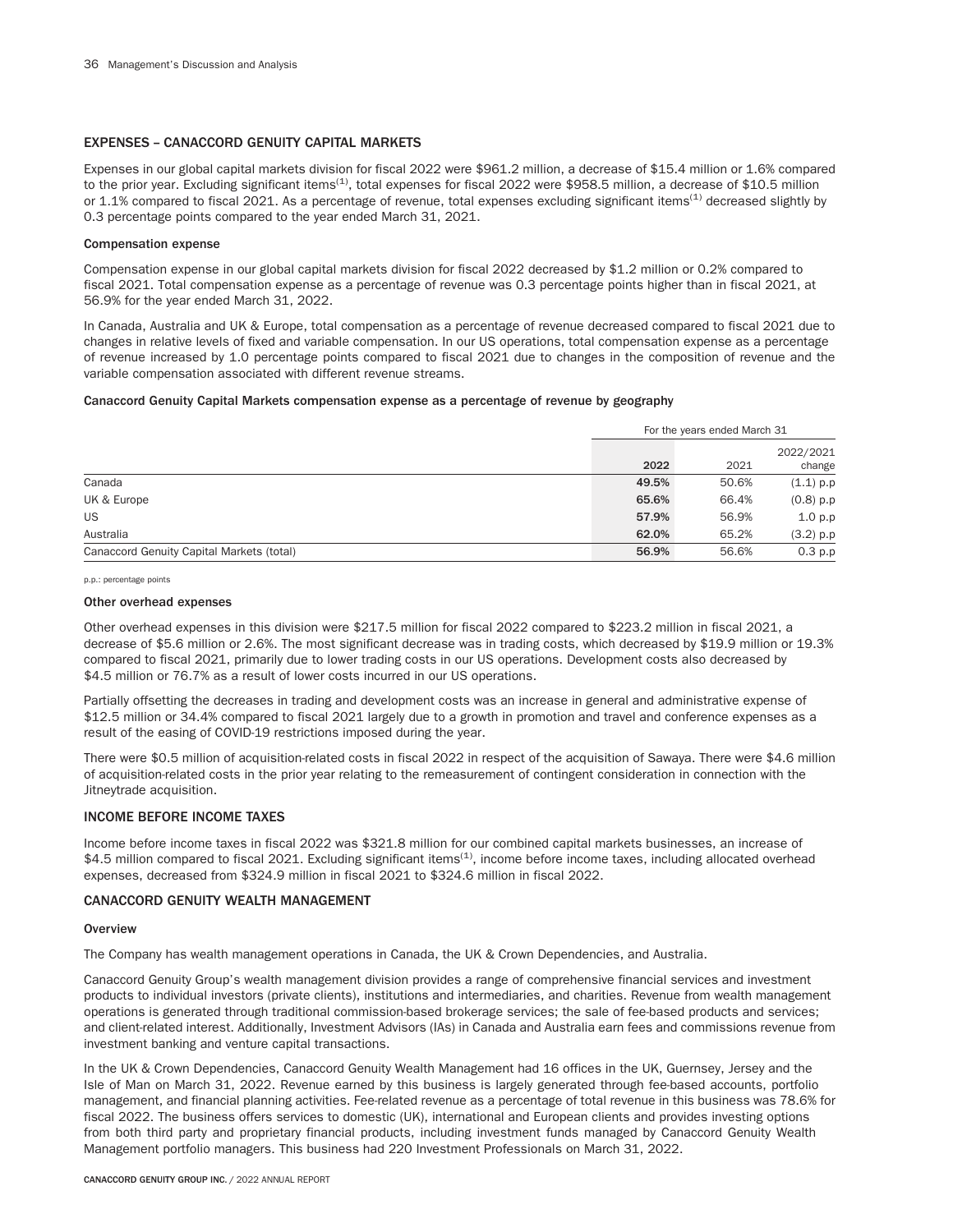## EXPENSES – CANACCORD GENUITY CAPITAL MARKETS

Expenses in our global capital markets division for fiscal 2022 were $961.2 million, a decrease of $15.4 million or 1.6% compared to the prior year. Excluding significant items[(1)], total expenses for fiscal 2022 were $958.5 million, a decrease of $10.5 million or 1.1% compared to fiscal 2021. As a percentage of revenue, total expenses excluding significant items[(1)] decreased slightly by 0.3 percentage points compared to the year ended March 31, 2021.

### Compensation expense

Compensation expense in our global capital markets division for fiscal 2022 decreased by $1.2 million or 0.2% compared to fiscal 2021. Total compensation expense as a percentage of revenue was 0.3 percentage points higher than in fiscal 2021, at 56.9% for the year ended March 31, 2022.

In Canada, Australia and UK & Europe, total compensation as a percentage of revenue decreased compared to fiscal 2021 due to changes in relative levels of fixed and variable compensation. In our US operations, total compensation expense as a percentage of revenue increased by 1.0 percentage points compared to fiscal 2021 due to changes in the composition of revenue and the variable compensation associated with different revenue streams.

### Canaccord Genuity Capital Markets compensation expense as a percentage of revenue by geography

| | For the years ended March 31 | | |
|---|---|---|---|
| | **2022** | 2021 | 2022/2021 change |
| Canada | **49.5%** | 50.6% | (1.1) p.p |
| UK & Europe | **65.6%** | 66.4% | (0.8) p.p |
| US | **57.9%** | 56.9% | 1.0 p.p |
| Australia | **62.0%** | 65.2% | (3.2) p.p |
| Canaccord Genuity Capital Markets (total) | **56.9%** | 56.6% | 0.3 p.p |

p.p.: percentage points

### Other overhead expenses

Other overhead expenses in this division were $217.5 million for fiscal 2022 compared to $223.2 million in fiscal 2021, a decrease of $5.6 million or 2.6%. The most significant decrease was in trading costs, which decreased by $19.9 million or 19.3% compared to fiscal 2021, primarily due to lower trading costs in our US operations. Development costs also decreased by $4.5 million or 76.7% as a result of lower costs incurred in our US operations.

Partially offsetting the decreases in trading and development costs was an increase in general and administrative expense of $12.5 million or 34.4% compared to fiscal 2021 largely due to a growth in promotion and travel and conference expenses as a result of the easing of COVID-19 restrictions imposed during the year.

There were $0.5 million of acquisition-related costs in fiscal 2022 in respect of the acquisition of Sawaya. There were $4.6 million of acquisition-related costs in the prior year relating to the remeasurement of contingent consideration in connection with the Jitneytrade acquisition.

## INCOME BEFORE INCOME TAXES

Income before income taxes in fiscal 2022 was $321.8 million for our combined capital markets businesses, an increase of $4.5 million compared to fiscal 2021. Excluding significant items[(1)], income before income taxes, including allocated overhead expenses, decreased from $324.9 million in fiscal 2021 to $324.6 million in fiscal 2022.

## CANACCORD GENUITY WEALTH MANAGEMENT

### Overview

The Company has wealth management operations in Canada, the UK & Crown Dependencies, and Australia.

Canaccord Genuity Group's wealth management division provides a range of comprehensive financial services and investment products to individual investors (private clients), institutions and intermediaries, and charities. Revenue from wealth management operations is generated through traditional commission-based brokerage services; the sale of fee-based products and services; and client-related interest. Additionally, Investment Advisors (IAs) in Canada and Australia earn fees and commissions revenue from investment banking and venture capital transactions.

In the UK & Crown Dependencies, Canaccord Genuity Wealth Management had 16 offices in the UK, Guernsey, Jersey and the Isle of Man on March 31, 2022. Revenue earned by this business is largely generated through fee-based accounts, portfolio management, and financial planning activities. Fee-related revenue as a percentage of total revenue in this business was 78.6% for fiscal 2022. The business offers services to domestic (UK), international and European clients and provides investing options from both third party and proprietary financial products, including investment funds managed by Canaccord Genuity Wealth Management portfolio managers. This business had 220 Investment Professionals on March 31, 2022.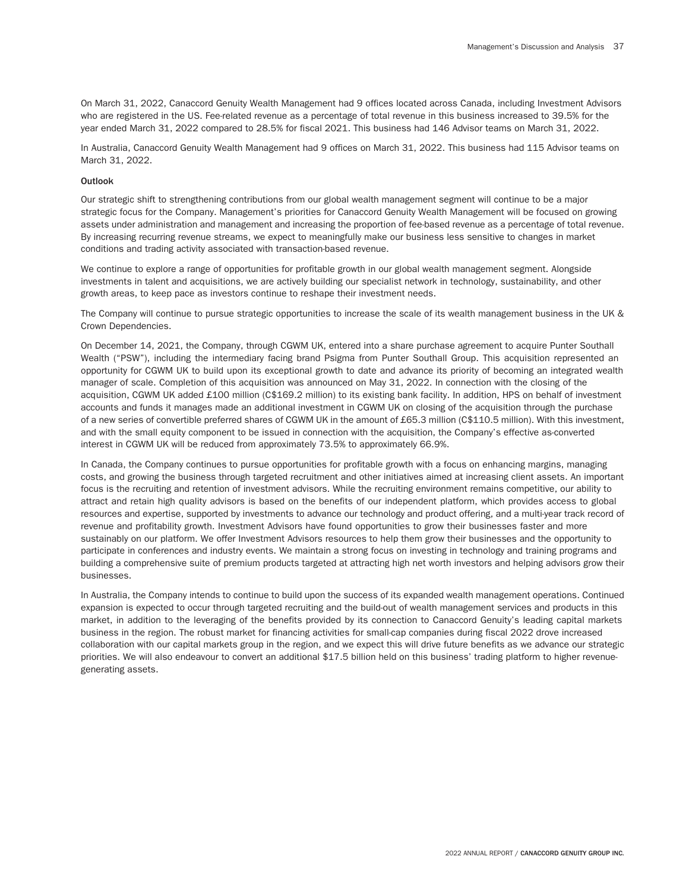On March 31, 2022, Canaccord Genuity Wealth Management had 9 offices located across Canada, including Investment Advisors who are registered in the US. Fee-related revenue as a percentage of total revenue in this business increased to 39.5% for the year ended March 31, 2022 compared to 28.5% for fiscal 2021. This business had 146 Advisor teams on March 31, 2022.

In Australia, Canaccord Genuity Wealth Management had 9 offices on March 31, 2022. This business had 115 Advisor teams on March 31, 2022.

### Outlook

Our strategic shift to strengthening contributions from our global wealth management segment will continue to be a major strategic focus for the Company. Management's priorities for Canaccord Genuity Wealth Management will be focused on growing assets under administration and management and increasing the proportion of fee-based revenue as a percentage of total revenue. By increasing recurring revenue streams, we expect to meaningfully make our business less sensitive to changes in market conditions and trading activity associated with transaction-based revenue.

We continue to explore a range of opportunities for profitable growth in our global wealth management segment. Alongside investments in talent and acquisitions, we are actively building our specialist network in technology, sustainability, and other growth areas, to keep pace as investors continue to reshape their investment needs.

The Company will continue to pursue strategic opportunities to increase the scale of its wealth management business in the UK & Crown Dependencies.

On December 14, 2021, the Company, through CGWM UK, entered into a share purchase agreement to acquire Punter Southall Wealth ("PSW"), including the intermediary facing brand Psigma from Punter Southall Group. This acquisition represented an opportunity for CGWM UK to build upon its exceptional growth to date and advance its priority of becoming an integrated wealth manager of scale. Completion of this acquisition was announced on May 31, 2022. In connection with the closing of the acquisition, CGWM UK added £100 million (C$169.2 million) to its existing bank facility. In addition, HPS on behalf of investment accounts and funds it manages made an additional investment in CGWM UK on closing of the acquisition through the purchase of a new series of convertible preferred shares of CGWM UK in the amount of £65.3 million (C$110.5 million). With this investment, and with the small equity component to be issued in connection with the acquisition, the Company's effective as-converted interest in CGWM UK will be reduced from approximately 73.5% to approximately 66.9%.

In Canada, the Company continues to pursue opportunities for profitable growth with a focus on enhancing margins, managing costs, and growing the business through targeted recruitment and other initiatives aimed at increasing client assets. An important focus is the recruiting and retention of investment advisors. While the recruiting environment remains competitive, our ability to attract and retain high quality advisors is based on the benefits of our independent platform, which provides access to global resources and expertise, supported by investments to advance our technology and product offering, and a multi-year track record of revenue and profitability growth. Investment Advisors have found opportunities to grow their businesses faster and more sustainably on our platform. We offer Investment Advisors resources to help them grow their businesses and the opportunity to participate in conferences and industry events. We maintain a strong focus on investing in technology and training programs and building a comprehensive suite of premium products targeted at attracting high net worth investors and helping advisors grow their businesses.

In Australia, the Company intends to continue to build upon the success of its expanded wealth management operations. Continued expansion is expected to occur through targeted recruiting and the build-out of wealth management services and products in this market, in addition to the leveraging of the benefits provided by its connection to Canaccord Genuity's leading capital markets business in the region. The robust market for financing activities for small-cap companies during fiscal 2022 drove increased collaboration with our capital markets group in the region, and we expect this will drive future benefits as we advance our strategic priorities. We will also endeavour to convert an additional $17.5 billion held on this business' trading platform to higher revenue-generating assets.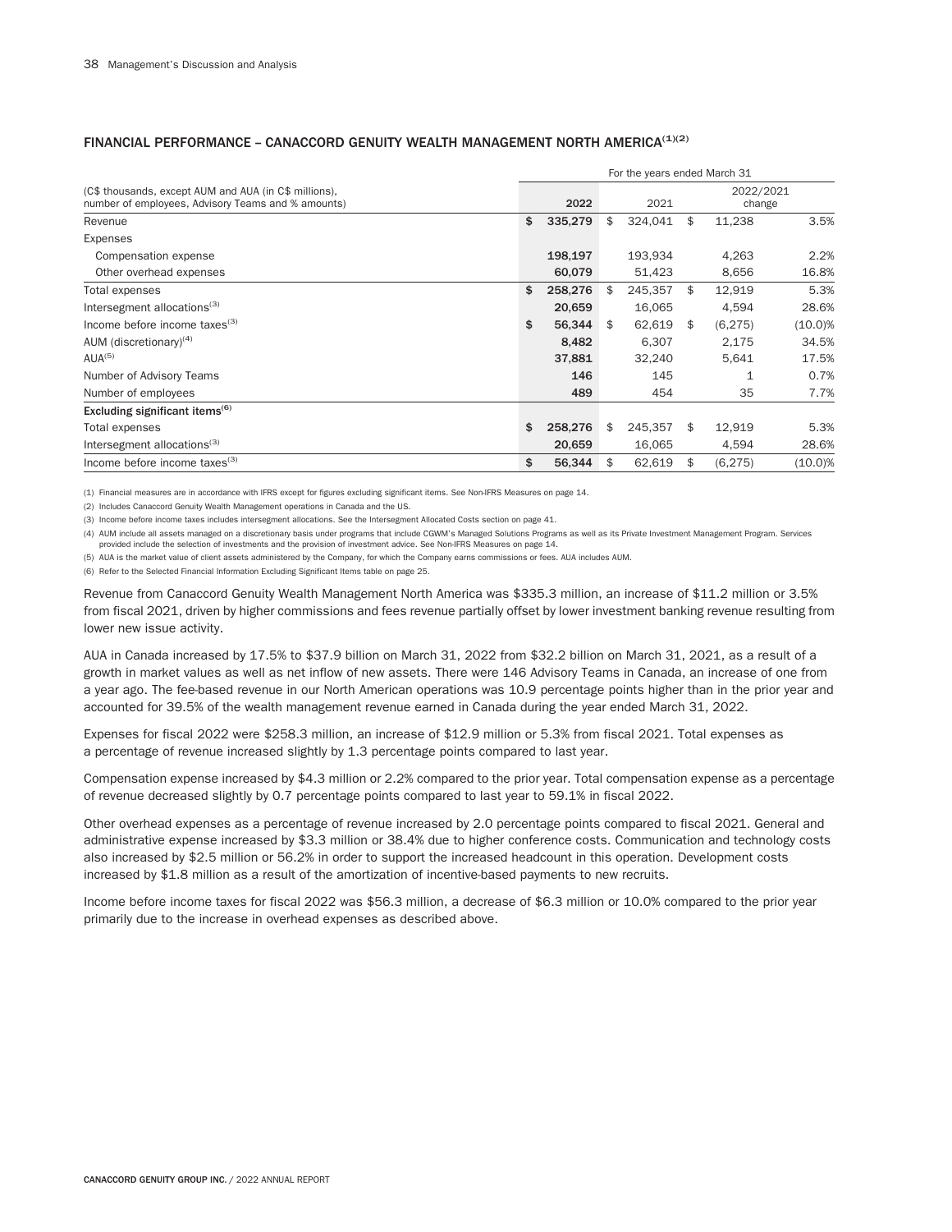## FINANCIAL PERFORMANCE – CANACCORD GENUITY WEALTH MANAGEMENT NORTH AMERICA[(1)(2)]

| (C$ thousands, except AUM and AUA (in C$ millions), number of employees, Advisory Teams and % amounts) | For the years ended March 31 2022 | 2021 | 2022/2021 change | |
|---|---|---|---|---|
| Revenue | $ 335,279 | $ 324,041 | $ 11,238 | 3.5% |
| Expenses | | | | |
| Compensation expense | 198,197 | 193,934 | 4,263 | 2.2% |
| Other overhead expenses | 60,079 | 51,423 | 8,656 | 16.8% |
| Total expenses | $ 258,276 | $ 245,357 | $ 12,919 | 5.3% |
| Intersegment allocations[(3)] | 20,659 | 16,065 | 4,594 | 28.6% |
| Income before income taxes[(3)] | $ 56,344 | $ 62,619 | $ (6,275) | (10.0)% |
| AUM (discretionary)[(4)] | 8,482 | 6,307 | 2,175 | 34.5% |
| AUA[(5)] | 37,881 | 32,240 | 5,641 | 17.5% |
| Number of Advisory Teams | 146 | 145 | 1 | 0.7% |
| Number of employees | 489 | 454 | 35 | 7.7% |
| **Excluding significant items[(6)]** | | | | |
| Total expenses | $ 258,276 | $ 245,357 | $ 12,919 | 5.3% |
| Intersegment allocations[(3)] | 20,659 | 16,065 | 4,594 | 28.6% |
| Income before income taxes[(3)] | $ 56,344 | $ 62,619 | $ (6,275) | (10.0)% |

(1) Financial measures are in accordance with IFRS except for figures excluding significant items. See Non-IFRS Measures on page 14.

(2) Includes Canaccord Genuity Wealth Management operations in Canada and the US.

(3) Income before income taxes includes intersegment allocations. See the Intersegment Allocated Costs section on page 41.

(4) AUM include all assets managed on a discretionary basis under programs that include CGWM's Managed Solutions Programs as well as its Private Investment Management Program. Services provided include the selection of investments and the provision of investment advice. See Non-IFRS Measures on page 14.

(5) AUA is the market value of client assets administered by the Company, for which the Company earns commissions or fees. AUA includes AUM.

(6) Refer to the Selected Financial Information Excluding Significant Items table on page 25.

Revenue from Canaccord Genuity Wealth Management North America was $335.3 million, an increase of $11.2 million or 3.5% from fiscal 2021, driven by higher commissions and fees revenue partially offset by lower investment banking revenue resulting from lower new issue activity.

AUA in Canada increased by 17.5% to $37.9 billion on March 31, 2022 from $32.2 billion on March 31, 2021, as a result of a growth in market values as well as net inflow of new assets. There were 146 Advisory Teams in Canada, an increase of one from a year ago. The fee-based revenue in our North American operations was 10.9 percentage points higher than in the prior year and accounted for 39.5% of the wealth management revenue earned in Canada during the year ended March 31, 2022.

Expenses for fiscal 2022 were $258.3 million, an increase of $12.9 million or 5.3% from fiscal 2021. Total expenses as a percentage of revenue increased slightly by 1.3 percentage points compared to last year.

Compensation expense increased by $4.3 million or 2.2% compared to the prior year. Total compensation expense as a percentage of revenue decreased slightly by 0.7 percentage points compared to last year to 59.1% in fiscal 2022.

Other overhead expenses as a percentage of revenue increased by 2.0 percentage points compared to fiscal 2021. General and administrative expense increased by $3.3 million or 38.4% due to higher conference costs. Communication and technology costs also increased by $2.5 million or 56.2% in order to support the increased headcount in this operation. Development costs increased by $1.8 million as a result of the amortization of incentive-based payments to new recruits.

Income before income taxes for fiscal 2022 was $56.3 million, a decrease of $6.3 million or 10.0% compared to the prior year primarily due to the increase in overhead expenses as described above.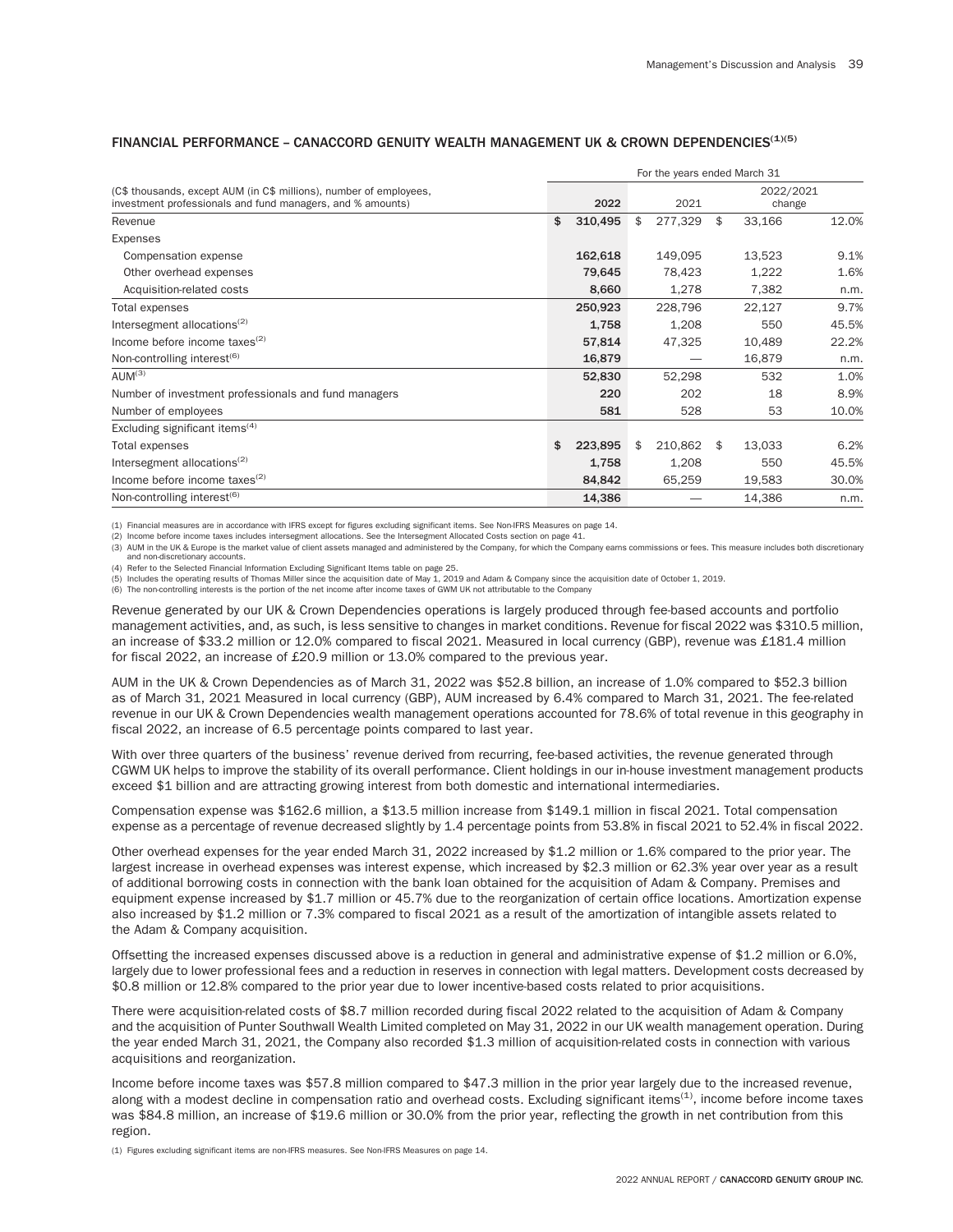## FINANCIAL PERFORMANCE – CANACCORD GENUITY WEALTH MANAGEMENT UK & CROWN DEPENDENCIES[(1)(5)]

| (C$ thousands, except AUM (in C$ millions), number of employees, investment professionals and fund managers, and % amounts) | For the years ended March 31 2022 | 2021 | 2022/2021 change | |
|---|---|---|---|---|
| Revenue | $ 310,495 | $ 277,329 | $ 33,166 | 12.0% |
| Expenses | | | | |
| Compensation expense | 162,618 | 149,095 | 13,523 | 9.1% |
| Other overhead expenses | 79,645 | 78,423 | 1,222 | 1.6% |
| Acquisition-related costs | 8,660 | 1,278 | 7,382 | n.m. |
| Total expenses | 250,923 | 228,796 | 22,127 | 9.7% |
| Intersegment allocations[(2)] | 1,758 | 1,208 | 550 | 45.5% |
| Income before income taxes[(2)] | 57,814 | 47,325 | 10,489 | 22.2% |
| Non-controlling interest[(6)] | 16,879 | — | 16,879 | n.m. |
| AUM[(3)] | 52,830 | 52,298 | 532 | 1.0% |
| Number of investment professionals and fund managers | 220 | 202 | 18 | 8.9% |
| Number of employees | 581 | 528 | 53 | 10.0% |
| Excluding significant items[(4)] | | | | |
| Total expenses | $ 223,895 | $ 210,862 | $ 13,033 | 6.2% |
| Intersegment allocations[(2)] | 1,758 | 1,208 | 550 | 45.5% |
| Income before income taxes[(2)] | 84,842 | 65,259 | 19,583 | 30.0% |
| Non-controlling interest[(6)] | 14,386 | — | 14,386 | n.m. |

(1) Financial measures are in accordance with IFRS except for figures excluding significant items. See Non-IFRS Measures on page 14.
(2) Income before income taxes includes intersegment allocations. See the Intersegment Allocated Costs section on page 41.
(3) AUM in the UK & Europe is the market value of client assets managed and administered by the Company, for which the Company earns commissions or fees. This measure includes both discretionary and non-discretionary accounts.
(4) Refer to the Selected Financial Information Excluding Significant Items table on page 25.
(5) Includes the operating results of Thomas Miller since the acquisition date of May 1, 2019 and Adam & Company since the acquisition date of October 1, 2019.
(6) The non-controlling interests is the portion of the net income after income taxes of GWM UK not attributable to the Company

Revenue generated by our UK & Crown Dependencies operations is largely produced through fee-based accounts and portfolio management activities, and, as such, is less sensitive to changes in market conditions. Revenue for fiscal 2022 was $310.5 million, an increase of $33.2 million or 12.0% compared to fiscal 2021. Measured in local currency (GBP), revenue was £181.4 million for fiscal 2022, an increase of £20.9 million or 13.0% compared to the previous year.

AUM in the UK & Crown Dependencies as of March 31, 2022 was $52.8 billion, an increase of 1.0% compared to $52.3 billion as of March 31, 2021 Measured in local currency (GBP), AUM increased by 6.4% compared to March 31, 2021. The fee-related revenue in our UK & Crown Dependencies wealth management operations accounted for 78.6% of total revenue in this geography in fiscal 2022, an increase of 6.5 percentage points compared to last year.

With over three quarters of the business' revenue derived from recurring, fee-based activities, the revenue generated through CGWM UK helps to improve the stability of its overall performance. Client holdings in our in-house investment management products exceed $1 billion and are attracting growing interest from both domestic and international intermediaries.

Compensation expense was $162.6 million, a $13.5 million increase from $149.1 million in fiscal 2021. Total compensation expense as a percentage of revenue decreased slightly by 1.4 percentage points from 53.8% in fiscal 2021 to 52.4% in fiscal 2022.

Other overhead expenses for the year ended March 31, 2022 increased by $1.2 million or 1.6% compared to the prior year. The largest increase in overhead expenses was interest expense, which increased by $2.3 million or 62.3% year over year as a result of additional borrowing costs in connection with the bank loan obtained for the acquisition of Adam & Company. Premises and equipment expense increased by $1.7 million or 45.7% due to the reorganization of certain office locations. Amortization expense also increased by $1.2 million or 7.3% compared to fiscal 2021 as a result of the amortization of intangible assets related to the Adam & Company acquisition.

Offsetting the increased expenses discussed above is a reduction in general and administrative expense of $1.2 million or 6.0%, largely due to lower professional fees and a reduction in reserves in connection with legal matters. Development costs decreased by $0.8 million or 12.8% compared to the prior year due to lower incentive-based costs related to prior acquisitions.

There were acquisition-related costs of $8.7 million recorded during fiscal 2022 related to the acquisition of Adam & Company and the acquisition of Punter Southwall Wealth Limited completed on May 31, 2022 in our UK wealth management operation. During the year ended March 31, 2021, the Company also recorded $1.3 million of acquisition-related costs in connection with various acquisitions and reorganization.

Income before income taxes was $57.8 million compared to $47.3 million in the prior year largely due to the increased revenue, along with a modest decline in compensation ratio and overhead costs. Excluding significant items[(1)], income before income taxes was $84.8 million, an increase of $19.6 million or 30.0% from the prior year, reflecting the growth in net contribution from this region.

(1) Figures excluding significant items are non-IFRS measures. See Non-IFRS Measures on page 14.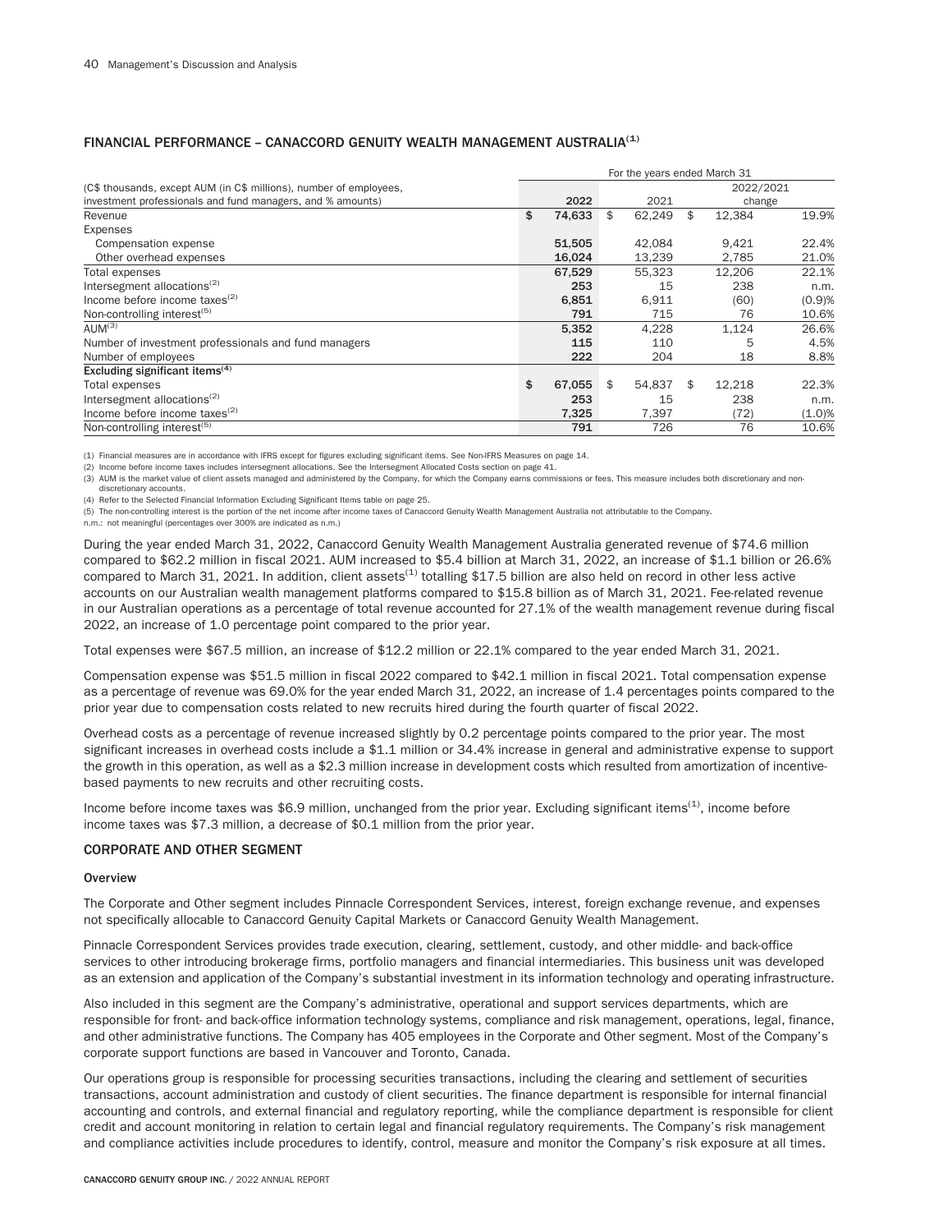## FINANCIAL PERFORMANCE – CANACCORD GENUITY WEALTH MANAGEMENT AUSTRALIA[1]

| (C$ thousands, except AUM (in C$ millions), number of employees, investment professionals and fund managers, and % amounts) | For the years ended March 31 2022 | 2021 | 2022/2021 change | |
|---|---|---|---|---|
| Revenue | $ 74,633 | $ 62,249 | $ 12,384 | 19.9% |
| Expenses | | | | |
| Compensation expense | 51,505 | 42,084 | 9,421 | 22.4% |
| Other overhead expenses | 16,024 | 13,239 | 2,785 | 21.0% |
| Total expenses | 67,529 | 55,323 | 12,206 | 22.1% |
| Intersegment allocations[2] | 253 | 15 | 238 | n.m. |
| Income before income taxes[2] | 6,851 | 6,911 | (60) | (0.9)% |
| Non-controlling interest[5] | 791 | 715 | 76 | 10.6% |
| AUM[3] | 5,352 | 4,228 | 1,124 | 26.6% |
| Number of investment professionals and fund managers | 115 | 110 | 5 | 4.5% |
| Number of employees | 222 | 204 | 18 | 8.8% |
| **Excluding significant items[4]** | | | | |
| Total expenses | $ 67,055 | $ 54,837 | $ 12,218 | 22.3% |
| Intersegment allocations[2] | 253 | 15 | 238 | n.m. |
| Income before income taxes[2] | 7,325 | 7,397 | (72) | (1.0)% |
| Non-controlling interest[5] | 791 | 726 | 76 | 10.6% |

(1) Financial measures are in accordance with IFRS except for figures excluding significant items. See Non-IFRS Measures on page 14.
(2) Income before income taxes includes intersegment allocations. See the Intersegment Allocated Costs section on page 41.
(3) AUM is the market value of client assets managed and administered by the Company, for which the Company earns commissions or fees. This measure includes both discretionary and non-discretionary accounts.
(4) Refer to the Selected Financial Information Excluding Significant Items table on page 25.
(5) The non-controlling interest is the portion of the net income after income taxes of Canaccord Genuity Wealth Management Australia not attributable to the Company.
n.m.: not meaningful (percentages over 300% are indicated as n.m.)

During the year ended March 31, 2022, Canaccord Genuity Wealth Management Australia generated revenue of $74.6 million compared to $62.2 million in fiscal 2021. AUM increased to $5.4 billion at March 31, 2022, an increase of $1.1 billion or 26.6% compared to March 31, 2021. In addition, client assets[1] totalling $17.5 billion are also held on record in other less active accounts on our Australian wealth management platforms compared to $15.8 billion as of March 31, 2021. Fee-related revenue in our Australian operations as a percentage of total revenue accounted for 27.1% of the wealth management revenue during fiscal 2022, an increase of 1.0 percentage point compared to the prior year.

Total expenses were $67.5 million, an increase of $12.2 million or 22.1% compared to the year ended March 31, 2021.

Compensation expense was $51.5 million in fiscal 2022 compared to $42.1 million in fiscal 2021. Total compensation expense as a percentage of revenue was 69.0% for the year ended March 31, 2022, an increase of 1.4 percentages points compared to the prior year due to compensation costs related to new recruits hired during the fourth quarter of fiscal 2022.

Overhead costs as a percentage of revenue increased slightly by 0.2 percentage points compared to the prior year. The most significant increases in overhead costs include a $1.1 million or 34.4% increase in general and administrative expense to support the growth in this operation, as well as a $2.3 million increase in development costs which resulted from amortization of incentive-based payments to new recruits and other recruiting costs.

Income before income taxes was $6.9 million, unchanged from the prior year. Excluding significant items[1], income before income taxes was $7.3 million, a decrease of $0.1 million from the prior year.

## CORPORATE AND OTHER SEGMENT

### Overview

The Corporate and Other segment includes Pinnacle Correspondent Services, interest, foreign exchange revenue, and expenses not specifically allocable to Canaccord Genuity Capital Markets or Canaccord Genuity Wealth Management.

Pinnacle Correspondent Services provides trade execution, clearing, settlement, custody, and other middle- and back-office services to other introducing brokerage firms, portfolio managers and financial intermediaries. This business unit was developed as an extension and application of the Company's substantial investment in its information technology and operating infrastructure.

Also included in this segment are the Company's administrative, operational and support services departments, which are responsible for front- and back-office information technology systems, compliance and risk management, operations, legal, finance, and other administrative functions. The Company has 405 employees in the Corporate and Other segment. Most of the Company's corporate support functions are based in Vancouver and Toronto, Canada.

Our operations group is responsible for processing securities transactions, including the clearing and settlement of securities transactions, account administration and custody of client securities. The finance department is responsible for internal financial accounting and controls, and external financial and regulatory reporting, while the compliance department is responsible for client credit and account monitoring in relation to certain legal and financial regulatory requirements. The Company's risk management and compliance activities include procedures to identify, control, measure and monitor the Company's risk exposure at all times.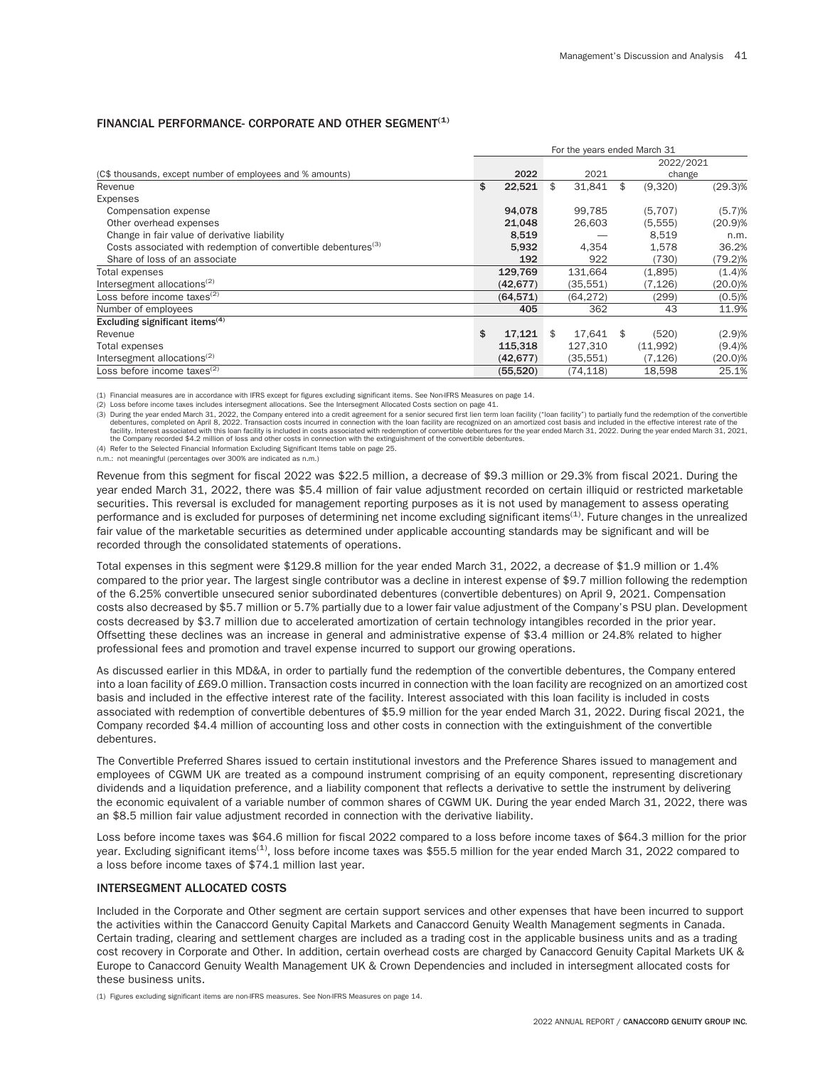## FINANCIAL PERFORMANCE- CORPORATE AND OTHER SEGMENT[1]

| (C$ thousands, except number of employees and % amounts) | 2022 | 2021 | 2022/2021 change | |
|---|---|---|---|---|
| Revenue | $ 22,521 | $ 31,841 | $ (9,320) | (29.3)% |
| Expenses | | | | |
| Compensation expense | 94,078 | 99,785 | (5,707) | (5.7)% |
| Other overhead expenses | 21,048 | 26,603 | (5,555) | (20.9)% |
| Change in fair value of derivative liability | 8,519 | — | 8,519 | n.m. |
| Costs associated with redemption of convertible debentures[3] | 5,932 | 4,354 | 1,578 | 36.2% |
| Share of loss of an associate | 192 | 922 | (730) | (79.2)% |
| Total expenses | 129,769 | 131,664 | (1,895) | (1.4)% |
| Intersegment allocations[2] | (42,677) | (35,551) | (7,126) | (20.0)% |
| Loss before income taxes[2] | (64,571) | (64,272) | (299) | (0.5)% |
| Number of employees | 405 | 362 | 43 | 11.9% |
| **Excluding significant items[4]** | | | | |
| Revenue | $ 17,121 | $ 17,641 | $ (520) | (2.9)% |
| Total expenses | 115,318 | 127,310 | (11,992) | (9.4)% |
| Intersegment allocations[2] | (42,677) | (35,551) | (7,126) | (20.0)% |
| Loss before income taxes[2] | (55,520) | (74,118) | 18,598 | 25.1% |

(1) Financial measures are in accordance with IFRS except for figures excluding significant items. See Non-IFRS Measures on page 14.

(2) Loss before income taxes includes intersegment allocations. See the Intersegment Allocated Costs section on page 41.

(3) During the year ended March 31, 2022, the Company entered into a credit agreement for a senior secured first lien term loan facility ("loan facility") to partially fund the redemption of the convertible debentures, completed on April 8, 2022. Transaction costs incurred in connection with the loan facility are recognized on an amortized cost basis and included in the effective interest rate of the facility. Interest associated with this loan facility is included in costs associated with redemption of convertible debentures for the year ended March 31, 2022. During the year ended March 31, 2021, the Company recorded $4.2 million of loss and other costs in connection with the extinguishment of the convertible debentures.

(4) Refer to the Selected Financial Information Excluding Significant Items table on page 25.

n.m.: not meaningful (percentages over 300% are indicated as n.m.)

Revenue from this segment for fiscal 2022 was $22.5 million, a decrease of $9.3 million or 29.3% from fiscal 2021. During the year ended March 31, 2022, there was $5.4 million of fair value adjustment recorded on certain illiquid or restricted marketable securities. This reversal is excluded for management reporting purposes as it is not used by management to assess operating performance and is excluded for purposes of determining net income excluding significant items[1]. Future changes in the unrealized fair value of the marketable securities as determined under applicable accounting standards may be significant and will be recorded through the consolidated statements of operations.

Total expenses in this segment were $129.8 million for the year ended March 31, 2022, a decrease of $1.9 million or 1.4% compared to the prior year. The largest single contributor was a decline in interest expense of $9.7 million following the redemption of the 6.25% convertible unsecured senior subordinated debentures (convertible debentures) on April 9, 2021. Compensation costs also decreased by $5.7 million or 5.7% partially due to a lower fair value adjustment of the Company's PSU plan. Development costs decreased by $3.7 million due to accelerated amortization of certain technology intangibles recorded in the prior year. Offsetting these declines was an increase in general and administrative expense of $3.4 million or 24.8% related to higher professional fees and promotion and travel expense incurred to support our growing operations.

As discussed earlier in this MD&A, in order to partially fund the redemption of the convertible debentures, the Company entered into a loan facility of £69.0 million. Transaction costs incurred in connection with the loan facility are recognized on an amortized cost basis and included in the effective interest rate of the facility. Interest associated with this loan facility is included in costs associated with redemption of convertible debentures of $5.9 million for the year ended March 31, 2022. During fiscal 2021, the Company recorded $4.4 million of accounting loss and other costs in connection with the extinguishment of the convertible debentures.

The Convertible Preferred Shares issued to certain institutional investors and the Preference Shares issued to management and employees of CGWM UK are treated as a compound instrument comprising of an equity component, representing discretionary dividends and a liquidation preference, and a liability component that reflects a derivative to settle the instrument by delivering the economic equivalent of a variable number of common shares of CGWM UK. During the year ended March 31, 2022, there was an $8.5 million fair value adjustment recorded in connection with the derivative liability.

Loss before income taxes was $64.6 million for fiscal 2022 compared to a loss before income taxes of $64.3 million for the prior year. Excluding significant items[1], loss before income taxes was $55.5 million for the year ended March 31, 2022 compared to a loss before income taxes of $74.1 million last year.

## INTERSEGMENT ALLOCATED COSTS

Included in the Corporate and Other segment are certain support services and other expenses that have been incurred to support the activities within the Canaccord Genuity Capital Markets and Canaccord Genuity Wealth Management segments in Canada. Certain trading, clearing and settlement charges are included as a trading cost in the applicable business units and as a trading cost recovery in Corporate and Other. In addition, certain overhead costs are charged by Canaccord Genuity Capital Markets UK & Europe to Canaccord Genuity Wealth Management UK & Crown Dependencies and included in intersegment allocated costs for these business units.

(1) Figures excluding significant items are non-IFRS measures. See Non-IFRS Measures on page 14.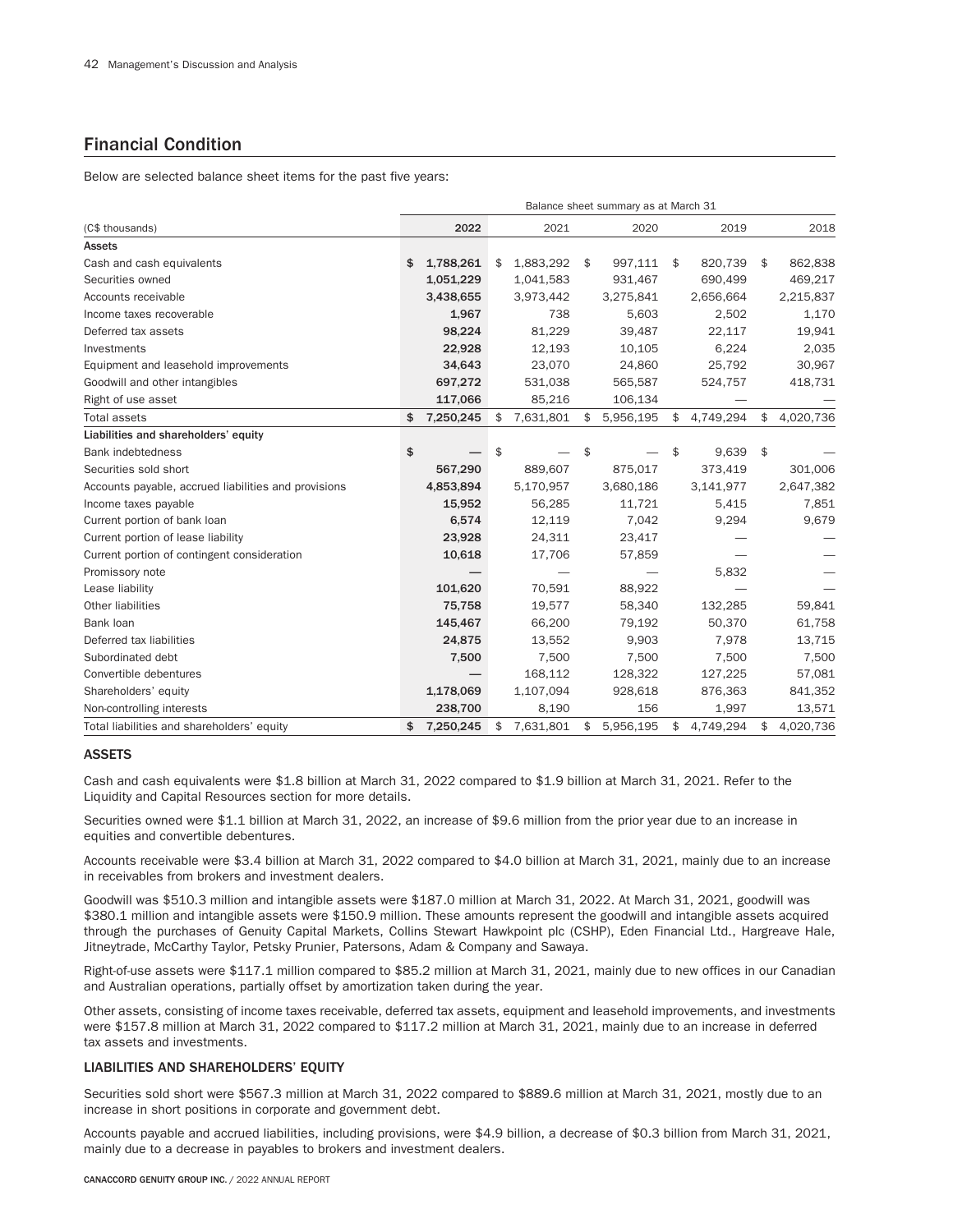## Financial Condition

Below are selected balance sheet items for the past five years:

| | Balance sheet summary as at March 31 | | | | |
|---|---|---|---|---|---|
| (C$ thousands) | 2022 | 2021 | 2020 | 2019 | 2018 |
| **Assets** | | | | | |
| Cash and cash equivalents | $ 1,788,261 | $ 1,883,292 | $ 997,111 | $ 820,739 | $ 862,838 |
| Securities owned | 1,051,229 | 1,041,583 | 931,467 | 690,499 | 469,217 |
| Accounts receivable | 3,438,655 | 3,973,442 | 3,275,841 | 2,656,664 | 2,215,837 |
| Income taxes recoverable | 1,967 | 738 | 5,603 | 2,502 | 1,170 |
| Deferred tax assets | 98,224 | 81,229 | 39,487 | 22,117 | 19,941 |
| Investments | 22,928 | 12,193 | 10,105 | 6,224 | 2,035 |
| Equipment and leasehold improvements | 34,643 | 23,070 | 24,860 | 25,792 | 30,967 |
| Goodwill and other intangibles | 697,272 | 531,038 | 565,587 | 524,757 | 418,731 |
| Right of use asset | 117,066 | 85,216 | 106,134 | — | — |
| Total assets | $ 7,250,245 | $ 7,631,801 | $ 5,956,195 | $ 4,749,294 | $ 4,020,736 |
| **Liabilities and shareholders' equity** | | | | | |
| Bank indebtedness | $ — | $ — | $ — | $ 9,639 | $ — |
| Securities sold short | 567,290 | 889,607 | 875,017 | 373,419 | 301,006 |
| Accounts payable, accrued liabilities and provisions | 4,853,894 | 5,170,957 | 3,680,186 | 3,141,977 | 2,647,382 |
| Income taxes payable | 15,952 | 56,285 | 11,721 | 5,415 | 7,851 |
| Current portion of bank loan | 6,574 | 12,119 | 7,042 | 9,294 | 9,679 |
| Current portion of lease liability | 23,928 | 24,311 | 23,417 | — | — |
| Current portion of contingent consideration | 10,618 | 17,706 | 57,859 | — | — |
| Promissory note | — | — | — | 5,832 | — |
| Lease liability | 101,620 | 70,591 | 88,922 | — | — |
| Other liabilities | 75,758 | 19,577 | 58,340 | 132,285 | 59,841 |
| Bank loan | 145,467 | 66,200 | 79,192 | 50,370 | 61,758 |
| Deferred tax liabilities | 24,875 | 13,552 | 9,903 | 7,978 | 13,715 |
| Subordinated debt | 7,500 | 7,500 | 7,500 | 7,500 | 7,500 |
| Convertible debentures | — | 168,112 | 128,322 | 127,225 | 57,081 |
| Shareholders' equity | 1,178,069 | 1,107,094 | 928,618 | 876,363 | 841,352 |
| Non-controlling interests | 238,700 | 8,190 | 156 | 1,997 | 13,571 |
| Total liabilities and shareholders' equity | $ 7,250,245 | $ 7,631,801 | $ 5,956,195 | $ 4,749,294 | $ 4,020,736 |

### ASSETS

Cash and cash equivalents were $1.8 billion at March 31, 2022 compared to $1.9 billion at March 31, 2021. Refer to the Liquidity and Capital Resources section for more details.

Securities owned were $1.1 billion at March 31, 2022, an increase of $9.6 million from the prior year due to an increase in equities and convertible debentures.

Accounts receivable were $3.4 billion at March 31, 2022 compared to $4.0 billion at March 31, 2021, mainly due to an increase in receivables from brokers and investment dealers.

Goodwill was $510.3 million and intangible assets were $187.0 million at March 31, 2022. At March 31, 2021, goodwill was $380.1 million and intangible assets were $150.9 million. These amounts represent the goodwill and intangible assets acquired through the purchases of Genuity Capital Markets, Collins Stewart Hawkpoint plc (CSHP), Eden Financial Ltd., Hargreave Hale, Jitneytrade, McCarthy Taylor, Petsky Prunier, Patersons, Adam & Company and Sawaya.

Right-of-use assets were $117.1 million compared to $85.2 million at March 31, 2021, mainly due to new offices in our Canadian and Australian operations, partially offset by amortization taken during the year.

Other assets, consisting of income taxes receivable, deferred tax assets, equipment and leasehold improvements, and investments were $157.8 million at March 31, 2022 compared to $117.2 million at March 31, 2021, mainly due to an increase in deferred tax assets and investments.

### LIABILITIES AND SHAREHOLDERS' EQUITY

Securities sold short were $567.3 million at March 31, 2022 compared to $889.6 million at March 31, 2021, mostly due to an increase in short positions in corporate and government debt.

Accounts payable and accrued liabilities, including provisions, were $4.9 billion, a decrease of $0.3 billion from March 31, 2021, mainly due to a decrease in payables to brokers and investment dealers.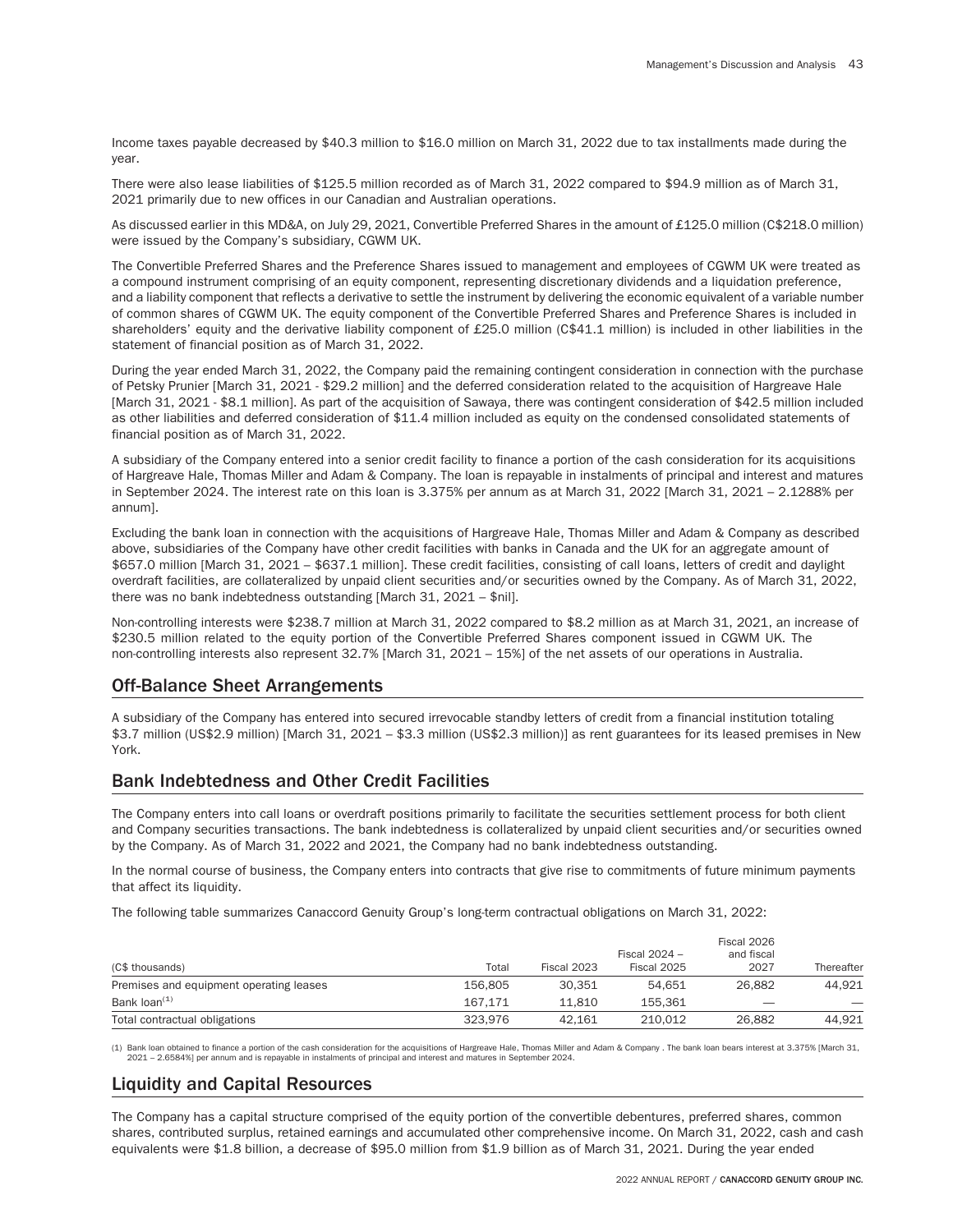Income taxes payable decreased by $40.3 million to $16.0 million on March 31, 2022 due to tax installments made during the year.

There were also lease liabilities of $125.5 million recorded as of March 31, 2022 compared to $94.9 million as of March 31, 2021 primarily due to new offices in our Canadian and Australian operations.

As discussed earlier in this MD&A, on July 29, 2021, Convertible Preferred Shares in the amount of £125.0 million (C$218.0 million) were issued by the Company's subsidiary, CGWM UK.

The Convertible Preferred Shares and the Preference Shares issued to management and employees of CGWM UK were treated as a compound instrument comprising of an equity component, representing discretionary dividends and a liquidation preference, and a liability component that reflects a derivative to settle the instrument by delivering the economic equivalent of a variable number of common shares of CGWM UK. The equity component of the Convertible Preferred Shares and Preference Shares is included in shareholders' equity and the derivative liability component of £25.0 million (C$41.1 million) is included in other liabilities in the statement of financial position as of March 31, 2022.

During the year ended March 31, 2022, the Company paid the remaining contingent consideration in connection with the purchase of Petsky Prunier [March 31, 2021 - $29.2 million] and the deferred consideration related to the acquisition of Hargreave Hale [March 31, 2021 - $8.1 million]. As part of the acquisition of Sawaya, there was contingent consideration of $42.5 million included as other liabilities and deferred consideration of $11.4 million included as equity on the condensed consolidated statements of financial position as of March 31, 2022.

A subsidiary of the Company entered into a senior credit facility to finance a portion of the cash consideration for its acquisitions of Hargreave Hale, Thomas Miller and Adam & Company. The loan is repayable in instalments of principal and interest and matures in September 2024. The interest rate on this loan is 3.375% per annum as at March 31, 2022 [March 31, 2021 – 2.1288% per annum].

Excluding the bank loan in connection with the acquisitions of Hargreave Hale, Thomas Miller and Adam & Company as described above, subsidiaries of the Company have other credit facilities with banks in Canada and the UK for an aggregate amount of $657.0 million [March 31, 2021 – $637.1 million]. These credit facilities, consisting of call loans, letters of credit and daylight overdraft facilities, are collateralized by unpaid client securities and/or securities owned by the Company. As of March 31, 2022, there was no bank indebtedness outstanding [March 31, 2021 – $nil].

Non-controlling interests were $238.7 million at March 31, 2022 compared to $8.2 million as at March 31, 2021, an increase of $230.5 million related to the equity portion of the Convertible Preferred Shares component issued in CGWM UK. The non-controlling interests also represent 32.7% [March 31, 2021 – 15%] of the net assets of our operations in Australia.

## Off-Balance Sheet Arrangements

A subsidiary of the Company has entered into secured irrevocable standby letters of credit from a financial institution totaling $3.7 million (US$2.9 million) [March 31, 2021 – $3.3 million (US$2.3 million)] as rent guarantees for its leased premises in New York.

## Bank Indebtedness and Other Credit Facilities

The Company enters into call loans or overdraft positions primarily to facilitate the securities settlement process for both client and Company securities transactions. The bank indebtedness is collateralized by unpaid client securities and/or securities owned by the Company. As of March 31, 2022 and 2021, the Company had no bank indebtedness outstanding.

In the normal course of business, the Company enters into contracts that give rise to commitments of future minimum payments that affect its liquidity.

The following table summarizes Canaccord Genuity Group's long-term contractual obligations on March 31, 2022:

| (C$ thousands) | Total | Fiscal 2023 | Fiscal 2024 – Fiscal 2025 | Fiscal 2026 and fiscal 2027 | Thereafter |
|---|---|---|---|---|---|
| Premises and equipment operating leases | 156,805 | 30,351 | 54,651 | 26,882 | 44,921 |
| Bank loan[(1)] | 167,171 | 11,810 | 155,361 | — | — |
| Total contractual obligations | 323,976 | 42,161 | 210,012 | 26,882 | 44,921 |

(1) Bank loan obtained to finance a portion of the cash consideration for the acquisitions of Hargreave Hale, Thomas Miller and Adam & Company . The bank loan bears interest at 3.375% [March 31, 2021 – 2.6584%] per annum and is repayable in instalments of principal and interest and matures in September 2024.

## Liquidity and Capital Resources

The Company has a capital structure comprised of the equity portion of the convertible debentures, preferred shares, common shares, contributed surplus, retained earnings and accumulated other comprehensive income. On March 31, 2022, cash and cash equivalents were $1.8 billion, a decrease of $95.0 million from $1.9 billion as of March 31, 2021. During the year ended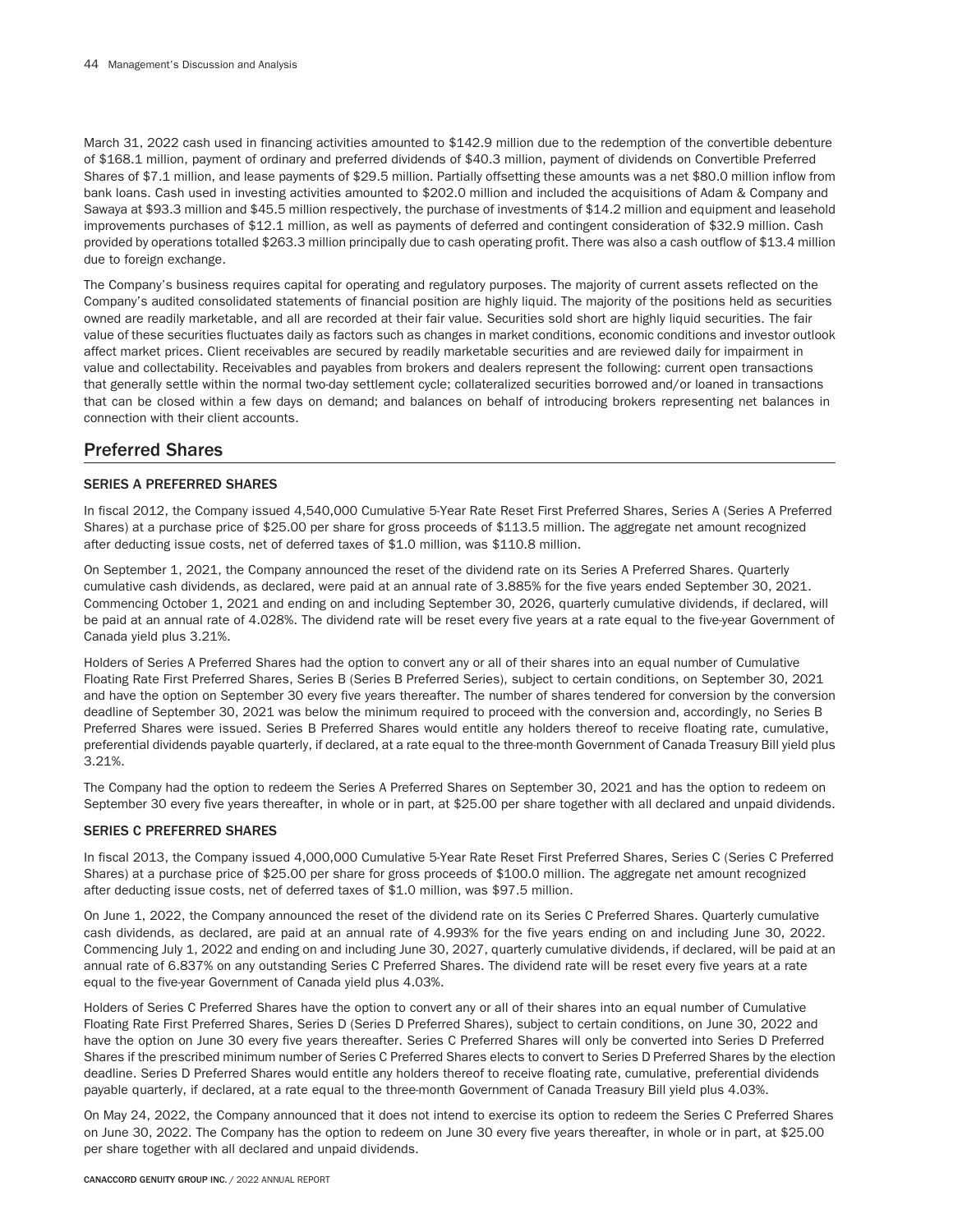March 31, 2022 cash used in financing activities amounted to $142.9 million due to the redemption of the convertible debenture of $168.1 million, payment of ordinary and preferred dividends of $40.3 million, payment of dividends on Convertible Preferred Shares of $7.1 million, and lease payments of $29.5 million. Partially offsetting these amounts was a net $80.0 million inflow from bank loans. Cash used in investing activities amounted to $202.0 million and included the acquisitions of Adam & Company and Sawaya at $93.3 million and $45.5 million respectively, the purchase of investments of $14.2 million and equipment and leasehold improvements purchases of $12.1 million, as well as payments of deferred and contingent consideration of $32.9 million. Cash provided by operations totalled $263.3 million principally due to cash operating profit. There was also a cash outflow of $13.4 million due to foreign exchange.

The Company's business requires capital for operating and regulatory purposes. The majority of current assets reflected on the Company's audited consolidated statements of financial position are highly liquid. The majority of the positions held as securities owned are readily marketable, and all are recorded at their fair value. Securities sold short are highly liquid securities. The fair value of these securities fluctuates daily as factors such as changes in market conditions, economic conditions and investor outlook affect market prices. Client receivables are secured by readily marketable securities and are reviewed daily for impairment in value and collectability. Receivables and payables from brokers and dealers represent the following: current open transactions that generally settle within the normal two-day settlement cycle; collateralized securities borrowed and/or loaned in transactions that can be closed within a few days on demand; and balances on behalf of introducing brokers representing net balances in connection with their client accounts.

## Preferred Shares

### SERIES A PREFERRED SHARES

In fiscal 2012, the Company issued 4,540,000 Cumulative 5-Year Rate Reset First Preferred Shares, Series A (Series A Preferred Shares) at a purchase price of $25.00 per share for gross proceeds of $113.5 million. The aggregate net amount recognized after deducting issue costs, net of deferred taxes of $1.0 million, was $110.8 million.

On September 1, 2021, the Company announced the reset of the dividend rate on its Series A Preferred Shares. Quarterly cumulative cash dividends, as declared, were paid at an annual rate of 3.885% for the five years ended September 30, 2021. Commencing October 1, 2021 and ending on and including September 30, 2026, quarterly cumulative dividends, if declared, will be paid at an annual rate of 4.028%. The dividend rate will be reset every five years at a rate equal to the five-year Government of Canada yield plus 3.21%.

Holders of Series A Preferred Shares had the option to convert any or all of their shares into an equal number of Cumulative Floating Rate First Preferred Shares, Series B (Series B Preferred Series), subject to certain conditions, on September 30, 2021 and have the option on September 30 every five years thereafter. The number of shares tendered for conversion by the conversion deadline of September 30, 2021 was below the minimum required to proceed with the conversion and, accordingly, no Series B Preferred Shares were issued. Series B Preferred Shares would entitle any holders thereof to receive floating rate, cumulative, preferential dividends payable quarterly, if declared, at a rate equal to the three-month Government of Canada Treasury Bill yield plus 3.21%.

The Company had the option to redeem the Series A Preferred Shares on September 30, 2021 and has the option to redeem on September 30 every five years thereafter, in whole or in part, at $25.00 per share together with all declared and unpaid dividends.

### SERIES C PREFERRED SHARES

In fiscal 2013, the Company issued 4,000,000 Cumulative 5-Year Rate Reset First Preferred Shares, Series C (Series C Preferred Shares) at a purchase price of $25.00 per share for gross proceeds of $100.0 million. The aggregate net amount recognized after deducting issue costs, net of deferred taxes of $1.0 million, was $97.5 million.

On June 1, 2022, the Company announced the reset of the dividend rate on its Series C Preferred Shares. Quarterly cumulative cash dividends, as declared, are paid at an annual rate of 4.993% for the five years ending on and including June 30, 2022. Commencing July 1, 2022 and ending on and including June 30, 2027, quarterly cumulative dividends, if declared, will be paid at an annual rate of 6.837% on any outstanding Series C Preferred Shares. The dividend rate will be reset every five years at a rate equal to the five-year Government of Canada yield plus 4.03%.

Holders of Series C Preferred Shares have the option to convert any or all of their shares into an equal number of Cumulative Floating Rate First Preferred Shares, Series D (Series D Preferred Shares), subject to certain conditions, on June 30, 2022 and have the option on June 30 every five years thereafter. Series C Preferred Shares will only be converted into Series D Preferred Shares if the prescribed minimum number of Series C Preferred Shares elects to convert to Series D Preferred Shares by the election deadline. Series D Preferred Shares would entitle any holders thereof to receive floating rate, cumulative, preferential dividends payable quarterly, if declared, at a rate equal to the three-month Government of Canada Treasury Bill yield plus 4.03%.

On May 24, 2022, the Company announced that it does not intend to exercise its option to redeem the Series C Preferred Shares on June 30, 2022. The Company has the option to redeem on June 30 every five years thereafter, in whole or in part, at $25.00 per share together with all declared and unpaid dividends.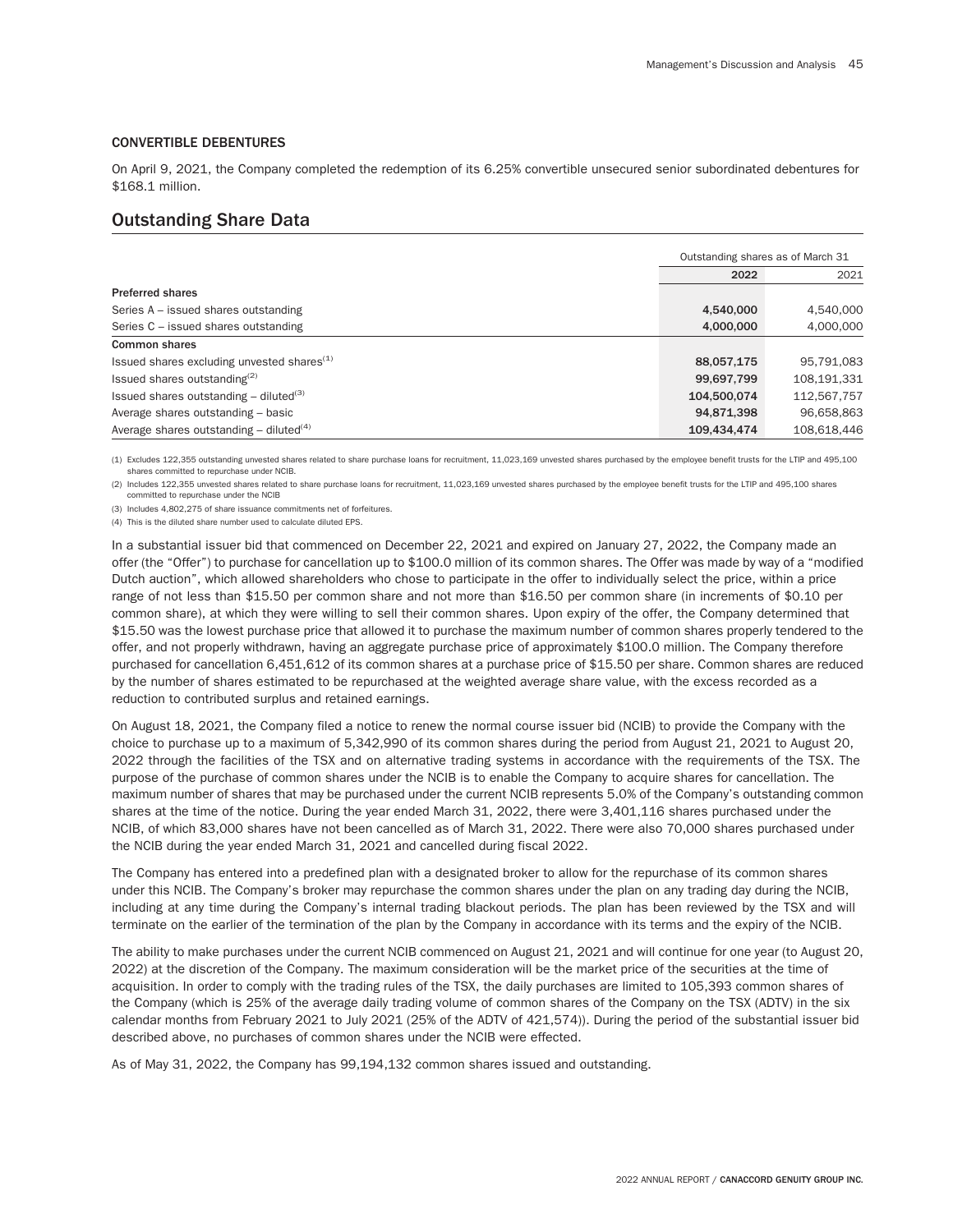### CONVERTIBLE DEBENTURES

On April 9, 2021, the Company completed the redemption of its 6.25% convertible unsecured senior subordinated debentures for $168.1 million.

## Outstanding Share Data

| | Outstanding shares as of March 31 | |
|---|---|---|
| | 2022 | 2021 |
| **Preferred shares** | | |
| Series A – issued shares outstanding | 4,540,000 | 4,540,000 |
| Series C – issued shares outstanding | 4,000,000 | 4,000,000 |
| **Common shares** | | |
| Issued shares excluding unvested shares[(1)] | 88,057,175 | 95,791,083 |
| Issued shares outstanding[(2)] | 99,697,799 | 108,191,331 |
| Issued shares outstanding – diluted[(3)] | 104,500,074 | 112,567,757 |
| Average shares outstanding – basic | 94,871,398 | 96,658,863 |
| Average shares outstanding – diluted[(4)] | 109,434,474 | 108,618,446 |

(1) Excludes 122,355 outstanding unvested shares related to share purchase loans for recruitment, 11,023,169 unvested shares purchased by the employee benefit trusts for the LTIP and 495,100 shares committed to repurchase under NCIB.

(2) Includes 122,355 unvested shares related to share purchase loans for recruitment, 11,023,169 unvested shares purchased by the employee benefit trusts for the LTIP and 495,100 shares committed to repurchase under the NCIB

(3) Includes 4,802,275 of share issuance commitments net of forfeitures.

(4) This is the diluted share number used to calculate diluted EPS.

In a substantial issuer bid that commenced on December 22, 2021 and expired on January 27, 2022, the Company made an offer (the "Offer") to purchase for cancellation up to $100.0 million of its common shares. The Offer was made by way of a "modified Dutch auction", which allowed shareholders who chose to participate in the offer to individually select the price, within a price range of not less than $15.50 per common share and not more than $16.50 per common share (in increments of $0.10 per common share), at which they were willing to sell their common shares. Upon expiry of the offer, the Company determined that $15.50 was the lowest purchase price that allowed it to purchase the maximum number of common shares properly tendered to the offer, and not properly withdrawn, having an aggregate purchase price of approximately $100.0 million. The Company therefore purchased for cancellation 6,451,612 of its common shares at a purchase price of $15.50 per share. Common shares are reduced by the number of shares estimated to be repurchased at the weighted average share value, with the excess recorded as a reduction to contributed surplus and retained earnings.

On August 18, 2021, the Company filed a notice to renew the normal course issuer bid (NCIB) to provide the Company with the choice to purchase up to a maximum of 5,342,990 of its common shares during the period from August 21, 2021 to August 20, 2022 through the facilities of the TSX and on alternative trading systems in accordance with the requirements of the TSX. The purpose of the purchase of common shares under the NCIB is to enable the Company to acquire shares for cancellation. The maximum number of shares that may be purchased under the current NCIB represents 5.0% of the Company's outstanding common shares at the time of the notice. During the year ended March 31, 2022, there were 3,401,116 shares purchased under the NCIB, of which 83,000 shares have not been cancelled as of March 31, 2022. There were also 70,000 shares purchased under the NCIB during the year ended March 31, 2021 and cancelled during fiscal 2022.

The Company has entered into a predefined plan with a designated broker to allow for the repurchase of its common shares under this NCIB. The Company's broker may repurchase the common shares under the plan on any trading day during the NCIB, including at any time during the Company's internal trading blackout periods. The plan has been reviewed by the TSX and will terminate on the earlier of the termination of the plan by the Company in accordance with its terms and the expiry of the NCIB.

The ability to make purchases under the current NCIB commenced on August 21, 2021 and will continue for one year (to August 20, 2022) at the discretion of the Company. The maximum consideration will be the market price of the securities at the time of acquisition. In order to comply with the trading rules of the TSX, the daily purchases are limited to 105,393 common shares of the Company (which is 25% of the average daily trading volume of common shares of the Company on the TSX (ADTV) in the six calendar months from February 2021 to July 2021 (25% of the ADTV of 421,574)). During the period of the substantial issuer bid described above, no purchases of common shares under the NCIB were effected.

As of May 31, 2022, the Company has 99,194,132 common shares issued and outstanding.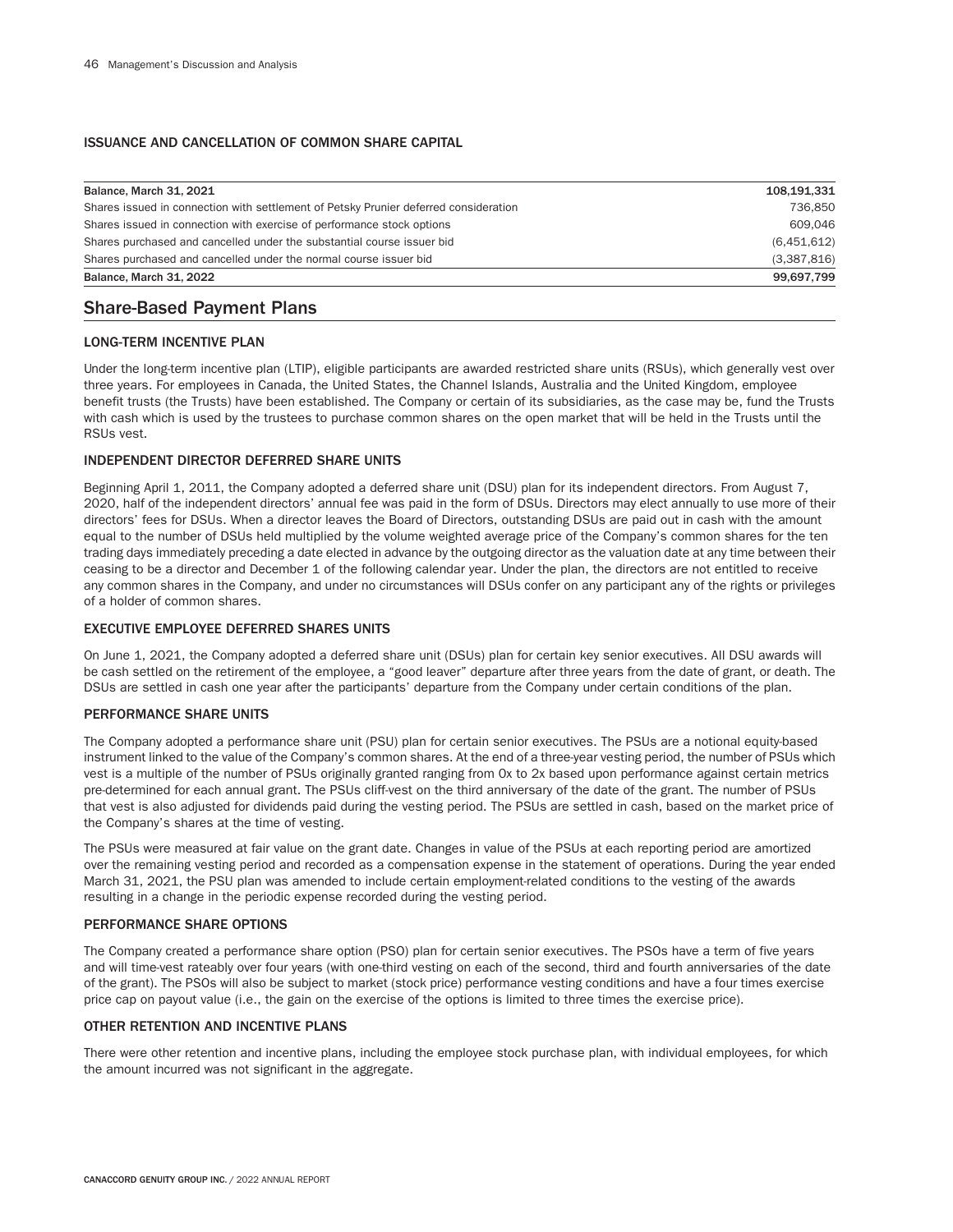### ISSUANCE AND CANCELLATION OF COMMON SHARE CAPITAL

| | |
|---|---|
| **Balance, March 31, 2021** | **108,191,331** |
| Shares issued in connection with settlement of Petsky Prunier deferred consideration | 736,850 |
| Shares issued in connection with exercise of performance stock options | 609,046 |
| Shares purchased and cancelled under the substantial course issuer bid | (6,451,612) |
| Shares purchased and cancelled under the normal course issuer bid | (3,387,816) |
| **Balance, March 31, 2022** | **99,697,799** |

## Share-Based Payment Plans

### LONG-TERM INCENTIVE PLAN

Under the long-term incentive plan (LTIP), eligible participants are awarded restricted share units (RSUs), which generally vest over three years. For employees in Canada, the United States, the Channel Islands, Australia and the United Kingdom, employee benefit trusts (the Trusts) have been established. The Company or certain of its subsidiaries, as the case may be, fund the Trusts with cash which is used by the trustees to purchase common shares on the open market that will be held in the Trusts until the RSUs vest.

### INDEPENDENT DIRECTOR DEFERRED SHARE UNITS

Beginning April 1, 2011, the Company adopted a deferred share unit (DSU) plan for its independent directors. From August 7, 2020, half of the independent directors' annual fee was paid in the form of DSUs. Directors may elect annually to use more of their directors' fees for DSUs. When a director leaves the Board of Directors, outstanding DSUs are paid out in cash with the amount equal to the number of DSUs held multiplied by the volume weighted average price of the Company's common shares for the ten trading days immediately preceding a date elected in advance by the outgoing director as the valuation date at any time between their ceasing to be a director and December 1 of the following calendar year. Under the plan, the directors are not entitled to receive any common shares in the Company, and under no circumstances will DSUs confer on any participant any of the rights or privileges of a holder of common shares.

### EXECUTIVE EMPLOYEE DEFERRED SHARES UNITS

On June 1, 2021, the Company adopted a deferred share unit (DSUs) plan for certain key senior executives. All DSU awards will be cash settled on the retirement of the employee, a "good leaver" departure after three years from the date of grant, or death. The DSUs are settled in cash one year after the participants' departure from the Company under certain conditions of the plan.

### PERFORMANCE SHARE UNITS

The Company adopted a performance share unit (PSU) plan for certain senior executives. The PSUs are a notional equity-based instrument linked to the value of the Company's common shares. At the end of a three-year vesting period, the number of PSUs which vest is a multiple of the number of PSUs originally granted ranging from 0x to 2x based upon performance against certain metrics pre-determined for each annual grant. The PSUs cliff-vest on the third anniversary of the date of the grant. The number of PSUs that vest is also adjusted for dividends paid during the vesting period. The PSUs are settled in cash, based on the market price of the Company's shares at the time of vesting.

The PSUs were measured at fair value on the grant date. Changes in value of the PSUs at each reporting period are amortized over the remaining vesting period and recorded as a compensation expense in the statement of operations. During the year ended March 31, 2021, the PSU plan was amended to include certain employment-related conditions to the vesting of the awards resulting in a change in the periodic expense recorded during the vesting period.

### PERFORMANCE SHARE OPTIONS

The Company created a performance share option (PSO) plan for certain senior executives. The PSOs have a term of five years and will time-vest rateably over four years (with one-third vesting on each of the second, third and fourth anniversaries of the date of the grant). The PSOs will also be subject to market (stock price) performance vesting conditions and have a four times exercise price cap on payout value (i.e., the gain on the exercise of the options is limited to three times the exercise price).

### OTHER RETENTION AND INCENTIVE PLANS

There were other retention and incentive plans, including the employee stock purchase plan, with individual employees, for which the amount incurred was not significant in the aggregate.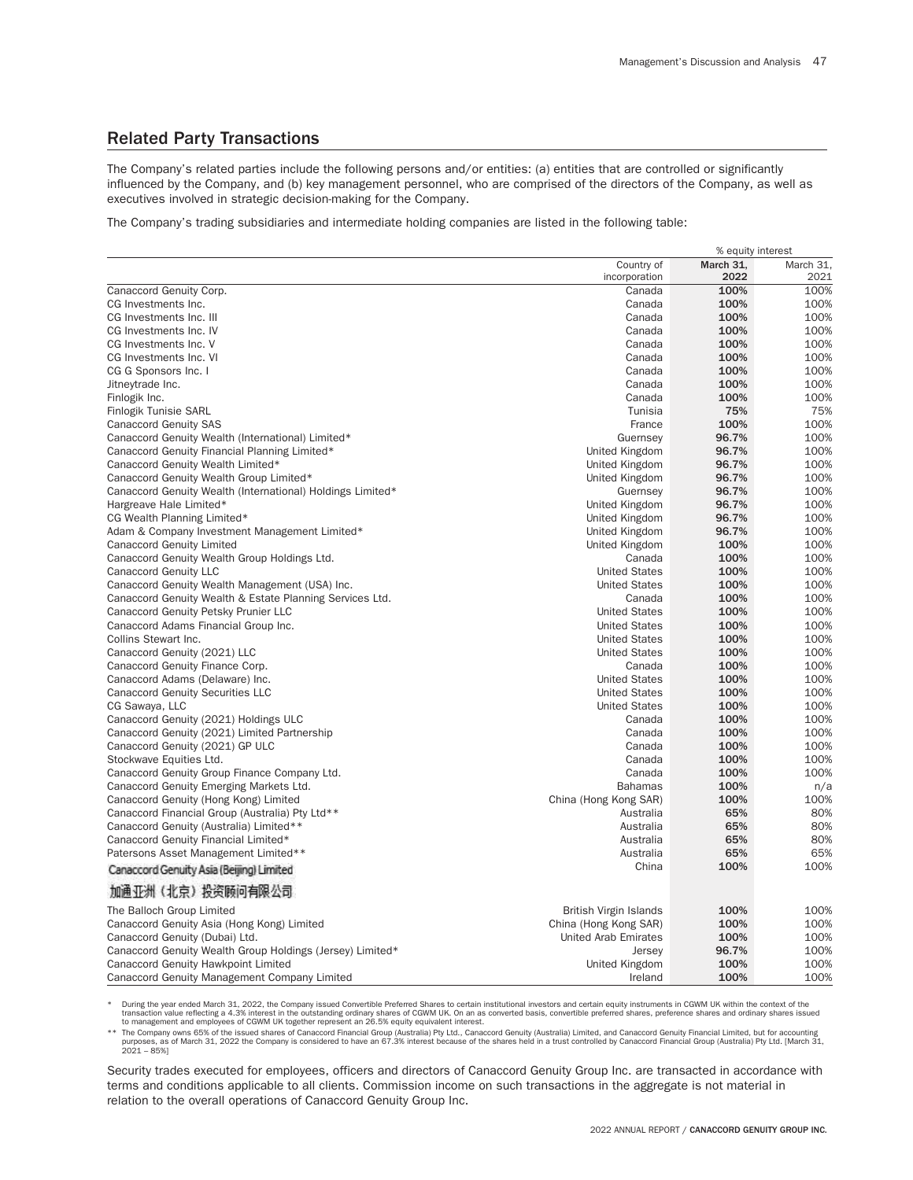## Related Party Transactions

The Company's related parties include the following persons and/or entities: (a) entities that are controlled or significantly influenced by the Company, and (b) key management personnel, who are comprised of the directors of the Company, as well as executives involved in strategic decision-making for the Company.

The Company's trading subsidiaries and intermediate holding companies are listed in the following table:

| | | % equity interest | |
|---|---|---|---|
| | Country of incorporation | **March 31, 2022** | March 31, 2021 |
| Canaccord Genuity Corp. | Canada | **100%** | 100% |
| CG Investments Inc. | Canada | **100%** | 100% |
| CG Investments Inc. III | Canada | **100%** | 100% |
| CG Investments Inc. IV | Canada | **100%** | 100% |
| CG Investments Inc. V | Canada | **100%** | 100% |
| CG Investments Inc. VI | Canada | **100%** | 100% |
| CG G Sponsors Inc. I | Canada | **100%** | 100% |
| Jitneytrade Inc. | Canada | **100%** | 100% |
| Finlogik Inc. | Canada | **100%** | 100% |
| Finlogik Tunisie SARL | Tunisia | **75%** | 75% |
| Canaccord Genuity SAS | France | **100%** | 100% |
| Canaccord Genuity Wealth (International) Limited* | Guernsey | **96.7%** | 100% |
| Canaccord Genuity Financial Planning Limited* | United Kingdom | **96.7%** | 100% |
| Canaccord Genuity Wealth Limited* | United Kingdom | **96.7%** | 100% |
| Canaccord Genuity Wealth Group Limited* | United Kingdom | **96.7%** | 100% |
| Canaccord Genuity Wealth (International) Holdings Limited* | Guernsey | **96.7%** | 100% |
| Hargreave Hale Limited* | United Kingdom | **96.7%** | 100% |
| CG Wealth Planning Limited* | United Kingdom | **96.7%** | 100% |
| Adam & Company Investment Management Limited* | United Kingdom | **96.7%** | 100% |
| Canaccord Genuity Limited | United Kingdom | **100%** | 100% |
| Canaccord Genuity Wealth Group Holdings Ltd. | Canada | **100%** | 100% |
| Canaccord Genuity LLC | United States | **100%** | 100% |
| Canaccord Genuity Wealth Management (USA) Inc. | United States | **100%** | 100% |
| Canaccord Genuity Wealth & Estate Planning Services Ltd. | Canada | **100%** | 100% |
| Canaccord Genuity Petsky Prunier LLC | United States | **100%** | 100% |
| Canaccord Adams Financial Group Inc. | United States | **100%** | 100% |
| Collins Stewart Inc. | United States | **100%** | 100% |
| Canaccord Genuity (2021) LLC | United States | **100%** | 100% |
| Canaccord Genuity Finance Corp. | Canada | **100%** | 100% |
| Canaccord Adams (Delaware) Inc. | United States | **100%** | 100% |
| Canaccord Genuity Securities LLC | United States | **100%** | 100% |
| CG Sawaya, LLC | United States | **100%** | 100% |
| Canaccord Genuity (2021) Holdings ULC | Canada | **100%** | 100% |
| Canaccord Genuity (2021) Limited Partnership | Canada | **100%** | 100% |
| Canaccord Genuity (2021) GP ULC | Canada | **100%** | 100% |
| Stockwave Equities Ltd. | Canada | **100%** | 100% |
| Canaccord Genuity Group Finance Company Ltd. | Canada | **100%** | 100% |
| Canaccord Genuity Emerging Markets Ltd. | Bahamas | **100%** | n/a |
| Canaccord Genuity (Hong Kong) Limited | China (Hong Kong SAR) | **100%** | 100% |
| Canaccord Financial Group (Australia) Pty Ltd** | Australia | **65%** | 80% |
| Canaccord Genuity (Australia) Limited** | Australia | **65%** | 80% |
| Canaccord Genuity Financial Limited* | Australia | **65%** | 80% |
| Patersons Asset Management Limited** | Australia | **65%** | 65% |
| Canaccord Genuity Asia (Beijing) Limited 加通亚洲（北京）投资顾问有限公司 | China | **100%** | 100% |
| The Balloch Group Limited | British Virgin Islands | **100%** | 100% |
| Canaccord Genuity Asia (Hong Kong) Limited | China (Hong Kong SAR) | **100%** | 100% |
| Canaccord Genuity (Dubai) Ltd. | United Arab Emirates | **100%** | 100% |
| Canaccord Genuity Wealth Group Holdings (Jersey) Limited* | Jersey | **96.7%** | 100% |
| Canaccord Genuity Hawkpoint Limited | United Kingdom | **100%** | 100% |
| Canaccord Genuity Management Company Limited | Ireland | **100%** | 100% |

\* During the year ended March 31, 2022, the Company issued Convertible Preferred Shares to certain institutional investors and certain equity instruments in CGWM UK within the context of the transaction value reflecting a 4.3% interest in the outstanding ordinary shares of CGWM UK. On an as converted basis, convertible preferred shares, preference shares and ordinary shares issued to management and employees of CGWM UK together represent an 26.5% equity equivalent interest.

\*\* The Company owns 65% of the issued shares of Canaccord Financial Group (Australia) Pty Ltd., Canaccord Genuity (Australia) Limited, and Canaccord Genuity Financial Limited, but for accounting purposes, as of March 31, 2022 the Company is considered to have an 67.3% interest because of the shares held in a trust controlled by Canaccord Financial Group (Australia) Pty Ltd. [March 31, 2021 – 85%]

Security trades executed for employees, officers and directors of Canaccord Genuity Group Inc. are transacted in accordance with terms and conditions applicable to all clients. Commission income on such transactions in the aggregate is not material in relation to the overall operations of Canaccord Genuity Group Inc.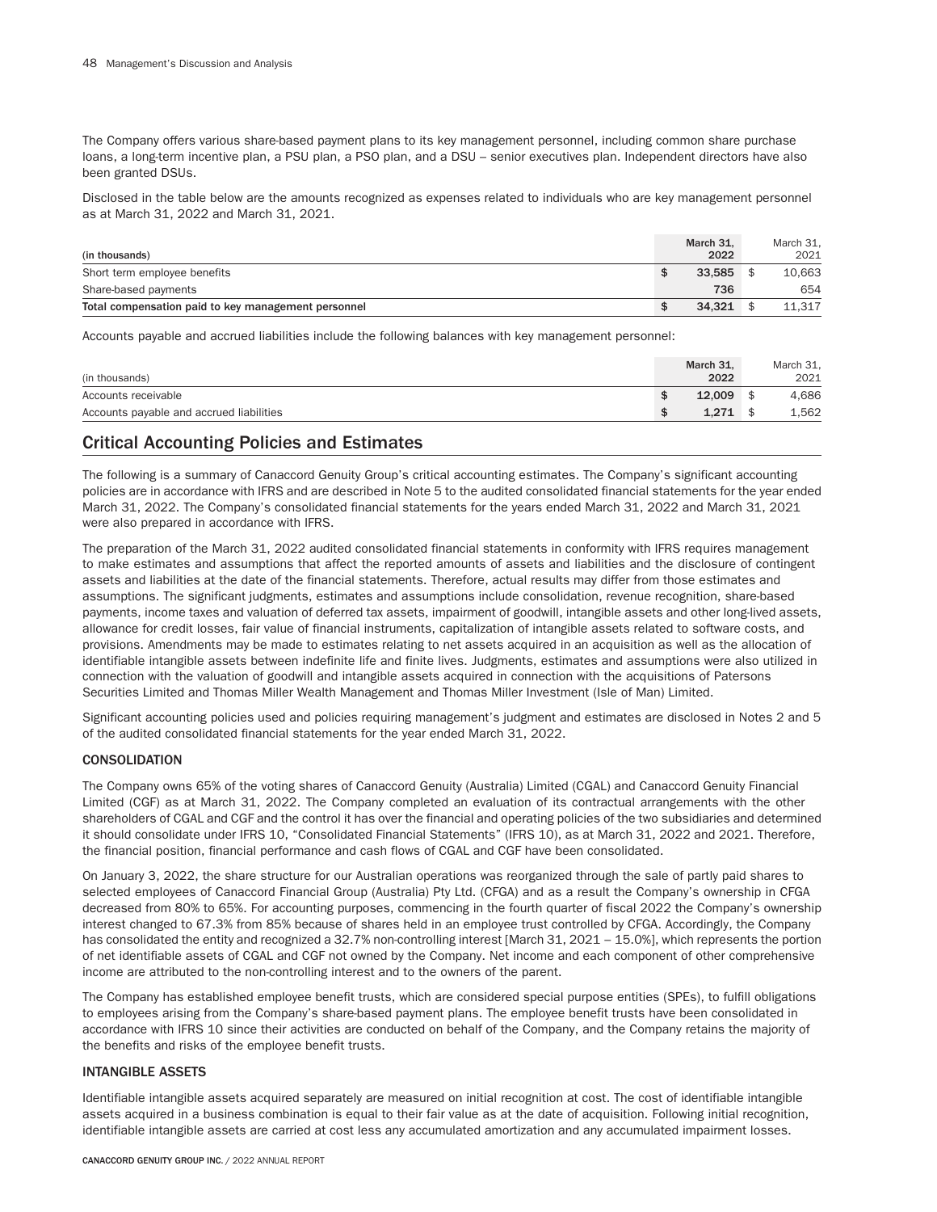The Company offers various share-based payment plans to its key management personnel, including common share purchase loans, a long-term incentive plan, a PSU plan, a PSO plan, and a DSU – senior executives plan. Independent directors have also been granted DSUs.

Disclosed in the table below are the amounts recognized as expenses related to individuals who are key management personnel as at March 31, 2022 and March 31, 2021.

| (in thousands) | March 31, 2022 | March 31, 2021 |
|---|---|---|
| Short term employee benefits | $ 33,585 | $ 10,663 |
| Share-based payments | 736 | 654 |
| **Total compensation paid to key management personnel** | $ 34,321 | $ 11,317 |

Accounts payable and accrued liabilities include the following balances with key management personnel:

| (in thousands) | March 31, 2022 | March 31, 2021 |
|---|---|---|
| Accounts receivable | $ 12,009 | $ 4,686 |
| Accounts payable and accrued liabilities | $ 1,271 | $ 1,562 |

## Critical Accounting Policies and Estimates

The following is a summary of Canaccord Genuity Group's critical accounting estimates. The Company's significant accounting policies are in accordance with IFRS and are described in Note 5 to the audited consolidated financial statements for the year ended March 31, 2022. The Company's consolidated financial statements for the years ended March 31, 2022 and March 31, 2021 were also prepared in accordance with IFRS.

The preparation of the March 31, 2022 audited consolidated financial statements in conformity with IFRS requires management to make estimates and assumptions that affect the reported amounts of assets and liabilities and the disclosure of contingent assets and liabilities at the date of the financial statements. Therefore, actual results may differ from those estimates and assumptions. The significant judgments, estimates and assumptions include consolidation, revenue recognition, share-based payments, income taxes and valuation of deferred tax assets, impairment of goodwill, intangible assets and other long-lived assets, allowance for credit losses, fair value of financial instruments, capitalization of intangible assets related to software costs, and provisions. Amendments may be made to estimates relating to net assets acquired in an acquisition as well as the allocation of identifiable intangible assets between indefinite life and finite lives. Judgments, estimates and assumptions were also utilized in connection with the valuation of goodwill and intangible assets acquired in connection with the acquisitions of Patersons Securities Limited and Thomas Miller Wealth Management and Thomas Miller Investment (Isle of Man) Limited.

Significant accounting policies used and policies requiring management's judgment and estimates are disclosed in Notes 2 and 5 of the audited consolidated financial statements for the year ended March 31, 2022.

### CONSOLIDATION

The Company owns 65% of the voting shares of Canaccord Genuity (Australia) Limited (CGAL) and Canaccord Genuity Financial Limited (CGF) as at March 31, 2022. The Company completed an evaluation of its contractual arrangements with the other shareholders of CGAL and CGF and the control it has over the financial and operating policies of the two subsidiaries and determined it should consolidate under IFRS 10, "Consolidated Financial Statements" (IFRS 10), as at March 31, 2022 and 2021. Therefore, the financial position, financial performance and cash flows of CGAL and CGF have been consolidated.

On January 3, 2022, the share structure for our Australian operations was reorganized through the sale of partly paid shares to selected employees of Canaccord Financial Group (Australia) Pty Ltd. (CFGA) and as a result the Company's ownership in CFGA decreased from 80% to 65%. For accounting purposes, commencing in the fourth quarter of fiscal 2022 the Company's ownership interest changed to 67.3% from 85% because of shares held in an employee trust controlled by CFGA. Accordingly, the Company has consolidated the entity and recognized a 32.7% non-controlling interest [March 31, 2021 – 15.0%], which represents the portion of net identifiable assets of CGAL and CGF not owned by the Company. Net income and each component of other comprehensive income are attributed to the non-controlling interest and to the owners of the parent.

The Company has established employee benefit trusts, which are considered special purpose entities (SPEs), to fulfill obligations to employees arising from the Company's share-based payment plans. The employee benefit trusts have been consolidated in accordance with IFRS 10 since their activities are conducted on behalf of the Company, and the Company retains the majority of the benefits and risks of the employee benefit trusts.

### INTANGIBLE ASSETS

Identifiable intangible assets acquired separately are measured on initial recognition at cost. The cost of identifiable intangible assets acquired in a business combination is equal to their fair value as at the date of acquisition. Following initial recognition, identifiable intangible assets are carried at cost less any accumulated amortization and any accumulated impairment losses.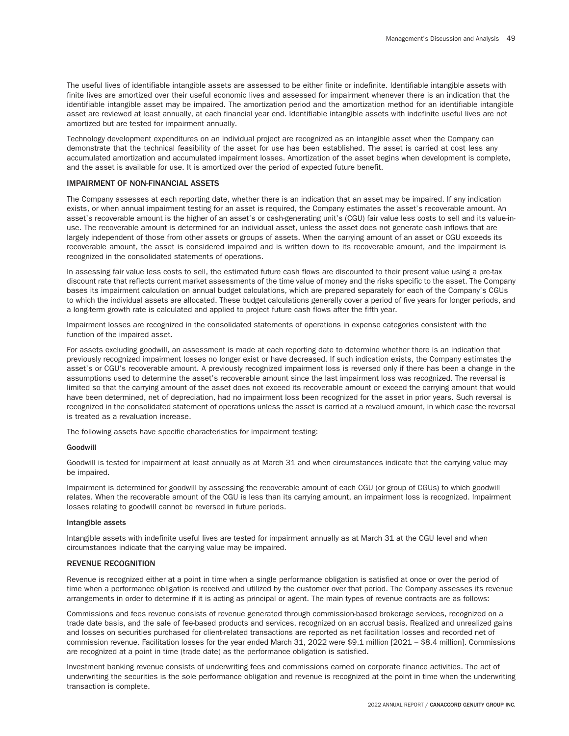The useful lives of identifiable intangible assets are assessed to be either finite or indefinite. Identifiable intangible assets with finite lives are amortized over their useful economic lives and assessed for impairment whenever there is an indication that the identifiable intangible asset may be impaired. The amortization period and the amortization method for an identifiable intangible asset are reviewed at least annually, at each financial year end. Identifiable intangible assets with indefinite useful lives are not amortized but are tested for impairment annually.

Technology development expenditures on an individual project are recognized as an intangible asset when the Company can demonstrate that the technical feasibility of the asset for use has been established. The asset is carried at cost less any accumulated amortization and accumulated impairment losses. Amortization of the asset begins when development is complete, and the asset is available for use. It is amortized over the period of expected future benefit.

### IMPAIRMENT OF NON-FINANCIAL ASSETS

The Company assesses at each reporting date, whether there is an indication that an asset may be impaired. If any indication exists, or when annual impairment testing for an asset is required, the Company estimates the asset's recoverable amount. An asset's recoverable amount is the higher of an asset's or cash-generating unit's (CGU) fair value less costs to sell and its value-in-use. The recoverable amount is determined for an individual asset, unless the asset does not generate cash inflows that are largely independent of those from other assets or groups of assets. When the carrying amount of an asset or CGU exceeds its recoverable amount, the asset is considered impaired and is written down to its recoverable amount, and the impairment is recognized in the consolidated statements of operations.

In assessing fair value less costs to sell, the estimated future cash flows are discounted to their present value using a pre-tax discount rate that reflects current market assessments of the time value of money and the risks specific to the asset. The Company bases its impairment calculation on annual budget calculations, which are prepared separately for each of the Company's CGUs to which the individual assets are allocated. These budget calculations generally cover a period of five years for longer periods, and a long-term growth rate is calculated and applied to project future cash flows after the fifth year.

Impairment losses are recognized in the consolidated statements of operations in expense categories consistent with the function of the impaired asset.

For assets excluding goodwill, an assessment is made at each reporting date to determine whether there is an indication that previously recognized impairment losses no longer exist or have decreased. If such indication exists, the Company estimates the asset's or CGU's recoverable amount. A previously recognized impairment loss is reversed only if there has been a change in the assumptions used to determine the asset's recoverable amount since the last impairment loss was recognized. The reversal is limited so that the carrying amount of the asset does not exceed its recoverable amount or exceed the carrying amount that would have been determined, net of depreciation, had no impairment loss been recognized for the asset in prior years. Such reversal is recognized in the consolidated statement of operations unless the asset is carried at a revalued amount, in which case the reversal is treated as a revaluation increase.

The following assets have specific characteristics for impairment testing:

#### Goodwill

Goodwill is tested for impairment at least annually as at March 31 and when circumstances indicate that the carrying value may be impaired.

Impairment is determined for goodwill by assessing the recoverable amount of each CGU (or group of CGUs) to which goodwill relates. When the recoverable amount of the CGU is less than its carrying amount, an impairment loss is recognized. Impairment losses relating to goodwill cannot be reversed in future periods.

#### Intangible assets

Intangible assets with indefinite useful lives are tested for impairment annually as at March 31 at the CGU level and when circumstances indicate that the carrying value may be impaired.

### REVENUE RECOGNITION

Revenue is recognized either at a point in time when a single performance obligation is satisfied at once or over the period of time when a performance obligation is received and utilized by the customer over that period. The Company assesses its revenue arrangements in order to determine if it is acting as principal or agent. The main types of revenue contracts are as follows:

Commissions and fees revenue consists of revenue generated through commission-based brokerage services, recognized on a trade date basis, and the sale of fee-based products and services, recognized on an accrual basis. Realized and unrealized gains and losses on securities purchased for client-related transactions are reported as net facilitation losses and recorded net of commission revenue. Facilitation losses for the year ended March 31, 2022 were $9.1 million [2021 – $8.4 million]. Commissions are recognized at a point in time (trade date) as the performance obligation is satisfied.

Investment banking revenue consists of underwriting fees and commissions earned on corporate finance activities. The act of underwriting the securities is the sole performance obligation and revenue is recognized at the point in time when the underwriting transaction is complete.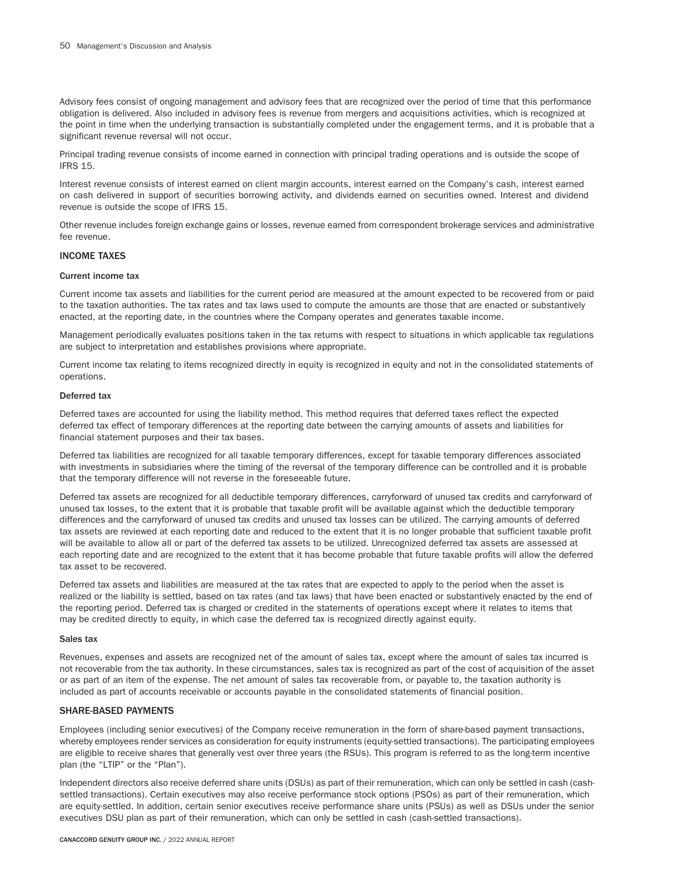Advisory fees consist of ongoing management and advisory fees that are recognized over the period of time that this performance obligation is delivered. Also included in advisory fees is revenue from mergers and acquisitions activities, which is recognized at the point in time when the underlying transaction is substantially completed under the engagement terms, and it is probable that a significant revenue reversal will not occur.

Principal trading revenue consists of income earned in connection with principal trading operations and is outside the scope of IFRS 15.

Interest revenue consists of interest earned on client margin accounts, interest earned on the Company's cash, interest earned on cash delivered in support of securities borrowing activity, and dividends earned on securities owned. Interest and dividend revenue is outside the scope of IFRS 15.

Other revenue includes foreign exchange gains or losses, revenue earned from correspondent brokerage services and administrative fee revenue.

## INCOME TAXES

### Current income tax

Current income tax assets and liabilities for the current period are measured at the amount expected to be recovered from or paid to the taxation authorities. The tax rates and tax laws used to compute the amounts are those that are enacted or substantively enacted, at the reporting date, in the countries where the Company operates and generates taxable income.

Management periodically evaluates positions taken in the tax returns with respect to situations in which applicable tax regulations are subject to interpretation and establishes provisions where appropriate.

Current income tax relating to items recognized directly in equity is recognized in equity and not in the consolidated statements of operations.

### Deferred tax

Deferred taxes are accounted for using the liability method. This method requires that deferred taxes reflect the expected deferred tax effect of temporary differences at the reporting date between the carrying amounts of assets and liabilities for financial statement purposes and their tax bases.

Deferred tax liabilities are recognized for all taxable temporary differences, except for taxable temporary differences associated with investments in subsidiaries where the timing of the reversal of the temporary difference can be controlled and it is probable that the temporary difference will not reverse in the foreseeable future.

Deferred tax assets are recognized for all deductible temporary differences, carryforward of unused tax credits and carryforward of unused tax losses, to the extent that it is probable that taxable profit will be available against which the deductible temporary differences and the carryforward of unused tax credits and unused tax losses can be utilized. The carrying amounts of deferred tax assets are reviewed at each reporting date and reduced to the extent that it is no longer probable that sufficient taxable profit will be available to allow all or part of the deferred tax assets to be utilized. Unrecognized deferred tax assets are assessed at each reporting date and are recognized to the extent that it has become probable that future taxable profits will allow the deferred tax asset to be recovered.

Deferred tax assets and liabilities are measured at the tax rates that are expected to apply to the period when the asset is realized or the liability is settled, based on tax rates (and tax laws) that have been enacted or substantively enacted by the end of the reporting period. Deferred tax is charged or credited in the statements of operations except where it relates to items that may be credited directly to equity, in which case the deferred tax is recognized directly against equity.

### Sales tax

Revenues, expenses and assets are recognized net of the amount of sales tax, except where the amount of sales tax incurred is not recoverable from the tax authority. In these circumstances, sales tax is recognized as part of the cost of acquisition of the asset or as part of an item of the expense. The net amount of sales tax recoverable from, or payable to, the taxation authority is included as part of accounts receivable or accounts payable in the consolidated statements of financial position.

## SHARE-BASED PAYMENTS

Employees (including senior executives) of the Company receive remuneration in the form of share-based payment transactions, whereby employees render services as consideration for equity instruments (equity-settled transactions). The participating employees are eligible to receive shares that generally vest over three years (the RSUs). This program is referred to as the long-term incentive plan (the "LTIP" or the "Plan").

Independent directors also receive deferred share units (DSUs) as part of their remuneration, which can only be settled in cash (cash-settled transactions). Certain executives may also receive performance stock options (PSOs) as part of their remuneration, which are equity-settled. In addition, certain senior executives receive performance share units (PSUs) as well as DSUs under the senior executives DSU plan as part of their remuneration, which can only be settled in cash (cash-settled transactions).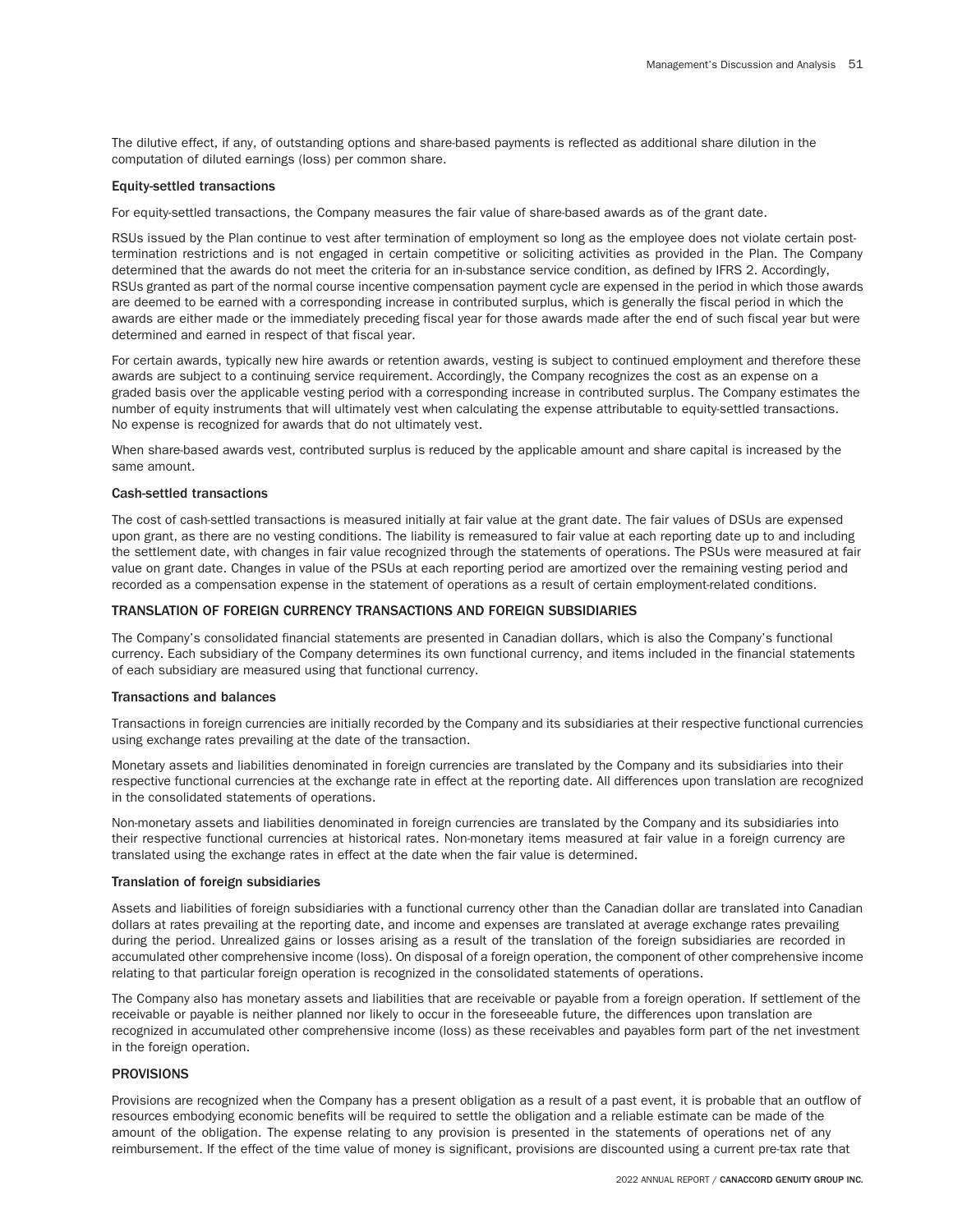The dilutive effect, if any, of outstanding options and share-based payments is reflected as additional share dilution in the computation of diluted earnings (loss) per common share.

### Equity-settled transactions

For equity-settled transactions, the Company measures the fair value of share-based awards as of the grant date.

RSUs issued by the Plan continue to vest after termination of employment so long as the employee does not violate certain post-termination restrictions and is not engaged in certain competitive or soliciting activities as provided in the Plan. The Company determined that the awards do not meet the criteria for an in-substance service condition, as defined by IFRS 2. Accordingly, RSUs granted as part of the normal course incentive compensation payment cycle are expensed in the period in which those awards are deemed to be earned with a corresponding increase in contributed surplus, which is generally the fiscal period in which the awards are either made or the immediately preceding fiscal year for those awards made after the end of such fiscal year but were determined and earned in respect of that fiscal year.

For certain awards, typically new hire awards or retention awards, vesting is subject to continued employment and therefore these awards are subject to a continuing service requirement. Accordingly, the Company recognizes the cost as an expense on a graded basis over the applicable vesting period with a corresponding increase in contributed surplus. The Company estimates the number of equity instruments that will ultimately vest when calculating the expense attributable to equity-settled transactions. No expense is recognized for awards that do not ultimately vest.

When share-based awards vest, contributed surplus is reduced by the applicable amount and share capital is increased by the same amount.

### Cash-settled transactions

The cost of cash-settled transactions is measured initially at fair value at the grant date. The fair values of DSUs are expensed upon grant, as there are no vesting conditions. The liability is remeasured to fair value at each reporting date up to and including the settlement date, with changes in fair value recognized through the statements of operations. The PSUs were measured at fair value on grant date. Changes in value of the PSUs at each reporting period are amortized over the remaining vesting period and recorded as a compensation expense in the statement of operations as a result of certain employment-related conditions.

## TRANSLATION OF FOREIGN CURRENCY TRANSACTIONS AND FOREIGN SUBSIDIARIES

The Company's consolidated financial statements are presented in Canadian dollars, which is also the Company's functional currency. Each subsidiary of the Company determines its own functional currency, and items included in the financial statements of each subsidiary are measured using that functional currency.

### Transactions and balances

Transactions in foreign currencies are initially recorded by the Company and its subsidiaries at their respective functional currencies using exchange rates prevailing at the date of the transaction.

Monetary assets and liabilities denominated in foreign currencies are translated by the Company and its subsidiaries into their respective functional currencies at the exchange rate in effect at the reporting date. All differences upon translation are recognized in the consolidated statements of operations.

Non-monetary assets and liabilities denominated in foreign currencies are translated by the Company and its subsidiaries into their respective functional currencies at historical rates. Non-monetary items measured at fair value in a foreign currency are translated using the exchange rates in effect at the date when the fair value is determined.

### Translation of foreign subsidiaries

Assets and liabilities of foreign subsidiaries with a functional currency other than the Canadian dollar are translated into Canadian dollars at rates prevailing at the reporting date, and income and expenses are translated at average exchange rates prevailing during the period. Unrealized gains or losses arising as a result of the translation of the foreign subsidiaries are recorded in accumulated other comprehensive income (loss). On disposal of a foreign operation, the component of other comprehensive income relating to that particular foreign operation is recognized in the consolidated statements of operations.

The Company also has monetary assets and liabilities that are receivable or payable from a foreign operation. If settlement of the receivable or payable is neither planned nor likely to occur in the foreseeable future, the differences upon translation are recognized in accumulated other comprehensive income (loss) as these receivables and payables form part of the net investment in the foreign operation.

## PROVISIONS

Provisions are recognized when the Company has a present obligation as a result of a past event, it is probable that an outflow of resources embodying economic benefits will be required to settle the obligation and a reliable estimate can be made of the amount of the obligation. The expense relating to any provision is presented in the statements of operations net of any reimbursement. If the effect of the time value of money is significant, provisions are discounted using a current pre-tax rate that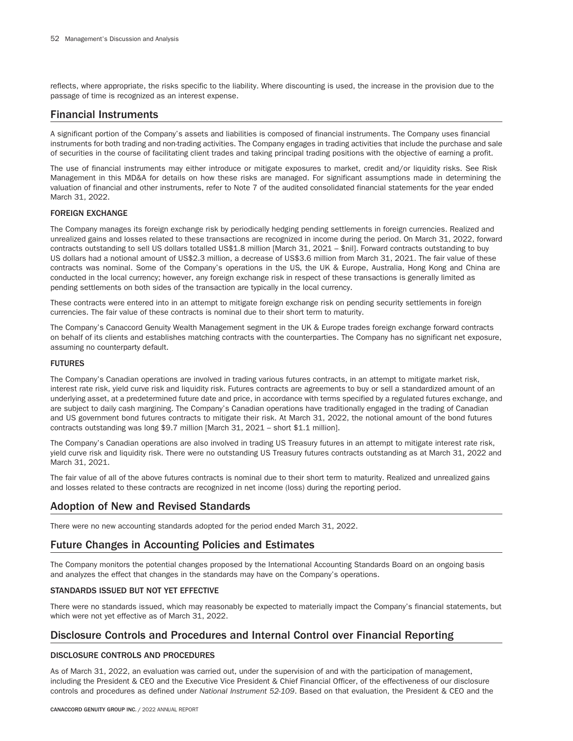reflects, where appropriate, the risks specific to the liability. Where discounting is used, the increase in the provision due to the passage of time is recognized as an interest expense.

## Financial Instruments

A significant portion of the Company's assets and liabilities is composed of financial instruments. The Company uses financial instruments for both trading and non-trading activities. The Company engages in trading activities that include the purchase and sale of securities in the course of facilitating client trades and taking principal trading positions with the objective of earning a profit.

The use of financial instruments may either introduce or mitigate exposures to market, credit and/or liquidity risks. See Risk Management in this MD&A for details on how these risks are managed. For significant assumptions made in determining the valuation of financial and other instruments, refer to Note 7 of the audited consolidated financial statements for the year ended March 31, 2022.

### FOREIGN EXCHANGE

The Company manages its foreign exchange risk by periodically hedging pending settlements in foreign currencies. Realized and unrealized gains and losses related to these transactions are recognized in income during the period. On March 31, 2022, forward contracts outstanding to sell US dollars totalled US$1.8 million [March 31, 2021 – $nil]. Forward contracts outstanding to buy US dollars had a notional amount of US$2.3 million, a decrease of US$3.6 million from March 31, 2021. The fair value of these contracts was nominal. Some of the Company's operations in the US, the UK & Europe, Australia, Hong Kong and China are conducted in the local currency; however, any foreign exchange risk in respect of these transactions is generally limited as pending settlements on both sides of the transaction are typically in the local currency.

These contracts were entered into in an attempt to mitigate foreign exchange risk on pending security settlements in foreign currencies. The fair value of these contracts is nominal due to their short term to maturity.

The Company's Canaccord Genuity Wealth Management segment in the UK & Europe trades foreign exchange forward contracts on behalf of its clients and establishes matching contracts with the counterparties. The Company has no significant net exposure, assuming no counterparty default.

### FUTURES

The Company's Canadian operations are involved in trading various futures contracts, in an attempt to mitigate market risk, interest rate risk, yield curve risk and liquidity risk. Futures contracts are agreements to buy or sell a standardized amount of an underlying asset, at a predetermined future date and price, in accordance with terms specified by a regulated futures exchange, and are subject to daily cash margining. The Company's Canadian operations have traditionally engaged in the trading of Canadian and US government bond futures contracts to mitigate their risk. At March 31, 2022, the notional amount of the bond futures contracts outstanding was long $9.7 million [March 31, 2021 – short $1.1 million].

The Company's Canadian operations are also involved in trading US Treasury futures in an attempt to mitigate interest rate risk, yield curve risk and liquidity risk. There were no outstanding US Treasury futures contracts outstanding as at March 31, 2022 and March 31, 2021.

The fair value of all of the above futures contracts is nominal due to their short term to maturity. Realized and unrealized gains and losses related to these contracts are recognized in net income (loss) during the reporting period.

## Adoption of New and Revised Standards

There were no new accounting standards adopted for the period ended March 31, 2022.

## Future Changes in Accounting Policies and Estimates

The Company monitors the potential changes proposed by the International Accounting Standards Board on an ongoing basis and analyzes the effect that changes in the standards may have on the Company's operations.

### STANDARDS ISSUED BUT NOT YET EFFECTIVE

There were no standards issued, which may reasonably be expected to materially impact the Company's financial statements, but which were not yet effective as of March 31, 2022.

## Disclosure Controls and Procedures and Internal Control over Financial Reporting

### DISCLOSURE CONTROLS AND PROCEDURES

As of March 31, 2022, an evaluation was carried out, under the supervision of and with the participation of management, including the President & CEO and the Executive Vice President & Chief Financial Officer, of the effectiveness of our disclosure controls and procedures as defined under *National Instrument 52-109*. Based on that evaluation, the President & CEO and the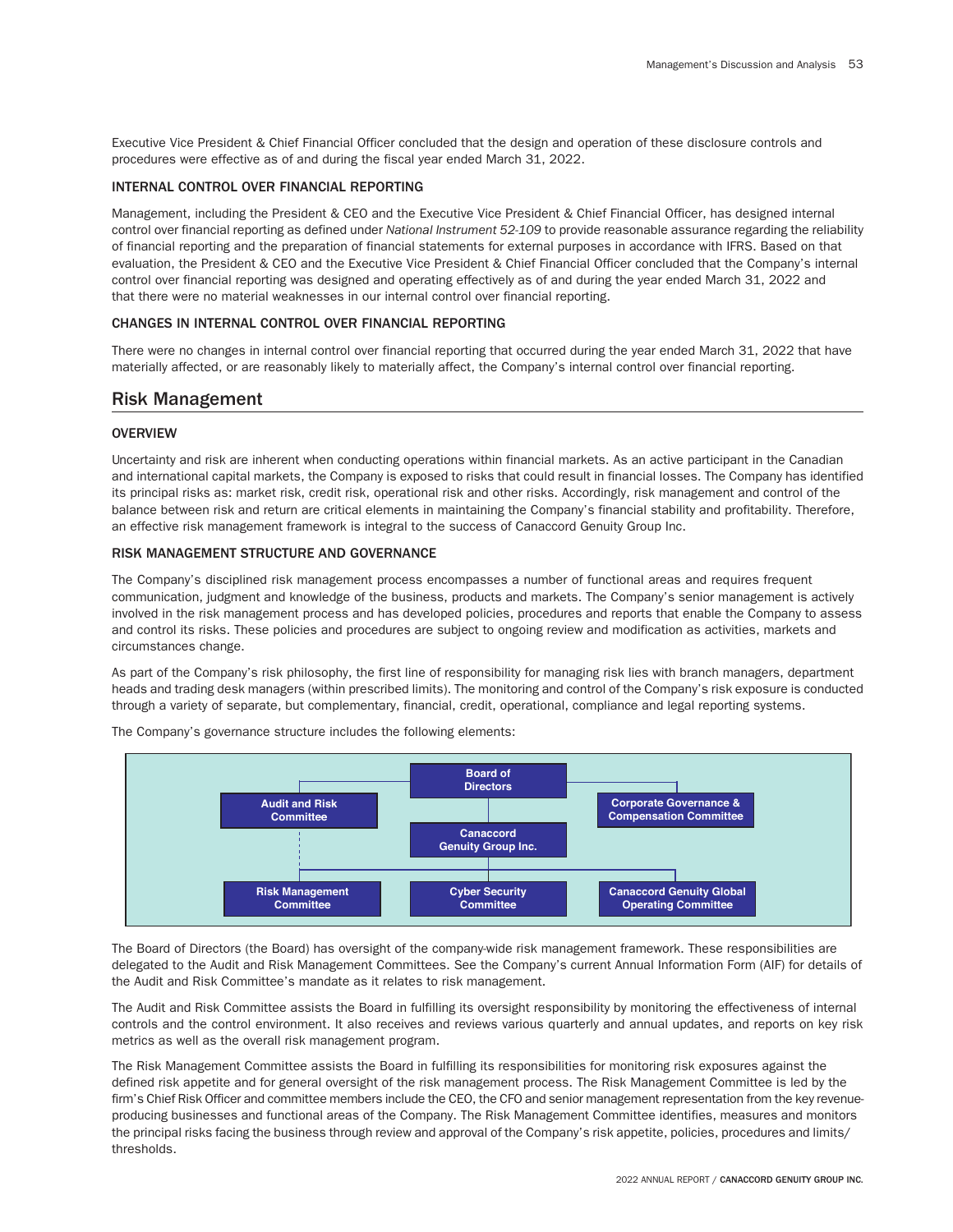Executive Vice President & Chief Financial Officer concluded that the design and operation of these disclosure controls and procedures were effective as of and during the fiscal year ended March 31, 2022.

### INTERNAL CONTROL OVER FINANCIAL REPORTING

Management, including the President & CEO and the Executive Vice President & Chief Financial Officer, has designed internal control over financial reporting as defined under *National Instrument 52-109* to provide reasonable assurance regarding the reliability of financial reporting and the preparation of financial statements for external purposes in accordance with IFRS. Based on that evaluation, the President & CEO and the Executive Vice President & Chief Financial Officer concluded that the Company's internal control over financial reporting was designed and operating effectively as of and during the year ended March 31, 2022 and that there were no material weaknesses in our internal control over financial reporting.

### CHANGES IN INTERNAL CONTROL OVER FINANCIAL REPORTING

There were no changes in internal control over financial reporting that occurred during the year ended March 31, 2022 that have materially affected, or are reasonably likely to materially affect, the Company's internal control over financial reporting.

## Risk Management

### OVERVIEW

Uncertainty and risk are inherent when conducting operations within financial markets. As an active participant in the Canadian and international capital markets, the Company is exposed to risks that could result in financial losses. The Company has identified its principal risks as: market risk, credit risk, operational risk and other risks. Accordingly, risk management and control of the balance between risk and return are critical elements in maintaining the Company's financial stability and profitability. Therefore, an effective risk management framework is integral to the success of Canaccord Genuity Group Inc.

### RISK MANAGEMENT STRUCTURE AND GOVERNANCE

The Company's disciplined risk management process encompasses a number of functional areas and requires frequent communication, judgment and knowledge of the business, products and markets. The Company's senior management is actively involved in the risk management process and has developed policies, procedures and reports that enable the Company to assess and control its risks. These policies and procedures are subject to ongoing review and modification as activities, markets and circumstances change.

As part of the Company's risk philosophy, the first line of responsibility for managing risk lies with branch managers, department heads and trading desk managers (within prescribed limits). The monitoring and control of the Company's risk exposure is conducted through a variety of separate, but complementary, financial, credit, operational, compliance and legal reporting systems.

The Company's governance structure includes the following elements:

- Board of Directors
  - Audit and Risk Committee
  - Corporate Governance & Compensation Committee
  - Canaccord Genuity Group Inc.
    - Risk Management Committee
    - Cyber Security Committee
    - Canaccord Genuity Global Operating Committee

The Board of Directors (the Board) has oversight of the company-wide risk management framework. These responsibilities are delegated to the Audit and Risk Management Committees. See the Company's current Annual Information Form (AIF) for details of the Audit and Risk Committee's mandate as it relates to risk management.

The Audit and Risk Committee assists the Board in fulfilling its oversight responsibility by monitoring the effectiveness of internal controls and the control environment. It also receives and reviews various quarterly and annual updates, and reports on key risk metrics as well as the overall risk management program.

The Risk Management Committee assists the Board in fulfilling its responsibilities for monitoring risk exposures against the defined risk appetite and for general oversight of the risk management process. The Risk Management Committee is led by the firm's Chief Risk Officer and committee members include the CEO, the CFO and senior management representation from the key revenue-producing businesses and functional areas of the Company. The Risk Management Committee identifies, measures and monitors the principal risks facing the business through review and approval of the Company's risk appetite, policies, procedures and limits/thresholds.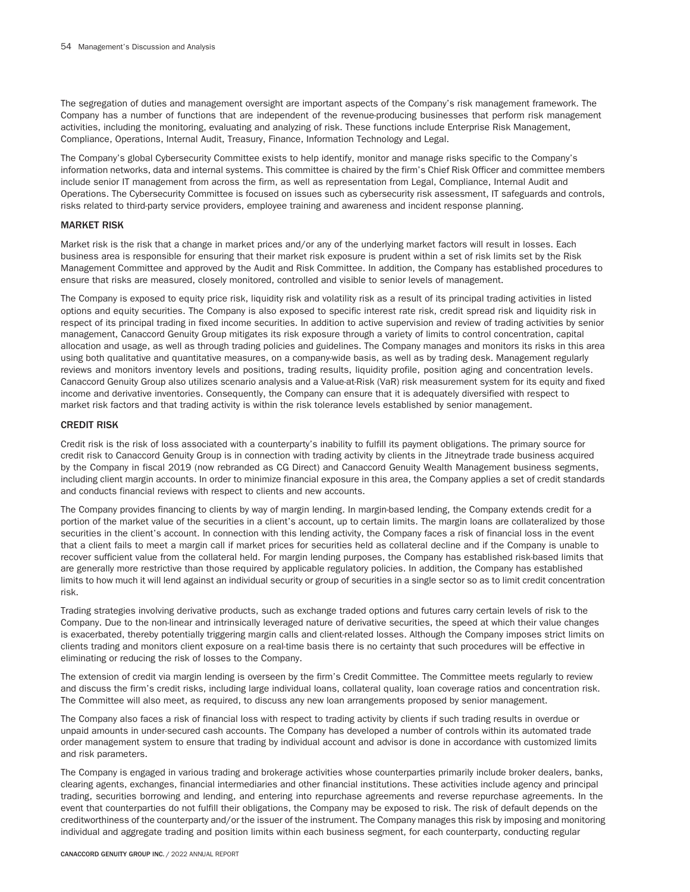The segregation of duties and management oversight are important aspects of the Company's risk management framework. The Company has a number of functions that are independent of the revenue-producing businesses that perform risk management activities, including the monitoring, evaluating and analyzing of risk. These functions include Enterprise Risk Management, Compliance, Operations, Internal Audit, Treasury, Finance, Information Technology and Legal.

The Company's global Cybersecurity Committee exists to help identify, monitor and manage risks specific to the Company's information networks, data and internal systems. This committee is chaired by the firm's Chief Risk Officer and committee members include senior IT management from across the firm, as well as representation from Legal, Compliance, Internal Audit and Operations. The Cybersecurity Committee is focused on issues such as cybersecurity risk assessment, IT safeguards and controls, risks related to third-party service providers, employee training and awareness and incident response planning.

## MARKET RISK

Market risk is the risk that a change in market prices and/or any of the underlying market factors will result in losses. Each business area is responsible for ensuring that their market risk exposure is prudent within a set of risk limits set by the Risk Management Committee and approved by the Audit and Risk Committee. In addition, the Company has established procedures to ensure that risks are measured, closely monitored, controlled and visible to senior levels of management.

The Company is exposed to equity price risk, liquidity risk and volatility risk as a result of its principal trading activities in listed options and equity securities. The Company is also exposed to specific interest rate risk, credit spread risk and liquidity risk in respect of its principal trading in fixed income securities. In addition to active supervision and review of trading activities by senior management, Canaccord Genuity Group mitigates its risk exposure through a variety of limits to control concentration, capital allocation and usage, as well as through trading policies and guidelines. The Company manages and monitors its risks in this area using both qualitative and quantitative measures, on a company-wide basis, as well as by trading desk. Management regularly reviews and monitors inventory levels and positions, trading results, liquidity profile, position aging and concentration levels. Canaccord Genuity Group also utilizes scenario analysis and a Value-at-Risk (VaR) risk measurement system for its equity and fixed income and derivative inventories. Consequently, the Company can ensure that it is adequately diversified with respect to market risk factors and that trading activity is within the risk tolerance levels established by senior management.

## CREDIT RISK

Credit risk is the risk of loss associated with a counterparty's inability to fulfill its payment obligations. The primary source for credit risk to Canaccord Genuity Group is in connection with trading activity by clients in the Jitneytrade trade business acquired by the Company in fiscal 2019 (now rebranded as CG Direct) and Canaccord Genuity Wealth Management business segments, including client margin accounts. In order to minimize financial exposure in this area, the Company applies a set of credit standards and conducts financial reviews with respect to clients and new accounts.

The Company provides financing to clients by way of margin lending. In margin-based lending, the Company extends credit for a portion of the market value of the securities in a client's account, up to certain limits. The margin loans are collateralized by those securities in the client's account. In connection with this lending activity, the Company faces a risk of financial loss in the event that a client fails to meet a margin call if market prices for securities held as collateral decline and if the Company is unable to recover sufficient value from the collateral held. For margin lending purposes, the Company has established risk-based limits that are generally more restrictive than those required by applicable regulatory policies. In addition, the Company has established limits to how much it will lend against an individual security or group of securities in a single sector so as to limit credit concentration risk.

Trading strategies involving derivative products, such as exchange traded options and futures carry certain levels of risk to the Company. Due to the non-linear and intrinsically leveraged nature of derivative securities, the speed at which their value changes is exacerbated, thereby potentially triggering margin calls and client-related losses. Although the Company imposes strict limits on clients trading and monitors client exposure on a real-time basis there is no certainty that such procedures will be effective in eliminating or reducing the risk of losses to the Company.

The extension of credit via margin lending is overseen by the firm's Credit Committee. The Committee meets regularly to review and discuss the firm's credit risks, including large individual loans, collateral quality, loan coverage ratios and concentration risk. The Committee will also meet, as required, to discuss any new loan arrangements proposed by senior management.

The Company also faces a risk of financial loss with respect to trading activity by clients if such trading results in overdue or unpaid amounts in under-secured cash accounts. The Company has developed a number of controls within its automated trade order management system to ensure that trading by individual account and advisor is done in accordance with customized limits and risk parameters.

The Company is engaged in various trading and brokerage activities whose counterparties primarily include broker dealers, banks, clearing agents, exchanges, financial intermediaries and other financial institutions. These activities include agency and principal trading, securities borrowing and lending, and entering into repurchase agreements and reverse repurchase agreements. In the event that counterparties do not fulfill their obligations, the Company may be exposed to risk. The risk of default depends on the creditworthiness of the counterparty and/or the issuer of the instrument. The Company manages this risk by imposing and monitoring individual and aggregate trading and position limits within each business segment, for each counterparty, conducting regular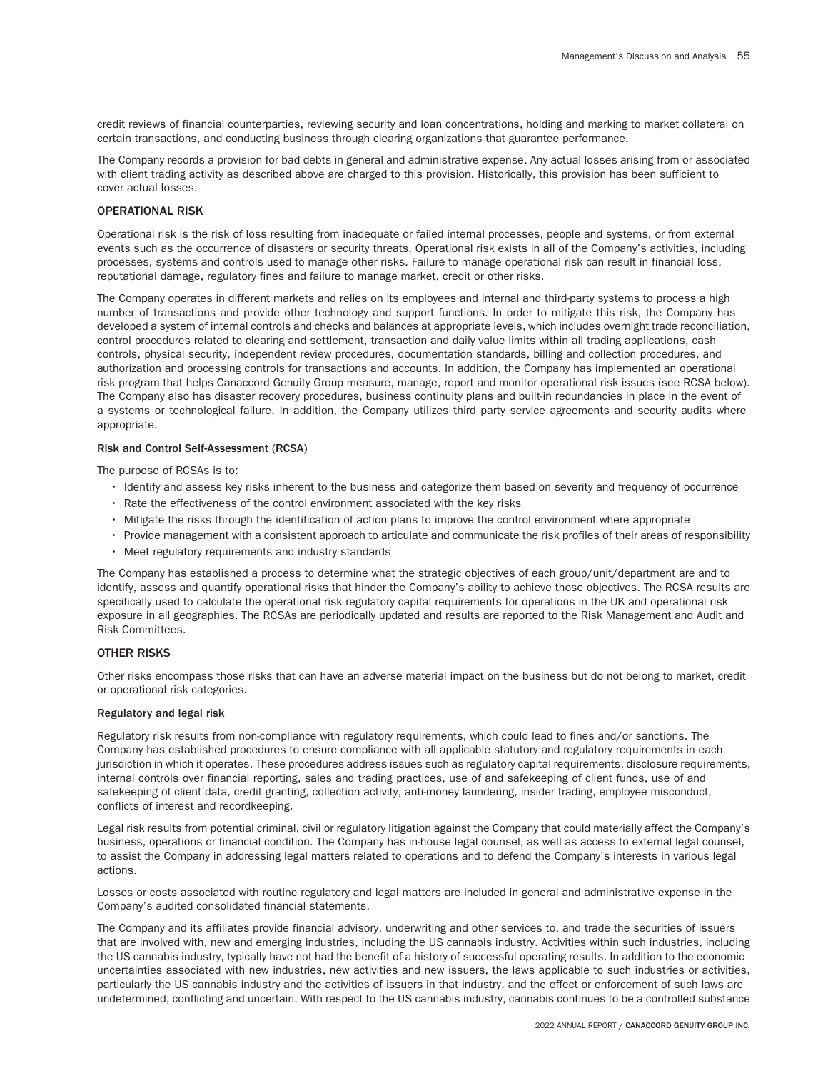credit reviews of financial counterparties, reviewing security and loan concentrations, holding and marking to market collateral on certain transactions, and conducting business through clearing organizations that guarantee performance.

The Company records a provision for bad debts in general and administrative expense. Any actual losses arising from or associated with client trading activity as described above are charged to this provision. Historically, this provision has been sufficient to cover actual losses.

## OPERATIONAL RISK

Operational risk is the risk of loss resulting from inadequate or failed internal processes, people and systems, or from external events such as the occurrence of disasters or security threats. Operational risk exists in all of the Company's activities, including processes, systems and controls used to manage other risks. Failure to manage operational risk can result in financial loss, reputational damage, regulatory fines and failure to manage market, credit or other risks.

The Company operates in different markets and relies on its employees and internal and third-party systems to process a high number of transactions and provide other technology and support functions. In order to mitigate this risk, the Company has developed a system of internal controls and checks and balances at appropriate levels, which includes overnight trade reconciliation, control procedures related to clearing and settlement, transaction and daily value limits within all trading applications, cash controls, physical security, independent review procedures, documentation standards, billing and collection procedures, and authorization and processing controls for transactions and accounts. In addition, the Company has implemented an operational risk program that helps Canaccord Genuity Group measure, manage, report and monitor operational risk issues (see RCSA below). The Company also has disaster recovery procedures, business continuity plans and built-in redundancies in place in the event of a systems or technological failure. In addition, the Company utilizes third party service agreements and security audits where appropriate.

### Risk and Control Self-Assessment (RCSA)

The purpose of RCSAs is to:

- Identify and assess key risks inherent to the business and categorize them based on severity and frequency of occurrence
- Rate the effectiveness of the control environment associated with the key risks
- Mitigate the risks through the identification of action plans to improve the control environment where appropriate
- Provide management with a consistent approach to articulate and communicate the risk profiles of their areas of responsibility
- Meet regulatory requirements and industry standards

The Company has established a process to determine what the strategic objectives of each group/unit/department are and to identify, assess and quantify operational risks that hinder the Company's ability to achieve those objectives. The RCSA results are specifically used to calculate the operational risk regulatory capital requirements for operations in the UK and operational risk exposure in all geographies. The RCSAs are periodically updated and results are reported to the Risk Management and Audit and Risk Committees.

## OTHER RISKS

Other risks encompass those risks that can have an adverse material impact on the business but do not belong to market, credit or operational risk categories.

### Regulatory and legal risk

Regulatory risk results from non-compliance with regulatory requirements, which could lead to fines and/or sanctions. The Company has established procedures to ensure compliance with all applicable statutory and regulatory requirements in each jurisdiction in which it operates. These procedures address issues such as regulatory capital requirements, disclosure requirements, internal controls over financial reporting, sales and trading practices, use of and safekeeping of client funds, use of and safekeeping of client data, credit granting, collection activity, anti-money laundering, insider trading, employee misconduct, conflicts of interest and recordkeeping.

Legal risk results from potential criminal, civil or regulatory litigation against the Company that could materially affect the Company's business, operations or financial condition. The Company has in-house legal counsel, as well as access to external legal counsel, to assist the Company in addressing legal matters related to operations and to defend the Company's interests in various legal actions.

Losses or costs associated with routine regulatory and legal matters are included in general and administrative expense in the Company's audited consolidated financial statements.

The Company and its affiliates provide financial advisory, underwriting and other services to, and trade the securities of issuers that are involved with, new and emerging industries, including the US cannabis industry. Activities within such industries, including the US cannabis industry, typically have not had the benefit of a history of successful operating results. In addition to the economic uncertainties associated with new industries, new activities and new issuers, the laws applicable to such industries or activities, particularly the US cannabis industry and the activities of issuers in that industry, and the effect or enforcement of such laws are undetermined, conflicting and uncertain. With respect to the US cannabis industry, cannabis continues to be a controlled substance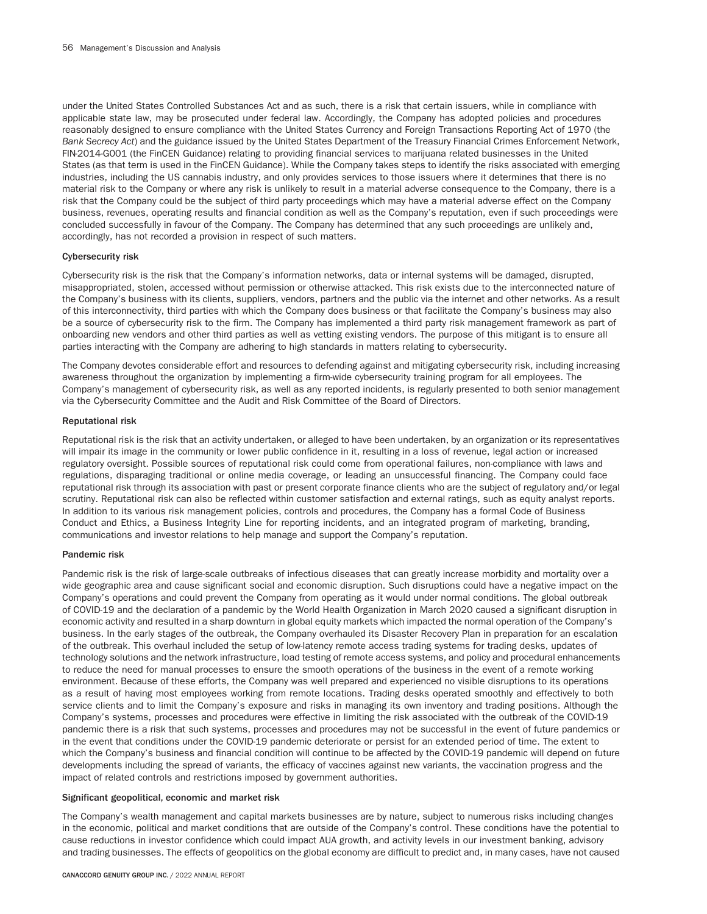under the United States Controlled Substances Act and as such, there is a risk that certain issuers, while in compliance with applicable state law, may be prosecuted under federal law. Accordingly, the Company has adopted policies and procedures reasonably designed to ensure compliance with the United States Currency and Foreign Transactions Reporting Act of 1970 (the *Bank Secrecy Act*) and the guidance issued by the United States Department of the Treasury Financial Crimes Enforcement Network, FIN-2014-G001 (the FinCEN Guidance) relating to providing financial services to marijuana related businesses in the United States (as that term is used in the FinCEN Guidance). While the Company takes steps to identify the risks associated with emerging industries, including the US cannabis industry, and only provides services to those issuers where it determines that there is no material risk to the Company or where any risk is unlikely to result in a material adverse consequence to the Company, there is a risk that the Company could be the subject of third party proceedings which may have a material adverse effect on the Company business, revenues, operating results and financial condition as well as the Company's reputation, even if such proceedings were concluded successfully in favour of the Company. The Company has determined that any such proceedings are unlikely and, accordingly, has not recorded a provision in respect of such matters.

#### Cybersecurity risk

Cybersecurity risk is the risk that the Company's information networks, data or internal systems will be damaged, disrupted, misappropriated, stolen, accessed without permission or otherwise attacked. This risk exists due to the interconnected nature of the Company's business with its clients, suppliers, vendors, partners and the public via the internet and other networks. As a result of this interconnectivity, third parties with which the Company does business or that facilitate the Company's business may also be a source of cybersecurity risk to the firm. The Company has implemented a third party risk management framework as part of onboarding new vendors and other third parties as well as vetting existing vendors. The purpose of this mitigant is to ensure all parties interacting with the Company are adhering to high standards in matters relating to cybersecurity.

The Company devotes considerable effort and resources to defending against and mitigating cybersecurity risk, including increasing awareness throughout the organization by implementing a firm-wide cybersecurity training program for all employees. The Company's management of cybersecurity risk, as well as any reported incidents, is regularly presented to both senior management via the Cybersecurity Committee and the Audit and Risk Committee of the Board of Directors.

#### Reputational risk

Reputational risk is the risk that an activity undertaken, or alleged to have been undertaken, by an organization or its representatives will impair its image in the community or lower public confidence in it, resulting in a loss of revenue, legal action or increased regulatory oversight. Possible sources of reputational risk could come from operational failures, non-compliance with laws and regulations, disparaging traditional or online media coverage, or leading an unsuccessful financing. The Company could face reputational risk through its association with past or present corporate finance clients who are the subject of regulatory and/or legal scrutiny. Reputational risk can also be reflected within customer satisfaction and external ratings, such as equity analyst reports. In addition to its various risk management policies, controls and procedures, the Company has a formal Code of Business Conduct and Ethics, a Business Integrity Line for reporting incidents, and an integrated program of marketing, branding, communications and investor relations to help manage and support the Company's reputation.

#### Pandemic risk

Pandemic risk is the risk of large-scale outbreaks of infectious diseases that can greatly increase morbidity and mortality over a wide geographic area and cause significant social and economic disruption. Such disruptions could have a negative impact on the Company's operations and could prevent the Company from operating as it would under normal conditions. The global outbreak of COVID-19 and the declaration of a pandemic by the World Health Organization in March 2020 caused a significant disruption in economic activity and resulted in a sharp downturn in global equity markets which impacted the normal operation of the Company's business. In the early stages of the outbreak, the Company overhauled its Disaster Recovery Plan in preparation for an escalation of the outbreak. This overhaul included the setup of low-latency remote access trading systems for trading desks, updates of technology solutions and the network infrastructure, load testing of remote access systems, and policy and procedural enhancements to reduce the need for manual processes to ensure the smooth operations of the business in the event of a remote working environment. Because of these efforts, the Company was well prepared and experienced no visible disruptions to its operations as a result of having most employees working from remote locations. Trading desks operated smoothly and effectively to both service clients and to limit the Company's exposure and risks in managing its own inventory and trading positions. Although the Company's systems, processes and procedures were effective in limiting the risk associated with the outbreak of the COVID-19 pandemic there is a risk that such systems, processes and procedures may not be successful in the event of future pandemics or in the event that conditions under the COVID-19 pandemic deteriorate or persist for an extended period of time. The extent to which the Company's business and financial condition will continue to be affected by the COVID-19 pandemic will depend on future developments including the spread of variants, the efficacy of vaccines against new variants, the vaccination progress and the impact of related controls and restrictions imposed by government authorities.

#### Significant geopolitical, economic and market risk

The Company's wealth management and capital markets businesses are by nature, subject to numerous risks including changes in the economic, political and market conditions that are outside of the Company's control. These conditions have the potential to cause reductions in investor confidence which could impact AUA growth, and activity levels in our investment banking, advisory and trading businesses. The effects of geopolitics on the global economy are difficult to predict and, in many cases, have not caused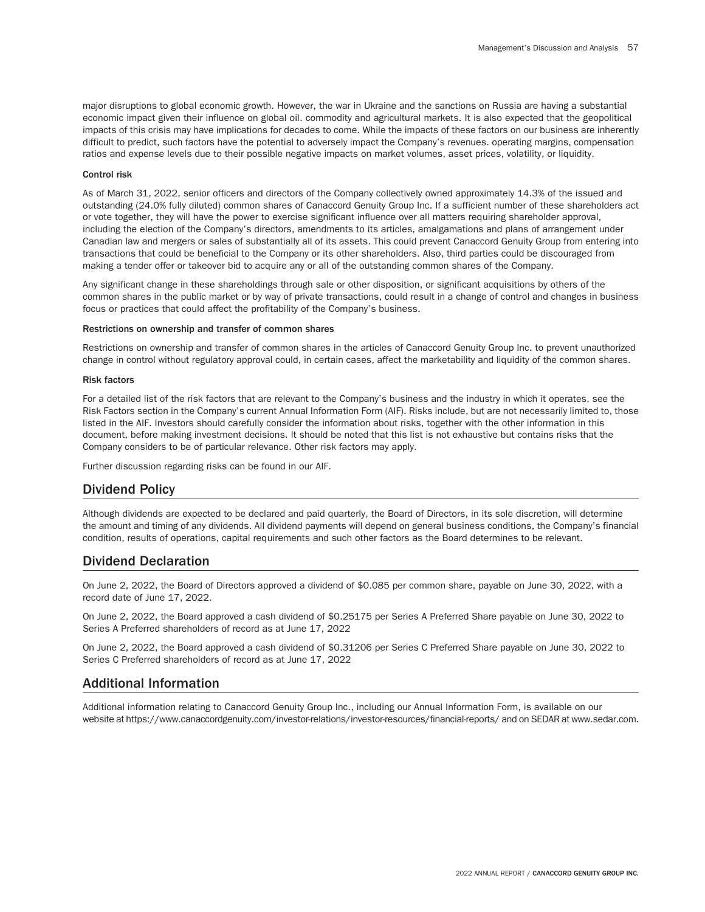major disruptions to global economic growth. However, the war in Ukraine and the sanctions on Russia are having a substantial economic impact given their influence on global oil. commodity and agricultural markets. It is also expected that the geopolitical impacts of this crisis may have implications for decades to come. While the impacts of these factors on our business are inherently difficult to predict, such factors have the potential to adversely impact the Company's revenues. operating margins, compensation ratios and expense levels due to their possible negative impacts on market volumes, asset prices, volatility, or liquidity.

#### Control risk

As of March 31, 2022, senior officers and directors of the Company collectively owned approximately 14.3% of the issued and outstanding (24.0% fully diluted) common shares of Canaccord Genuity Group Inc. If a sufficient number of these shareholders act or vote together, they will have the power to exercise significant influence over all matters requiring shareholder approval, including the election of the Company's directors, amendments to its articles, amalgamations and plans of arrangement under Canadian law and mergers or sales of substantially all of its assets. This could prevent Canaccord Genuity Group from entering into transactions that could be beneficial to the Company or its other shareholders. Also, third parties could be discouraged from making a tender offer or takeover bid to acquire any or all of the outstanding common shares of the Company.

Any significant change in these shareholdings through sale or other disposition, or significant acquisitions by others of the common shares in the public market or by way of private transactions, could result in a change of control and changes in business focus or practices that could affect the profitability of the Company's business.

#### Restrictions on ownership and transfer of common shares

Restrictions on ownership and transfer of common shares in the articles of Canaccord Genuity Group Inc. to prevent unauthorized change in control without regulatory approval could, in certain cases, affect the marketability and liquidity of the common shares.

#### Risk factors

For a detailed list of the risk factors that are relevant to the Company's business and the industry in which it operates, see the Risk Factors section in the Company's current Annual Information Form (AIF). Risks include, but are not necessarily limited to, those listed in the AIF. Investors should carefully consider the information about risks, together with the other information in this document, before making investment decisions. It should be noted that this list is not exhaustive but contains risks that the Company considers to be of particular relevance. Other risk factors may apply.

Further discussion regarding risks can be found in our AIF.

## Dividend Policy

Although dividends are expected to be declared and paid quarterly, the Board of Directors, in its sole discretion, will determine the amount and timing of any dividends. All dividend payments will depend on general business conditions, the Company's financial condition, results of operations, capital requirements and such other factors as the Board determines to be relevant.

## Dividend Declaration

On June 2, 2022, the Board of Directors approved a dividend of $0.085 per common share, payable on June 30, 2022, with a record date of June 17, 2022.

On June 2, 2022, the Board approved a cash dividend of $0.25175 per Series A Preferred Share payable on June 30, 2022 to Series A Preferred shareholders of record as at June 17, 2022

On June 2, 2022, the Board approved a cash dividend of $0.31206 per Series C Preferred Share payable on June 30, 2022 to Series C Preferred shareholders of record as at June 17, 2022

## Additional Information

Additional information relating to Canaccord Genuity Group Inc., including our Annual Information Form, is available on our website at https://www.canaccordgenuity.com/investor-relations/investor-resources/financial-reports/ and on SEDAR at www.sedar.com.